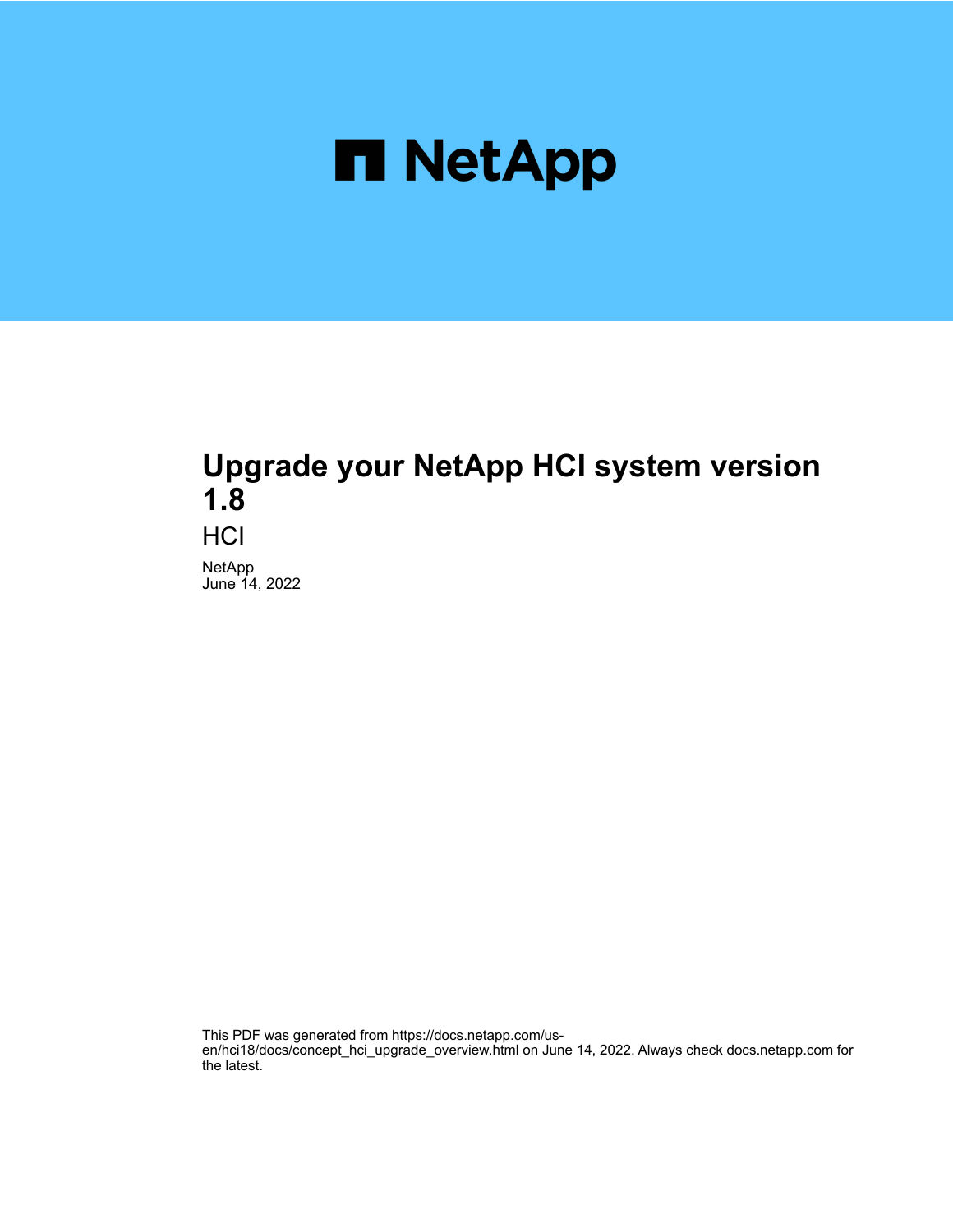# Upgrade your NetApp HCI system version 1.8

HCI

NetApp
June 14, 2022

This PDF was generated from https://docs.netapp.com/us-en/hci18/docs/concept_hci_upgrade_overview.html on June 14, 2022. Always check docs.netapp.com for the latest.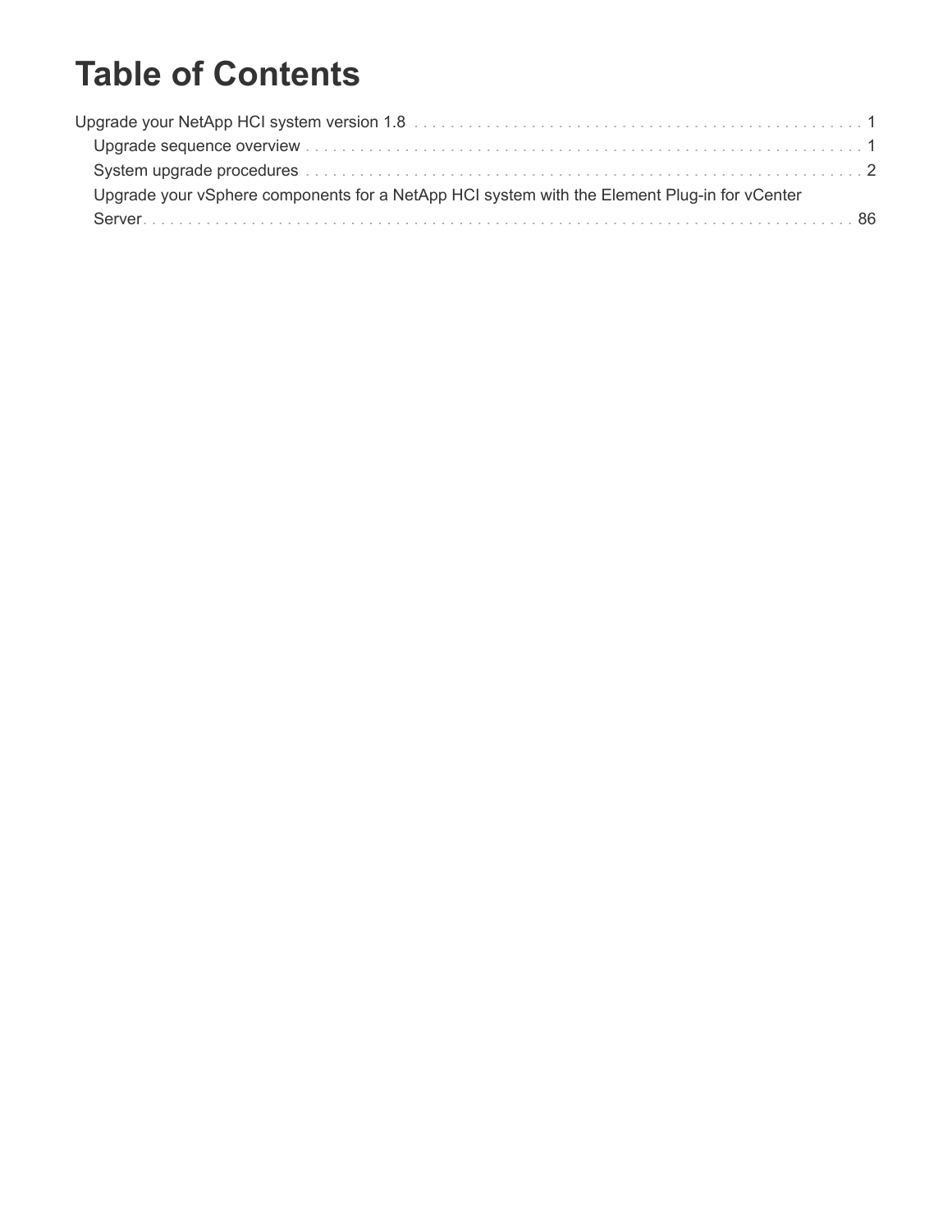# Table of Contents

Upgrade your NetApp HCI system version 1.8 . . . . . . . . . . . . . . . . . . . . . . . . . . . . . . . . . . . . . . . . . . . . . . . . . . 1
  Upgrade sequence overview . . . . . . . . . . . . . . . . . . . . . . . . . . . . . . . . . . . . . . . . . . . . . . . . . . . . . . . . . . . . . 1
  System upgrade procedures . . . . . . . . . . . . . . . . . . . . . . . . . . . . . . . . . . . . . . . . . . . . . . . . . . . . . . . . . . . . . 2
  Upgrade your vSphere components for a NetApp HCI system with the Element Plug-in for vCenter Server. . . . . . . . . . . . . . . . . . . . . . . . . . . . . . . . . . . . . . . . . . . . . . . . . . . . . . . . . . . . . . . . . . . . . . . . . 86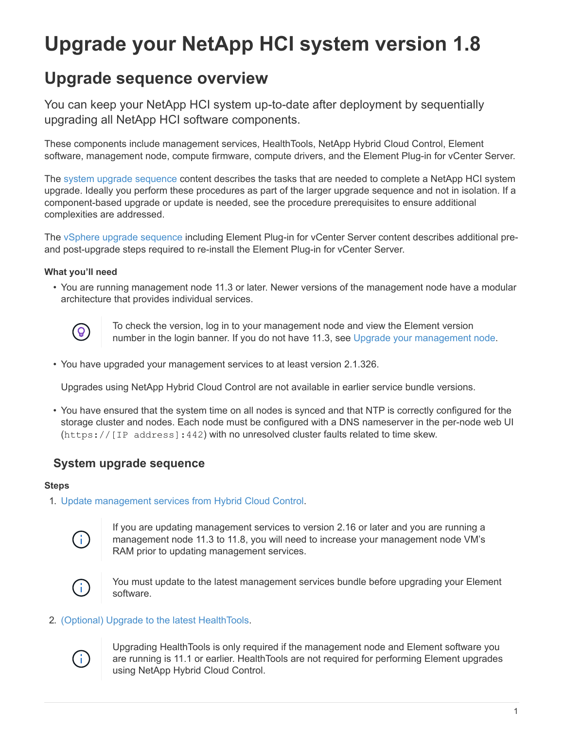# Upgrade your NetApp HCI system version 1.8

## Upgrade sequence overview

You can keep your NetApp HCI system up-to-date after deployment by sequentially upgrading all NetApp HCI software components.

These components include management services, HealthTools, NetApp Hybrid Cloud Control, Element software, management node, compute firmware, compute drivers, and the Element Plug-in for vCenter Server.

The system upgrade sequence content describes the tasks that are needed to complete a NetApp HCI system upgrade. Ideally you perform these procedures as part of the larger upgrade sequence and not in isolation. If a component-based upgrade or update is needed, see the procedure prerequisites to ensure additional complexities are addressed.

The vSphere upgrade sequence including Element Plug-in for vCenter Server content describes additional pre- and post-upgrade steps required to re-install the Element Plug-in for vCenter Server.

**What you'll need**

- You are running management node 11.3 or later. Newer versions of the management node have a modular architecture that provides individual services.

  > To check the version, log in to your management node and view the Element version number in the login banner. If you do not have 11.3, see Upgrade your management node.

- You have upgraded your management services to at least version 2.1.326.

  Upgrades using NetApp Hybrid Cloud Control are not available in earlier service bundle versions.

- You have ensured that the system time on all nodes is synced and that NTP is correctly configured for the storage cluster and nodes. Each node must be configured with a DNS nameserver in the per-node web UI (`https://[IP address]:442`) with no unresolved cluster faults related to time skew.

### System upgrade sequence

**Steps**

1. Update management services from Hybrid Cloud Control.

   > If you are updating management services to version 2.16 or later and you are running a management node 11.3 to 11.8, you will need to increase your management node VM's RAM prior to updating management services.

   > You must update to the latest management services bundle before upgrading your Element software.

2. (Optional) Upgrade to the latest HealthTools.

   > Upgrading HealthTools is only required if the management node and Element software you are running is 11.1 or earlier. HealthTools are not required for performing Element upgrades using NetApp Hybrid Cloud Control.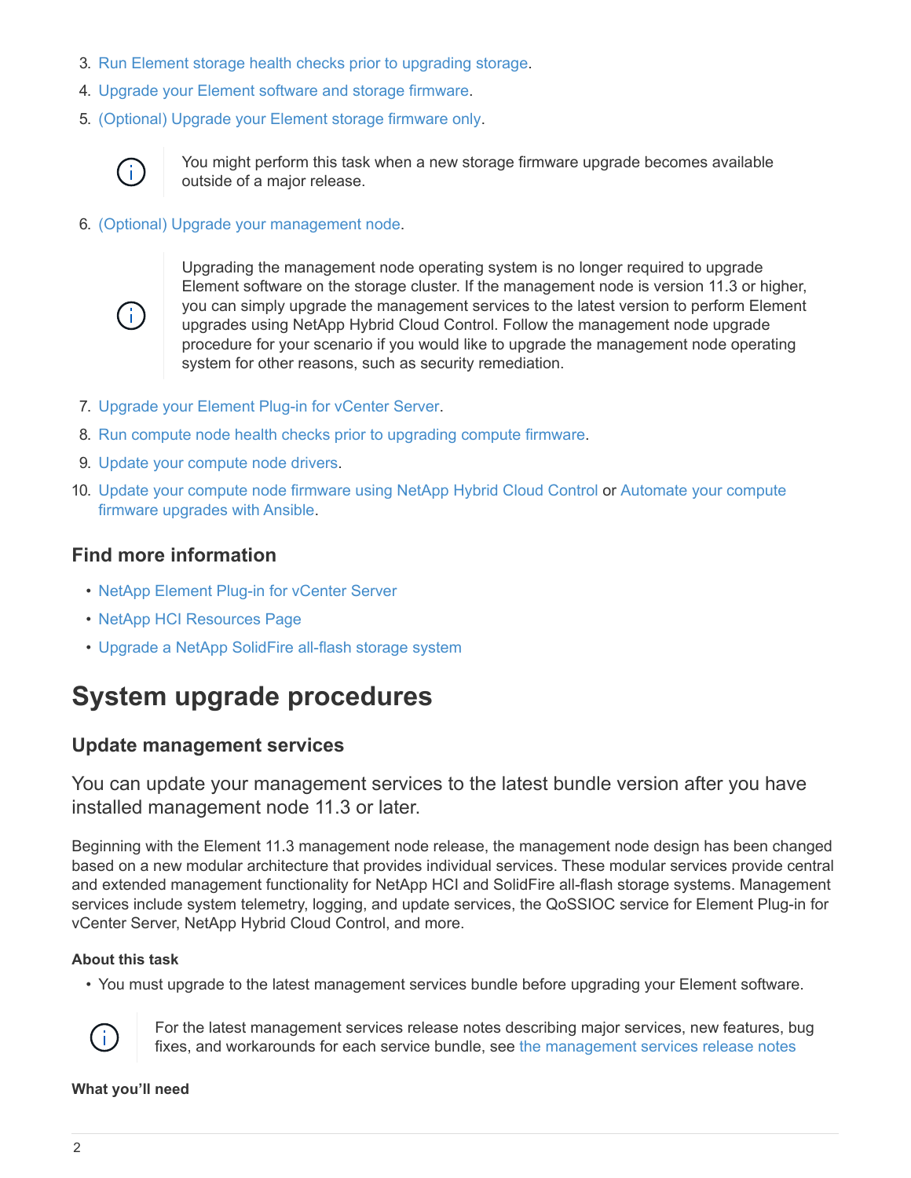3. Run Element storage health checks prior to upgrading storage.
4. Upgrade your Element software and storage firmware.
5. (Optional) Upgrade your Element storage firmware only.

> You might perform this task when a new storage firmware upgrade becomes available outside of a major release.

6. (Optional) Upgrade your management node.

> Upgrading the management node operating system is no longer required to upgrade Element software on the storage cluster. If the management node is version 11.3 or higher, you can simply upgrade the management services to the latest version to perform Element upgrades using NetApp Hybrid Cloud Control. Follow the management node upgrade procedure for your scenario if you would like to upgrade the management node operating system for other reasons, such as security remediation.

7. Upgrade your Element Plug-in for vCenter Server.
8. Run compute node health checks prior to upgrading compute firmware.
9. Update your compute node drivers.
10. Update your compute node firmware using NetApp Hybrid Cloud Control or Automate your compute firmware upgrades with Ansible.

## Find more information

- NetApp Element Plug-in for vCenter Server
- NetApp HCI Resources Page
- Upgrade a NetApp SolidFire all-flash storage system

# System upgrade procedures

## Update management services

You can update your management services to the latest bundle version after you have installed management node 11.3 or later.

Beginning with the Element 11.3 management node release, the management node design has been changed based on a new modular architecture that provides individual services. These modular services provide central and extended management functionality for NetApp HCI and SolidFire all-flash storage systems. Management services include system telemetry, logging, and update services, the QoSSIOC service for Element Plug-in for vCenter Server, NetApp Hybrid Cloud Control, and more.

**About this task**

- You must upgrade to the latest management services bundle before upgrading your Element software.

> For the latest management services release notes describing major services, new features, bug fixes, and workarounds for each service bundle, see the management services release notes

**What you'll need**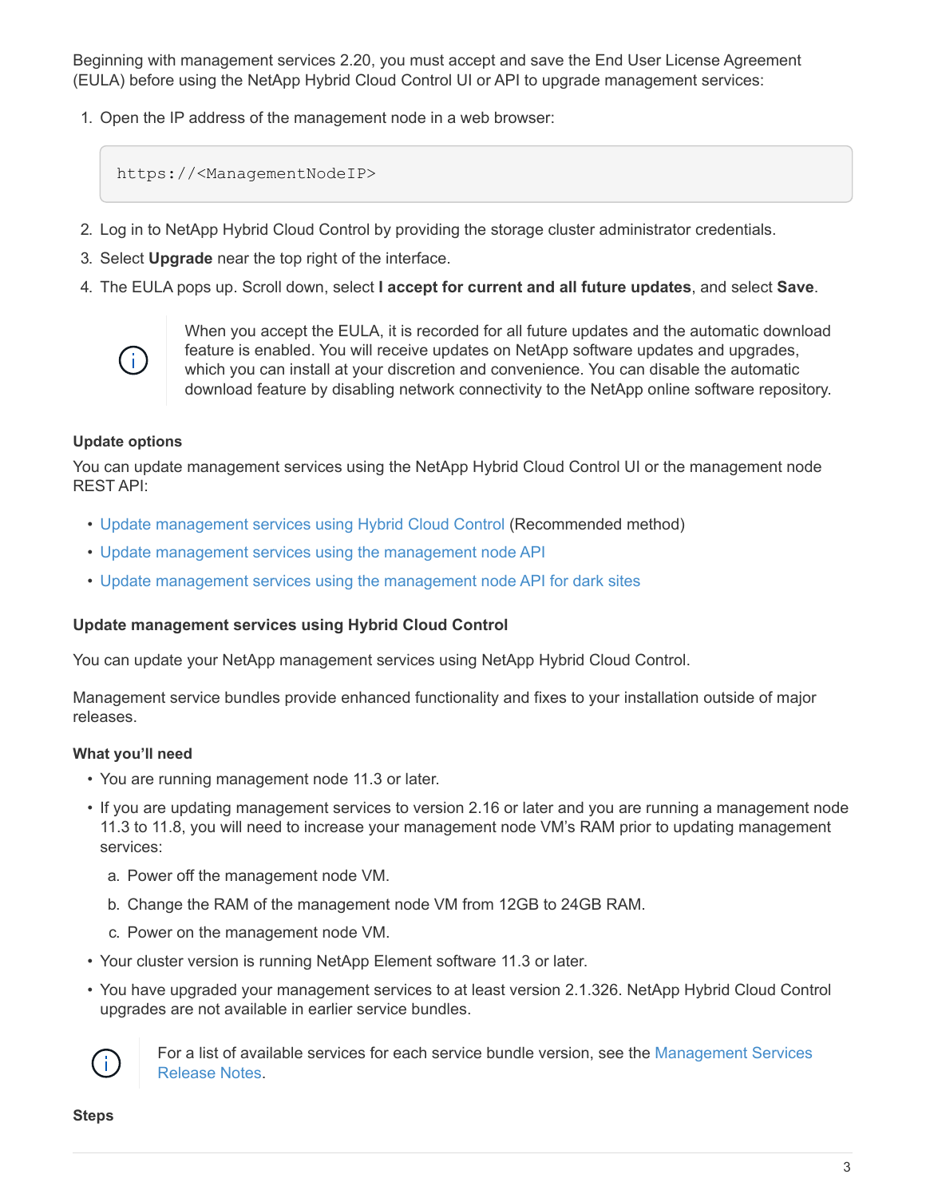Beginning with management services 2.20, you must accept and save the End User License Agreement (EULA) before using the NetApp Hybrid Cloud Control UI or API to upgrade management services:

1. Open the IP address of the management node in a web browser:

```
https://<ManagementNodeIP>
```

2. Log in to NetApp Hybrid Cloud Control by providing the storage cluster administrator credentials.
3. Select **Upgrade** near the top right of the interface.
4. The EULA pops up. Scroll down, select **I accept for current and all future updates**, and select **Save**.

> When you accept the EULA, it is recorded for all future updates and the automatic download feature is enabled. You will receive updates on NetApp software updates and upgrades, which you can install at your discretion and convenience. You can disable the automatic download feature by disabling network connectivity to the NetApp online software repository.

#### Update options

You can update management services using the NetApp Hybrid Cloud Control UI or the management node REST API:

- Update management services using Hybrid Cloud Control (Recommended method)
- Update management services using the management node API
- Update management services using the management node API for dark sites

#### Update management services using Hybrid Cloud Control

You can update your NetApp management services using NetApp Hybrid Cloud Control.

Management service bundles provide enhanced functionality and fixes to your installation outside of major releases.

#### What you'll need

- You are running management node 11.3 or later.
- If you are updating management services to version 2.16 or later and you are running a management node 11.3 to 11.8, you will need to increase your management node VM's RAM prior to updating management services:
  a. Power off the management node VM.
  b. Change the RAM of the management node VM from 12GB to 24GB RAM.
  c. Power on the management node VM.
- Your cluster version is running NetApp Element software 11.3 or later.
- You have upgraded your management services to at least version 2.1.326. NetApp Hybrid Cloud Control upgrades are not available in earlier service bundles.

> For a list of available services for each service bundle version, see the Management Services Release Notes.

#### Steps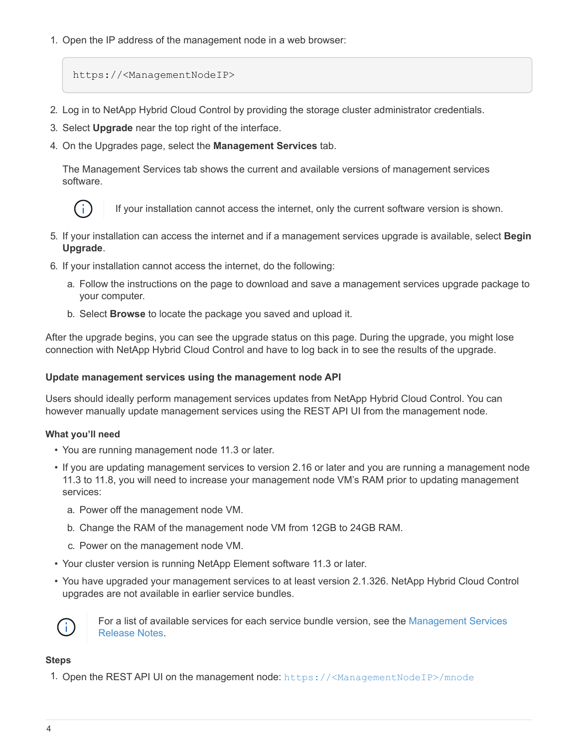1. Open the IP address of the management node in a web browser:

   ```
   https://<ManagementNodeIP>
   ```

2. Log in to NetApp Hybrid Cloud Control by providing the storage cluster administrator credentials.
3. Select **Upgrade** near the top right of the interface.
4. On the Upgrades page, select the **Management Services** tab.

   The Management Services tab shows the current and available versions of management services software.

   > If your installation cannot access the internet, only the current software version is shown.

5. If your installation can access the internet and if a management services upgrade is available, select **Begin Upgrade**.
6. If your installation cannot access the internet, do the following:
   a. Follow the instructions on the page to download and save a management services upgrade package to your computer.
   b. Select **Browse** to locate the package you saved and upload it.

After the upgrade begins, you can see the upgrade status on this page. During the upgrade, you might lose connection with NetApp Hybrid Cloud Control and have to log back in to see the results of the upgrade.

#### Update management services using the management node API

Users should ideally perform management services updates from NetApp Hybrid Cloud Control. You can however manually update management services using the REST API UI from the management node.

**What you'll need**

- You are running management node 11.3 or later.
- If you are updating management services to version 2.16 or later and you are running a management node 11.3 to 11.8, you will need to increase your management node VM's RAM prior to updating management services:
  a. Power off the management node VM.
  b. Change the RAM of the management node VM from 12GB to 24GB RAM.
  c. Power on the management node VM.
- Your cluster version is running NetApp Element software 11.3 or later.
- You have upgraded your management services to at least version 2.1.326. NetApp Hybrid Cloud Control upgrades are not available in earlier service bundles.

> For a list of available services for each service bundle version, see the Management Services Release Notes.

**Steps**

1. Open the REST API UI on the management node: `https://<ManagementNodeIP>/mnode`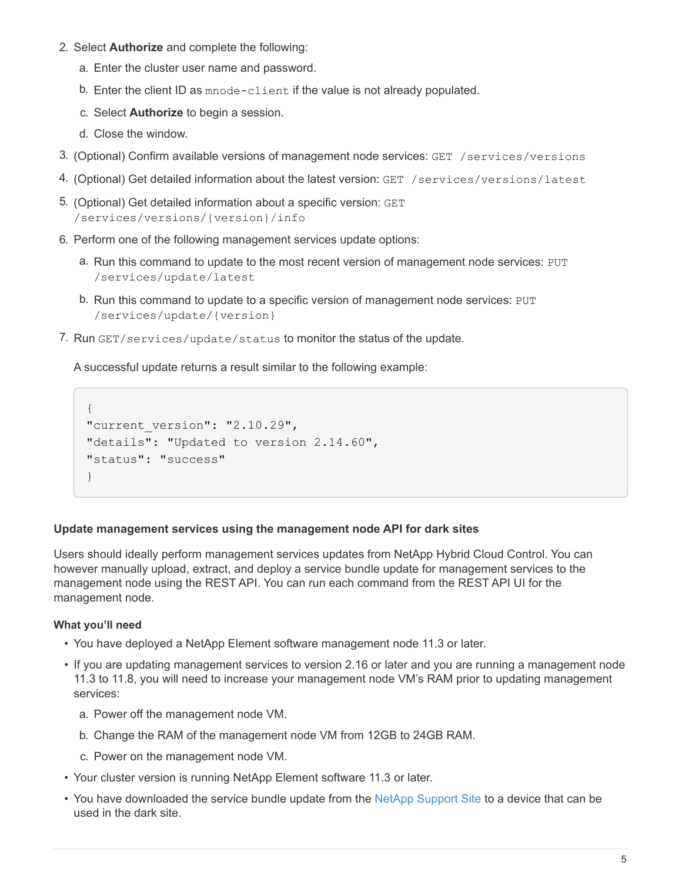2. Select **Authorize** and complete the following:

   a. Enter the cluster user name and password.

   b. Enter the client ID as `mnode-client` if the value is not already populated.

   c. Select **Authorize** to begin a session.

   d. Close the window.

3. (Optional) Confirm available versions of management node services: `GET /services/versions`

4. (Optional) Get detailed information about the latest version: `GET /services/versions/latest`

5. (Optional) Get detailed information about a specific version: `GET /services/versions/{version}/info`

6. Perform one of the following management services update options:

   a. Run this command to update to the most recent version of management node services: `PUT /services/update/latest`

   b. Run this command to update to a specific version of management node services: `PUT /services/update/{version}`

7. Run `GET/services/update/status` to monitor the status of the update.

   A successful update returns a result similar to the following example:

```
{
"current_version": "2.10.29",
"details": "Updated to version 2.14.60",
"status": "success"
}
```

#### Update management services using the management node API for dark sites

Users should ideally perform management services updates from NetApp Hybrid Cloud Control. You can however manually upload, extract, and deploy a service bundle update for management services to the management node using the REST API. You can run each command from the REST API UI for the management node.

**What you'll need**

- You have deployed a NetApp Element software management node 11.3 or later.
- If you are updating management services to version 2.16 or later and you are running a management node 11.3 to 11.8, you will need to increase your management node VM's RAM prior to updating management services:

  a. Power off the management node VM.

  b. Change the RAM of the management node VM from 12GB to 24GB RAM.

  c. Power on the management node VM.
- Your cluster version is running NetApp Element software 11.3 or later.
- You have downloaded the service bundle update from the NetApp Support Site to a device that can be used in the dark site.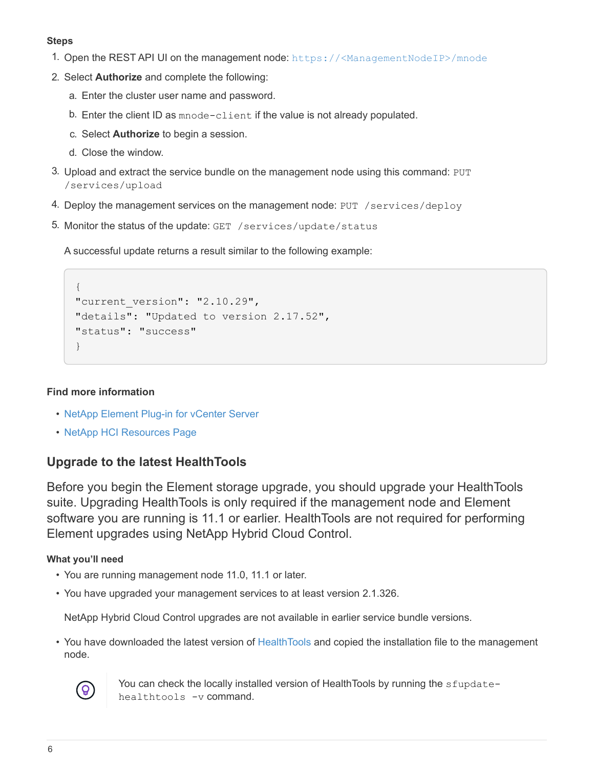**Steps**

1. Open the REST API UI on the management node: `https://<ManagementNodeIP>/mnode`
2. Select **Authorize** and complete the following:
   a. Enter the cluster user name and password.
   b. Enter the client ID as `mnode-client` if the value is not already populated.
   c. Select **Authorize** to begin a session.
   d. Close the window.
3. Upload and extract the service bundle on the management node using this command: `PUT /services/upload`
4. Deploy the management services on the management node: `PUT /services/deploy`
5. Monitor the status of the update: `GET /services/update/status`

   A successful update returns a result similar to the following example:

```
{
"current_version": "2.10.29",
"details": "Updated to version 2.17.52",
"status": "success"
}
```

**Find more information**

- NetApp Element Plug-in for vCenter Server
- NetApp HCI Resources Page

## Upgrade to the latest HealthTools

Before you begin the Element storage upgrade, you should upgrade your HealthTools suite. Upgrading HealthTools is only required if the management node and Element software you are running is 11.1 or earlier. HealthTools are not required for performing Element upgrades using NetApp Hybrid Cloud Control.

**What you'll need**

- You are running management node 11.0, 11.1 or later.
- You have upgraded your management services to at least version 2.1.326.

  NetApp Hybrid Cloud Control upgrades are not available in earlier service bundle versions.

- You have downloaded the latest version of HealthTools and copied the installation file to the management node.

> You can check the locally installed version of HealthTools by running the `sfupdate-healthtools -v` command.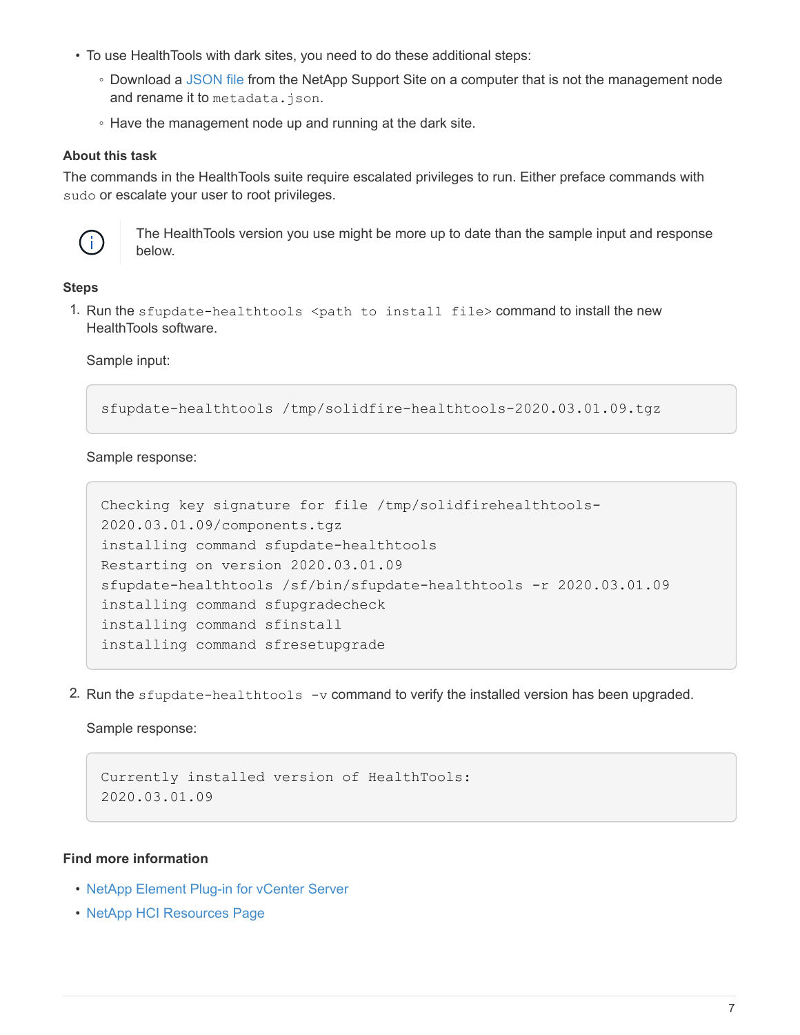- To use HealthTools with dark sites, you need to do these additional steps:
  - Download a JSON file from the NetApp Support Site on a computer that is not the management node and rename it to `metadata.json`.
  - Have the management node up and running at the dark site.

#### About this task

The commands in the HealthTools suite require escalated privileges to run. Either preface commands with `sudo` or escalate your user to root privileges.

> The HealthTools version you use might be more up to date than the sample input and response below.

#### Steps

1. Run the `sfupdate-healthtools <path to install file>` command to install the new HealthTools software.

   Sample input:

   ```
   sfupdate-healthtools /tmp/solidfire-healthtools-2020.03.01.09.tgz
   ```

   Sample response:

   ```
   Checking key signature for file /tmp/solidfirehealthtools-
   2020.03.01.09/components.tgz
   installing command sfupdate-healthtools
   Restarting on version 2020.03.01.09
   sfupdate-healthtools /sf/bin/sfupdate-healthtools -r 2020.03.01.09
   installing command sfupgradecheck
   installing command sfinstall
   installing command sfresetupgrade
   ```

2. Run the `sfupdate-healthtools -v` command to verify the installed version has been upgraded.

   Sample response:

   ```
   Currently installed version of HealthTools:
   2020.03.01.09
   ```

#### Find more information

- NetApp Element Plug-in for vCenter Server
- NetApp HCI Resources Page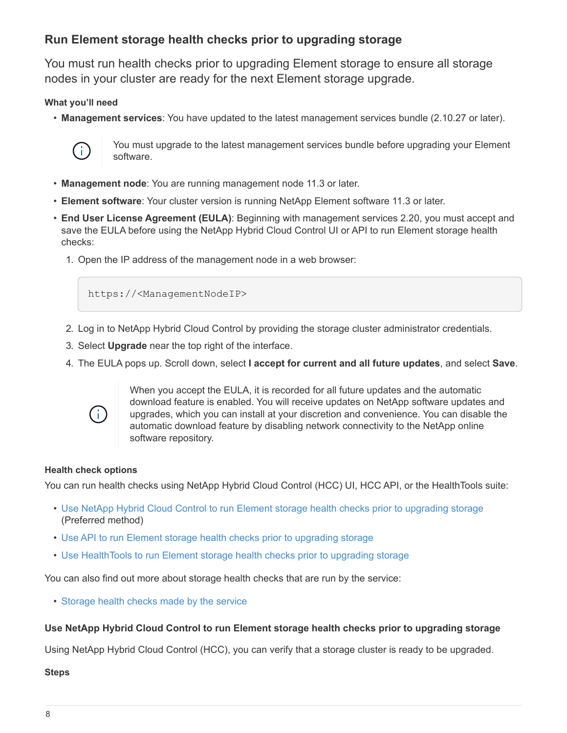## Run Element storage health checks prior to upgrading storage

You must run health checks prior to upgrading Element storage to ensure all storage nodes in your cluster are ready for the next Element storage upgrade.

#### What you'll need

- **Management services**: You have updated to the latest management services bundle (2.10.27 or later).

> You must upgrade to the latest management services bundle before upgrading your Element software.

- **Management node**: You are running management node 11.3 or later.
- **Element software**: Your cluster version is running NetApp Element software 11.3 or later.
- **End User License Agreement (EULA)**: Beginning with management services 2.20, you must accept and save the EULA before using the NetApp Hybrid Cloud Control UI or API to run Element storage health checks:
  1. Open the IP address of the management node in a web browser:

     ```
     https://<ManagementNodeIP>
     ```

  2. Log in to NetApp Hybrid Cloud Control by providing the storage cluster administrator credentials.
  3. Select **Upgrade** near the top right of the interface.
  4. The EULA pops up. Scroll down, select **I accept for current and all future updates**, and select **Save**.

  > When you accept the EULA, it is recorded for all future updates and the automatic download feature is enabled. You will receive updates on NetApp software updates and upgrades, which you can install at your discretion and convenience. You can disable the automatic download feature by disabling network connectivity to the NetApp online software repository.

#### Health check options

You can run health checks using NetApp Hybrid Cloud Control (HCC) UI, HCC API, or the HealthTools suite:

- Use NetApp Hybrid Cloud Control to run Element storage health checks prior to upgrading storage (Preferred method)
- Use API to run Element storage health checks prior to upgrading storage
- Use HealthTools to run Element storage health checks prior to upgrading storage

You can also find out more about storage health checks that are run by the service:

- Storage health checks made by the service

#### Use NetApp Hybrid Cloud Control to run Element storage health checks prior to upgrading storage

Using NetApp Hybrid Cloud Control (HCC), you can verify that a storage cluster is ready to be upgraded.

#### Steps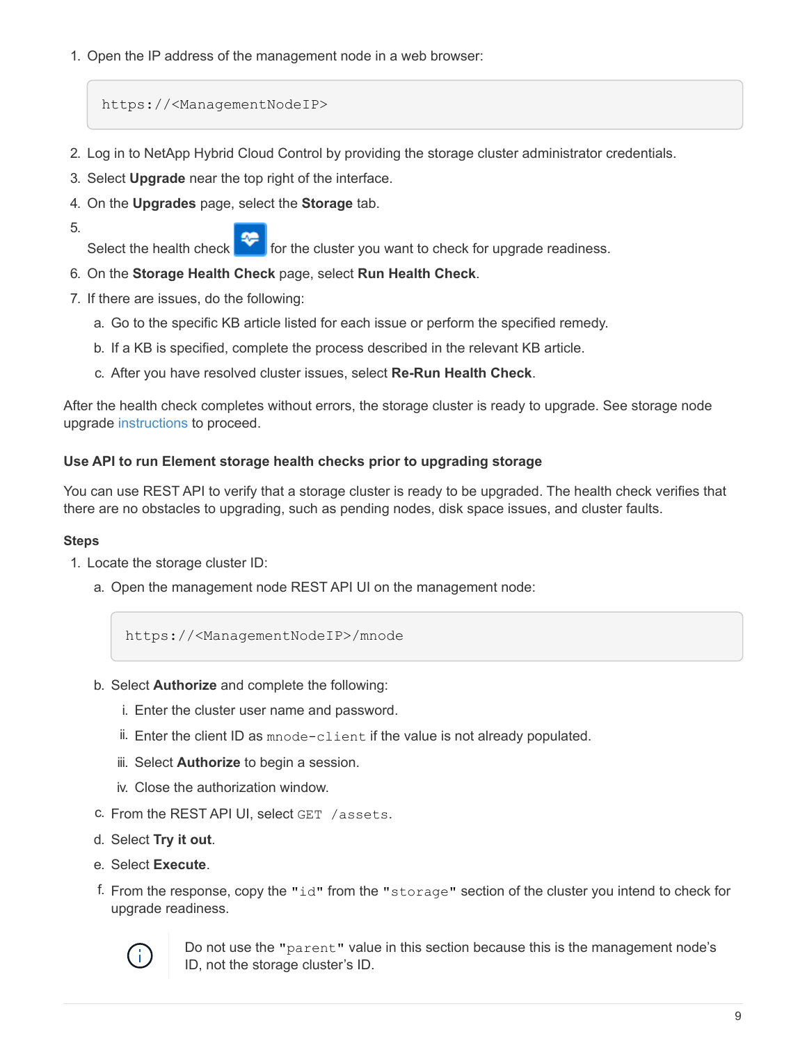1. Open the IP address of the management node in a web browser:

```
https://<ManagementNodeIP>
```

2. Log in to NetApp Hybrid Cloud Control by providing the storage cluster administrator credentials.
3. Select **Upgrade** near the top right of the interface.
4. On the **Upgrades** page, select the **Storage** tab.
5. Select the health check for the cluster you want to check for upgrade readiness.
6. On the **Storage Health Check** page, select **Run Health Check**.
7. If there are issues, do the following:
   a. Go to the specific KB article listed for each issue or perform the specified remedy.
   b. If a KB is specified, complete the process described in the relevant KB article.
   c. After you have resolved cluster issues, select **Re-Run Health Check**.

After the health check completes without errors, the storage cluster is ready to upgrade. See storage node upgrade instructions to proceed.

#### Use API to run Element storage health checks prior to upgrading storage

You can use REST API to verify that a storage cluster is ready to be upgraded. The health check verifies that there are no obstacles to upgrading, such as pending nodes, disk space issues, and cluster faults.

**Steps**

1. Locate the storage cluster ID:
   a. Open the management node REST API UI on the management node:

   ```
   https://<ManagementNodeIP>/mnode
   ```

   b. Select **Authorize** and complete the following:
      i. Enter the cluster user name and password.
      ii. Enter the client ID as `mnode-client` if the value is not already populated.
      iii. Select **Authorize** to begin a session.
      iv. Close the authorization window.
   c. From the REST API UI, select `GET /assets`.
   d. Select **Try it out**.
   e. Select **Execute**.
   f. From the response, copy the `"id"` from the `"storage"` section of the cluster you intend to check for upgrade readiness.

   Do not use the `"parent"` value in this section because this is the management node's ID, not the storage cluster's ID.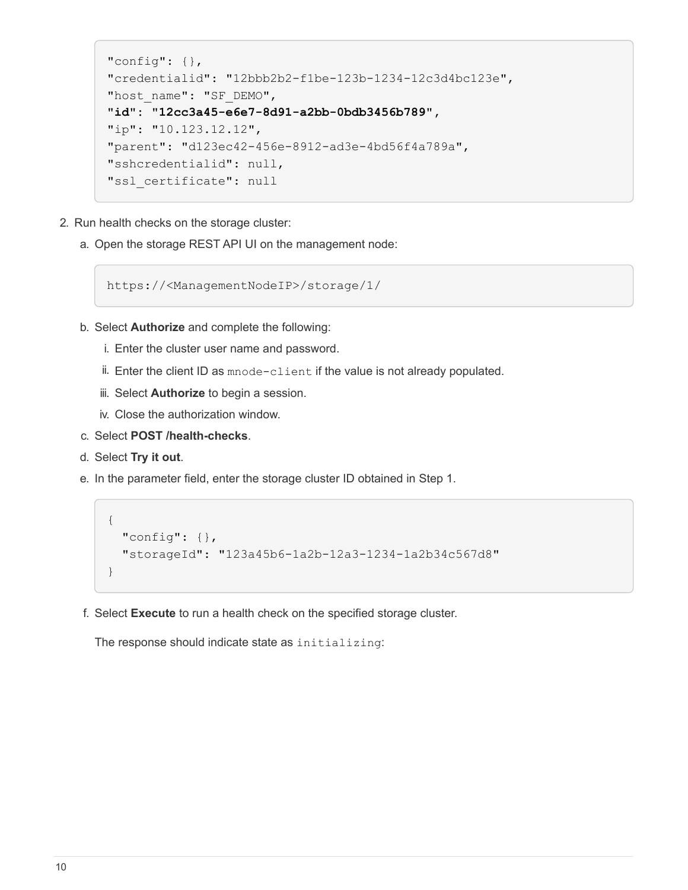```
"config": {},
"credentialid": "12bbb2b2-f1be-123b-1234-12c3d4bc123e",
"host_name": "SF_DEMO",
"id": "12cc3a45-e6e7-8d91-a2bb-0bdb3456b789",
"ip": "10.123.12.12",
"parent": "d123ec42-456e-8912-ad3e-4bd56f4a789a",
"sshcredentialid": null,
"ssl_certificate": null
```

2. Run health checks on the storage cluster:
   a. Open the storage REST API UI on the management node:

      ```
      https://<ManagementNodeIP>/storage/1/
      ```

   b. Select **Authorize** and complete the following:
      i. Enter the cluster user name and password.
      ii. Enter the client ID as `mnode-client` if the value is not already populated.
      iii. Select **Authorize** to begin a session.
      iv. Close the authorization window.
   c. Select **POST /health-checks**.
   d. Select **Try it out**.
   e. In the parameter field, enter the storage cluster ID obtained in Step 1.

      ```
      {
        "config": {},
        "storageId": "123a45b6-1a2b-12a3-1234-1a2b34c567d8"
      }
      ```

   f. Select **Execute** to run a health check on the specified storage cluster.

      The response should indicate state as `initializing`: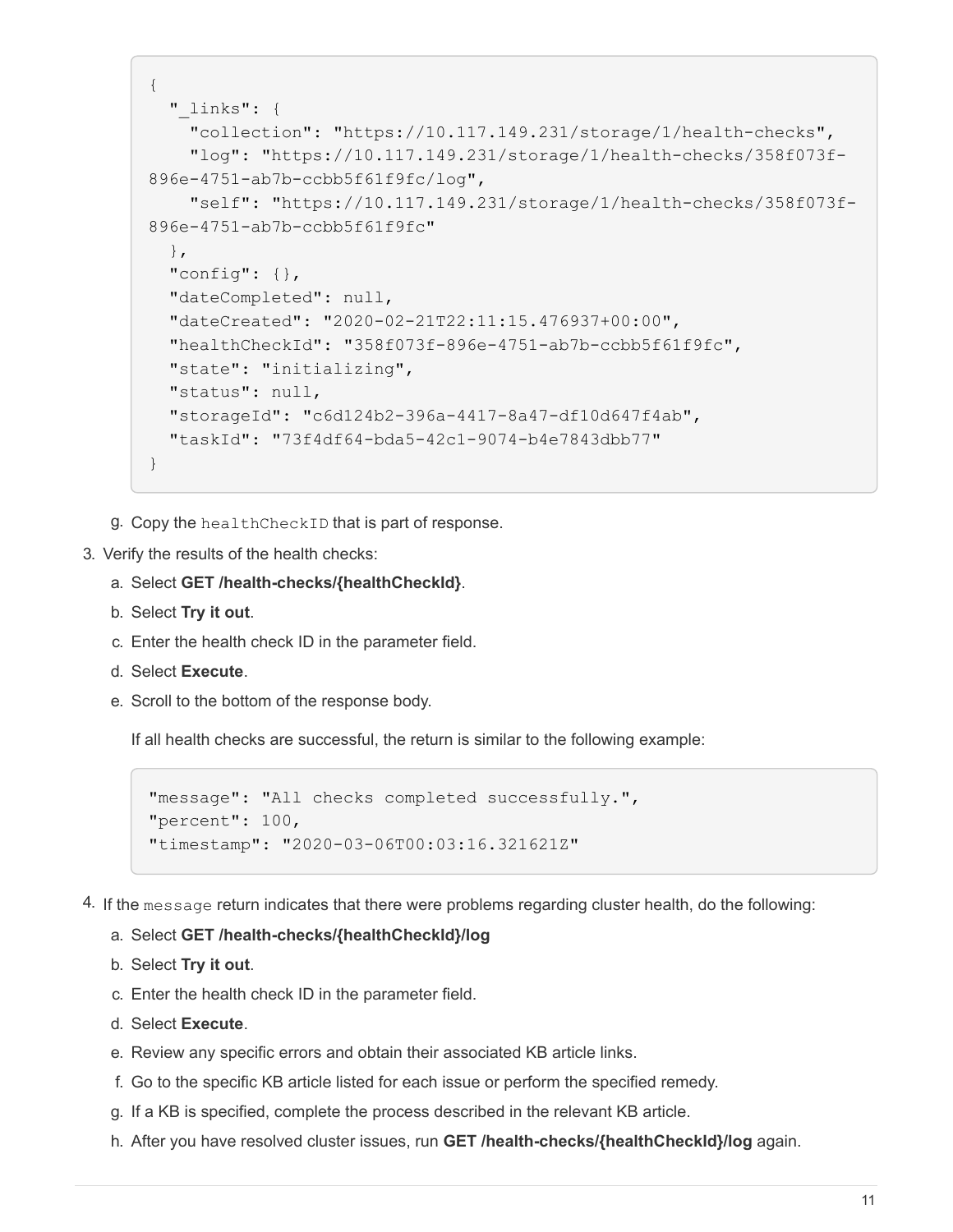```
{
  "_links": {
    "collection": "https://10.117.149.231/storage/1/health-checks",
    "log": "https://10.117.149.231/storage/1/health-checks/358f073f-896e-4751-ab7b-ccbb5f61f9fc/log",
    "self": "https://10.117.149.231/storage/1/health-checks/358f073f-896e-4751-ab7b-ccbb5f61f9fc"
  },
  "config": {},
  "dateCompleted": null,
  "dateCreated": "2020-02-21T22:11:15.476937+00:00",
  "healthCheckId": "358f073f-896e-4751-ab7b-ccbb5f61f9fc",
  "state": "initializing",
  "status": null,
  "storageId": "c6d124b2-396a-4417-8a47-df10d647f4ab",
  "taskId": "73f4df64-bda5-42c1-9074-b4e7843dbb77"
}
```

g. Copy the `healthCheckID` that is part of response.

3. Verify the results of the health checks:
   a. Select **GET /health-checks/{healthCheckId}**.
   b. Select **Try it out**.
   c. Enter the health check ID in the parameter field.
   d. Select **Execute**.
   e. Scroll to the bottom of the response body.

   If all health checks are successful, the return is similar to the following example:

```
"message": "All checks completed successfully.",
"percent": 100,
"timestamp": "2020-03-06T00:03:16.321621Z"
```

4. If the `message` return indicates that there were problems regarding cluster health, do the following:
   a. Select **GET /health-checks/{healthCheckId}/log**
   b. Select **Try it out**.
   c. Enter the health check ID in the parameter field.
   d. Select **Execute**.
   e. Review any specific errors and obtain their associated KB article links.
   f. Go to the specific KB article listed for each issue or perform the specified remedy.
   g. If a KB is specified, complete the process described in the relevant KB article.
   h. After you have resolved cluster issues, run **GET /health-checks/{healthCheckId}/log** again.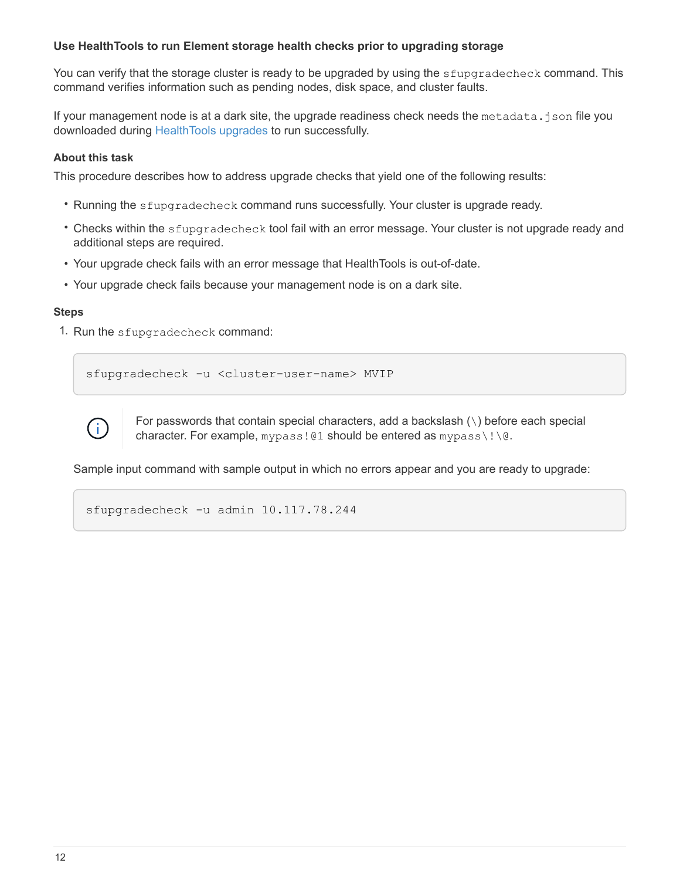### Use HealthTools to run Element storage health checks prior to upgrading storage

You can verify that the storage cluster is ready to be upgraded by using the `sfupgradecheck` command. This command verifies information such as pending nodes, disk space, and cluster faults.

If your management node is at a dark site, the upgrade readiness check needs the `metadata.json` file you downloaded during HealthTools upgrades to run successfully.

#### About this task

This procedure describes how to address upgrade checks that yield one of the following results:

- Running the `sfupgradecheck` command runs successfully. Your cluster is upgrade ready.
- Checks within the `sfupgradecheck` tool fail with an error message. Your cluster is not upgrade ready and additional steps are required.
- Your upgrade check fails with an error message that HealthTools is out-of-date.
- Your upgrade check fails because your management node is on a dark site.

#### Steps

1. Run the `sfupgradecheck` command:

   ```
   sfupgradecheck -u <cluster-user-name> MVIP
   ```

   > For passwords that contain special characters, add a backslash (`\`) before each special character. For example, `mypass!@1` should be entered as `mypass\!\@`.

   Sample input command with sample output in which no errors appear and you are ready to upgrade:

   ```
   sfupgradecheck -u admin 10.117.78.244
   ```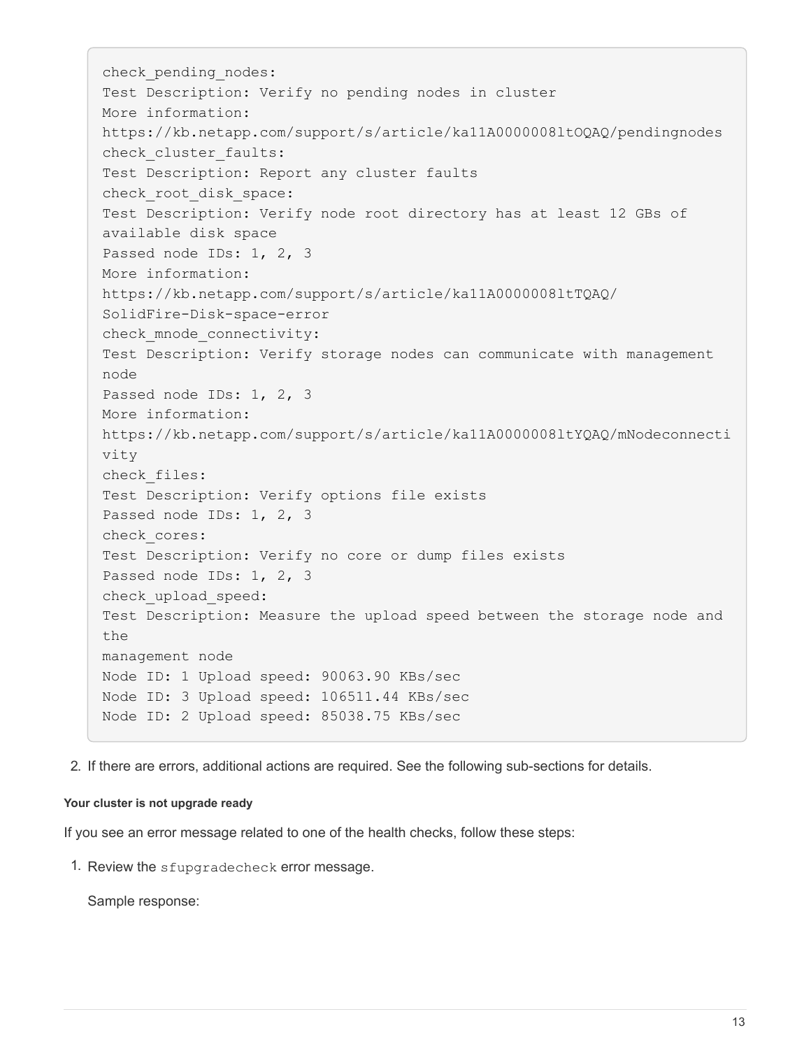```
check_pending_nodes:
Test Description: Verify no pending nodes in cluster
More information:
https://kb.netapp.com/support/s/article/ka11A0000008ltOQAQ/pendingnodes
check_cluster_faults:
Test Description: Report any cluster faults
check_root_disk_space:
Test Description: Verify node root directory has at least 12 GBs of
available disk space
Passed node IDs: 1, 2, 3
More information:
https://kb.netapp.com/support/s/article/ka11A0000008ltTQAQ/
SolidFire-Disk-space-error
check_mnode_connectivity:
Test Description: Verify storage nodes can communicate with management
node
Passed node IDs: 1, 2, 3
More information:
https://kb.netapp.com/support/s/article/ka11A0000008ltYQAQ/mNodeconnecti
vity
check_files:
Test Description: Verify options file exists
Passed node IDs: 1, 2, 3
check_cores:
Test Description: Verify no core or dump files exists
Passed node IDs: 1, 2, 3
check_upload_speed:
Test Description: Measure the upload speed between the storage node and
the
management node
Node ID: 1 Upload speed: 90063.90 KBs/sec
Node ID: 3 Upload speed: 106511.44 KBs/sec
Node ID: 2 Upload speed: 85038.75 KBs/sec
```

2. If there are errors, additional actions are required. See the following sub-sections for details.

#### Your cluster is not upgrade ready

If you see an error message related to one of the health checks, follow these steps:

1. Review the `sfupgradecheck` error message.

   Sample response: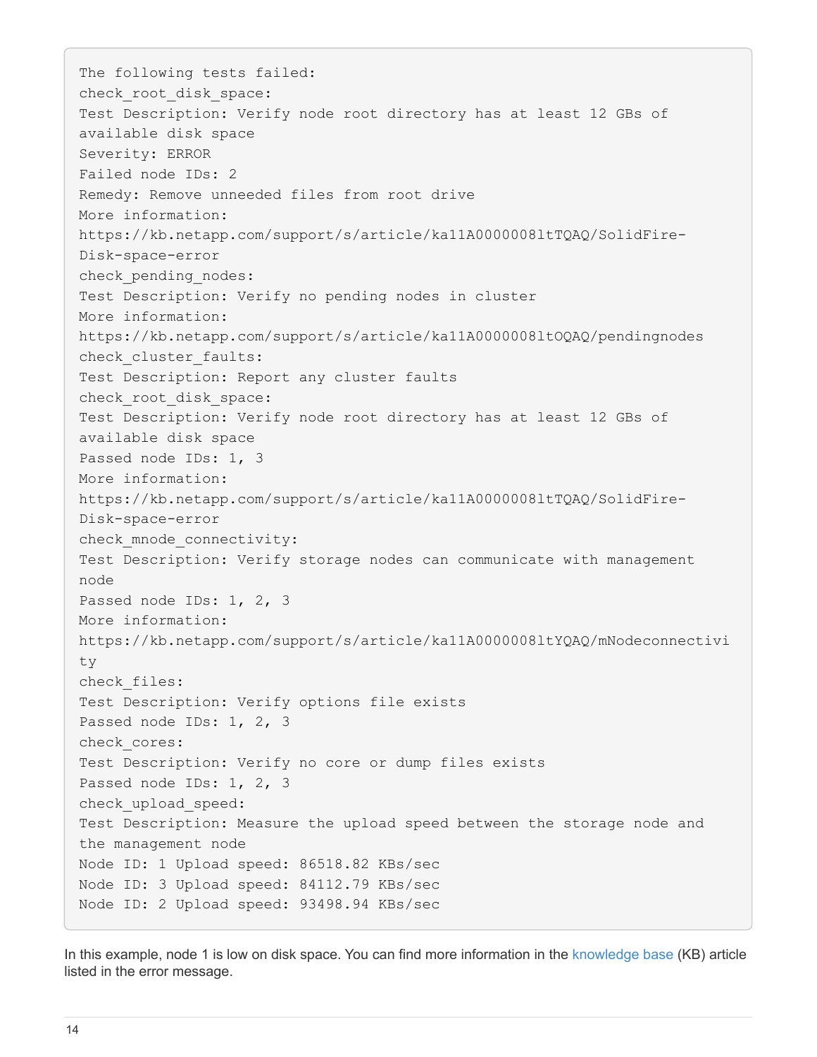```
The following tests failed:
check_root_disk_space:
Test Description: Verify node root directory has at least 12 GBs of
available disk space
Severity: ERROR
Failed node IDs: 2
Remedy: Remove unneeded files from root drive
More information:
https://kb.netapp.com/support/s/article/ka11A0000008ltTQAQ/SolidFire-
Disk-space-error
check_pending_nodes:
Test Description: Verify no pending nodes in cluster
More information:
https://kb.netapp.com/support/s/article/ka11A0000008ltOQAQ/pendingnodes
check_cluster_faults:
Test Description: Report any cluster faults
check_root_disk_space:
Test Description: Verify node root directory has at least 12 GBs of
available disk space
Passed node IDs: 1, 3
More information:
https://kb.netapp.com/support/s/article/ka11A0000008ltTQAQ/SolidFire-
Disk-space-error
check_mnode_connectivity:
Test Description: Verify storage nodes can communicate with management
node
Passed node IDs: 1, 2, 3
More information:
https://kb.netapp.com/support/s/article/ka11A0000008ltYQAQ/mNodeconnectivi
ty
check_files:
Test Description: Verify options file exists
Passed node IDs: 1, 2, 3
check_cores:
Test Description: Verify no core or dump files exists
Passed node IDs: 1, 2, 3
check_upload_speed:
Test Description: Measure the upload speed between the storage node and
the management node
Node ID: 1 Upload speed: 86518.82 KBs/sec
Node ID: 3 Upload speed: 84112.79 KBs/sec
Node ID: 2 Upload speed: 93498.94 KBs/sec
```

In this example, node 1 is low on disk space. You can find more information in the knowledge base (KB) article listed in the error message.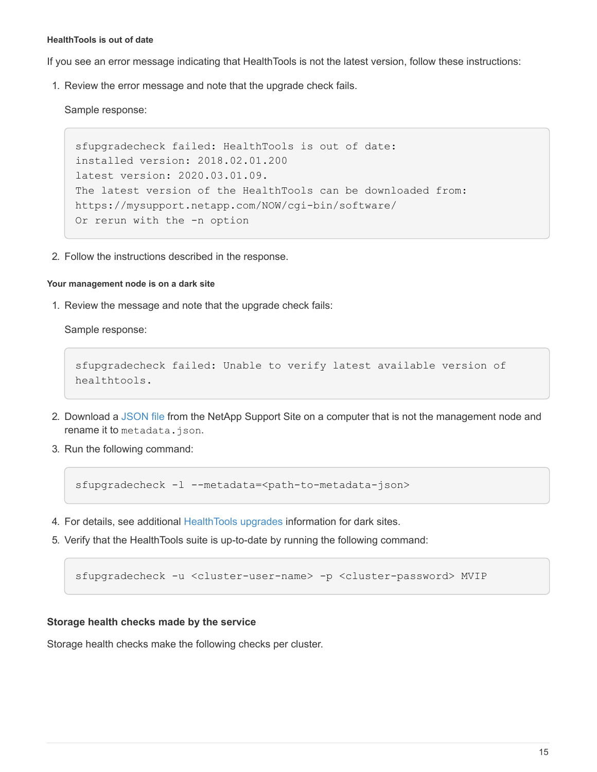#### HealthTools is out of date

If you see an error message indicating that HealthTools is not the latest version, follow these instructions:

1. Review the error message and note that the upgrade check fails.

   Sample response:

   ```
   sfupgradecheck failed: HealthTools is out of date:
   installed version: 2018.02.01.200
   latest version: 2020.03.01.09.
   The latest version of the HealthTools can be downloaded from:
   https://mysupport.netapp.com/NOW/cgi-bin/software/
   Or rerun with the -n option
   ```

2. Follow the instructions described in the response.

#### Your management node is on a dark site

1. Review the message and note that the upgrade check fails:

   Sample response:

   ```
   sfupgradecheck failed: Unable to verify latest available version of
   healthtools.
   ```

2. Download a JSON file from the NetApp Support Site on a computer that is not the management node and rename it to `metadata.json`.
3. Run the following command:

   ```
   sfupgradecheck -l --metadata=<path-to-metadata-json>
   ```

4. For details, see additional HealthTools upgrades information for dark sites.
5. Verify that the HealthTools suite is up-to-date by running the following command:

   ```
   sfupgradecheck -u <cluster-user-name> -p <cluster-password> MVIP
   ```

### Storage health checks made by the service

Storage health checks make the following checks per cluster.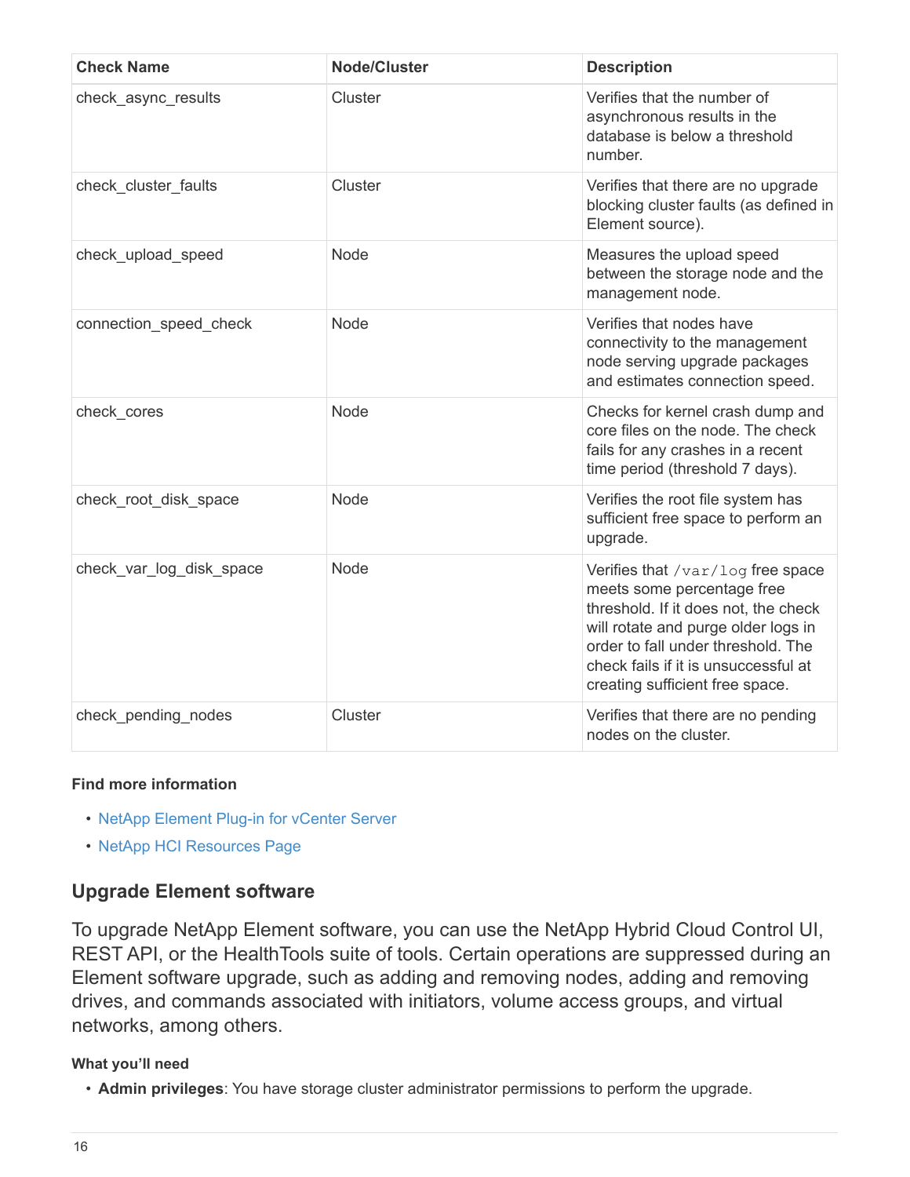| Check Name | Node/Cluster | Description |
| --- | --- | --- |
| check_async_results | Cluster | Verifies that the number of asynchronous results in the database is below a threshold number. |
| check_cluster_faults | Cluster | Verifies that there are no upgrade blocking cluster faults (as defined in Element source). |
| check_upload_speed | Node | Measures the upload speed between the storage node and the management node. |
| connection_speed_check | Node | Verifies that nodes have connectivity to the management node serving upgrade packages and estimates connection speed. |
| check_cores | Node | Checks for kernel crash dump and core files on the node. The check fails for any crashes in a recent time period (threshold 7 days). |
| check_root_disk_space | Node | Verifies the root file system has sufficient free space to perform an upgrade. |
| check_var_log_disk_space | Node | Verifies that `/var/log` free space meets some percentage free threshold. If it does not, the check will rotate and purge older logs in order to fall under threshold. The check fails if it is unsuccessful at creating sufficient free space. |
| check_pending_nodes | Cluster | Verifies that there are no pending nodes on the cluster. |

#### Find more information

- NetApp Element Plug-in for vCenter Server
- NetApp HCI Resources Page

### Upgrade Element software

To upgrade NetApp Element software, you can use the NetApp Hybrid Cloud Control UI, REST API, or the HealthTools suite of tools. Certain operations are suppressed during an Element software upgrade, such as adding and removing nodes, adding and removing drives, and commands associated with initiators, volume access groups, and virtual networks, among others.

#### What you'll need

- **Admin privileges**: You have storage cluster administrator permissions to perform the upgrade.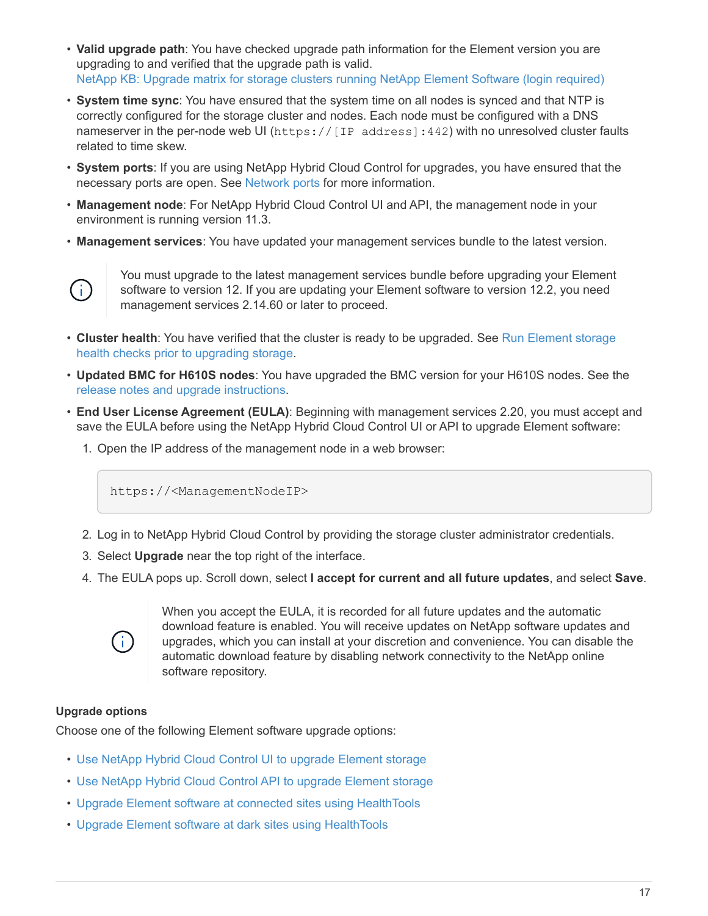- **Valid upgrade path**: You have checked upgrade path information for the Element version you are upgrading to and verified that the upgrade path is valid.
  NetApp KB: Upgrade matrix for storage clusters running NetApp Element Software (login required)
- **System time sync**: You have ensured that the system time on all nodes is synced and that NTP is correctly configured for the storage cluster and nodes. Each node must be configured with a DNS nameserver in the per-node web UI (`https://[IP address]:442`) with no unresolved cluster faults related to time skew.
- **System ports**: If you are using NetApp Hybrid Cloud Control for upgrades, you have ensured that the necessary ports are open. See Network ports for more information.
- **Management node**: For NetApp Hybrid Cloud Control UI and API, the management node in your environment is running version 11.3.
- **Management services**: You have updated your management services bundle to the latest version.

> You must upgrade to the latest management services bundle before upgrading your Element software to version 12. If you are updating your Element software to version 12.2, you need management services 2.14.60 or later to proceed.

- **Cluster health**: You have verified that the cluster is ready to be upgraded. See Run Element storage health checks prior to upgrading storage.
- **Updated BMC for H610S nodes**: You have upgraded the BMC version for your H610S nodes. See the release notes and upgrade instructions.
- **End User License Agreement (EULA)**: Beginning with management services 2.20, you must accept and save the EULA before using the NetApp Hybrid Cloud Control UI or API to upgrade Element software:
  1. Open the IP address of the management node in a web browser:

     ```
     https://<ManagementNodeIP>
     ```

  2. Log in to NetApp Hybrid Cloud Control by providing the storage cluster administrator credentials.
  3. Select **Upgrade** near the top right of the interface.
  4. The EULA pops up. Scroll down, select **I accept for current and all future updates**, and select **Save**.

     > When you accept the EULA, it is recorded for all future updates and the automatic download feature is enabled. You will receive updates on NetApp software updates and upgrades, which you can install at your discretion and convenience. You can disable the automatic download feature by disabling network connectivity to the NetApp online software repository.

#### Upgrade options

Choose one of the following Element software upgrade options:

- Use NetApp Hybrid Cloud Control UI to upgrade Element storage
- Use NetApp Hybrid Cloud Control API to upgrade Element storage
- Upgrade Element software at connected sites using HealthTools
- Upgrade Element software at dark sites using HealthTools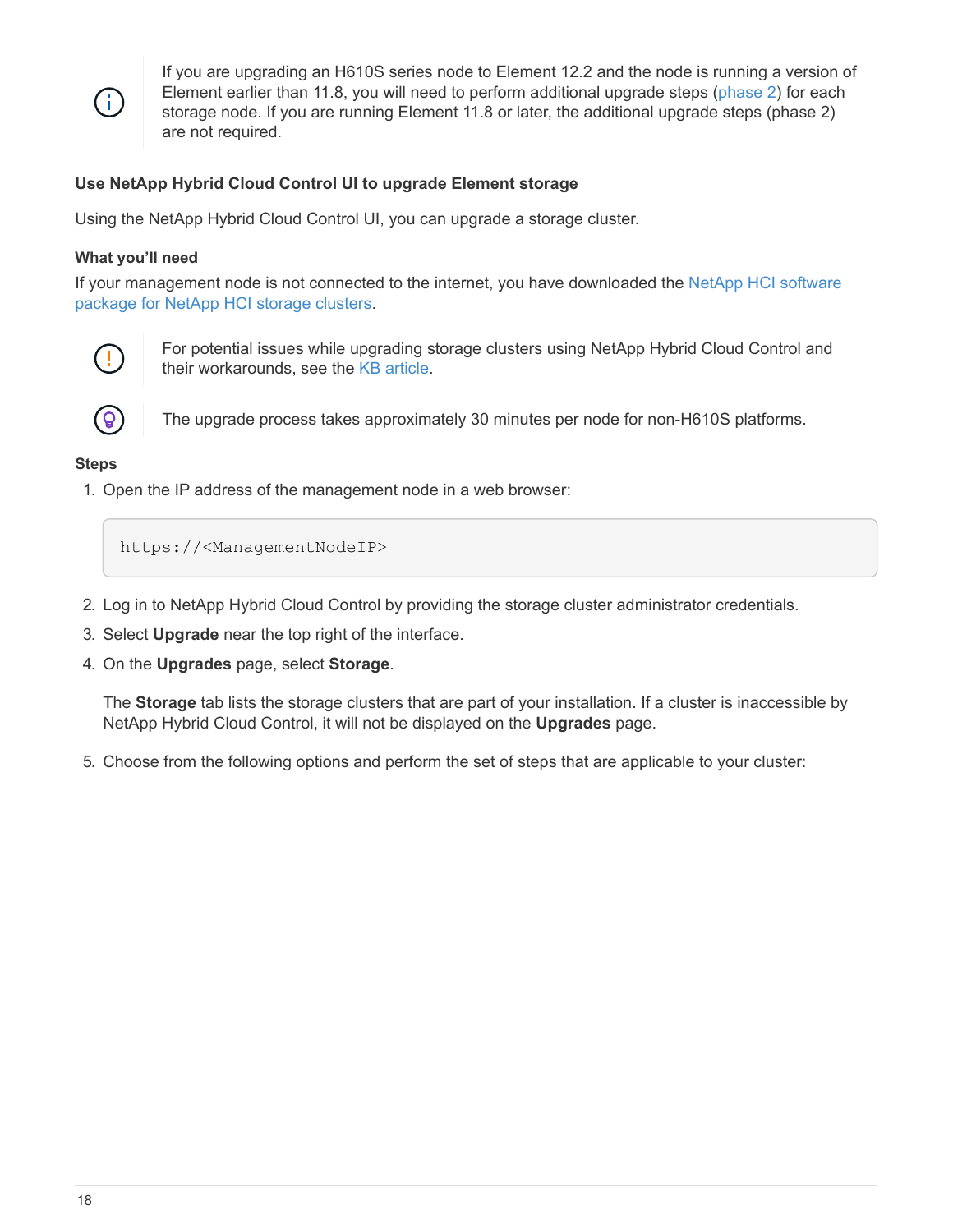> If you are upgrading an H610S series node to Element 12.2 and the node is running a version of Element earlier than 11.8, you will need to perform additional upgrade steps (phase 2) for each storage node. If you are running Element 11.8 or later, the additional upgrade steps (phase 2) are not required.

#### Use NetApp Hybrid Cloud Control UI to upgrade Element storage

Using the NetApp Hybrid Cloud Control UI, you can upgrade a storage cluster.

**What you'll need**

If your management node is not connected to the internet, you have downloaded the NetApp HCI software package for NetApp HCI storage clusters.

> For potential issues while upgrading storage clusters using NetApp Hybrid Cloud Control and their workarounds, see the KB article.

> The upgrade process takes approximately 30 minutes per node for non-H610S platforms.

**Steps**

1. Open the IP address of the management node in a web browser:

   ```
   https://<ManagementNodeIP>
   ```

2. Log in to NetApp Hybrid Cloud Control by providing the storage cluster administrator credentials.
3. Select **Upgrade** near the top right of the interface.
4. On the **Upgrades** page, select **Storage**.

   The **Storage** tab lists the storage clusters that are part of your installation. If a cluster is inaccessible by NetApp Hybrid Cloud Control, it will not be displayed on the **Upgrades** page.

5. Choose from the following options and perform the set of steps that are applicable to your cluster: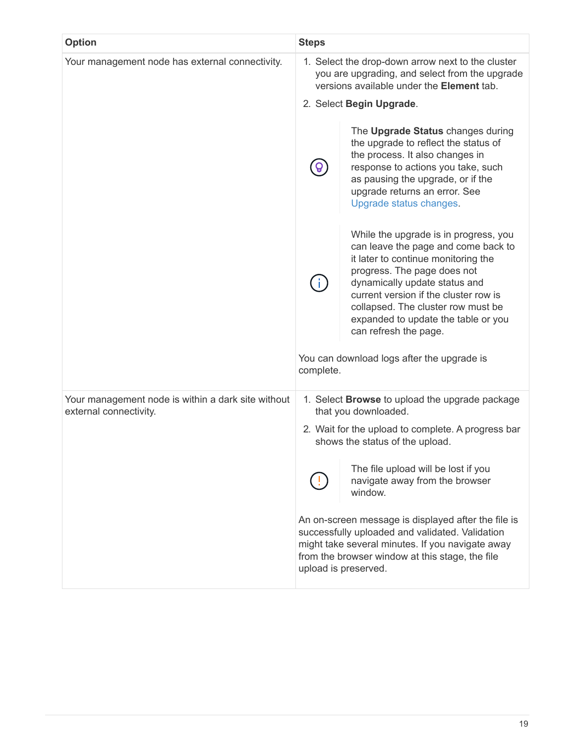| Option | Steps |
| --- | --- |
| Your management node has external connectivity. | 1. Select the drop-down arrow next to the cluster you are upgrading, and select from the upgrade versions available under the **Element** tab.<br>2. Select **Begin Upgrade**.<br><br>The **Upgrade Status** changes during the upgrade to reflect the status of the process. It also changes in response to actions you take, such as pausing the upgrade, or if the upgrade returns an error. See Upgrade status changes.<br><br>While the upgrade is in progress, you can leave the page and come back to it later to continue monitoring the progress. The page does not dynamically update status and current version if the cluster row is collapsed. The cluster row must be expanded to update the table or you can refresh the page.<br><br>You can download logs after the upgrade is complete. |
| Your management node is within a dark site without external connectivity. | 1. Select **Browse** to upload the upgrade package that you downloaded.<br>2. Wait for the upload to complete. A progress bar shows the status of the upload.<br><br>The file upload will be lost if you navigate away from the browser window.<br><br>An on-screen message is displayed after the file is successfully uploaded and validated. Validation might take several minutes. If you navigate away from the browser window at this stage, the file upload is preserved. |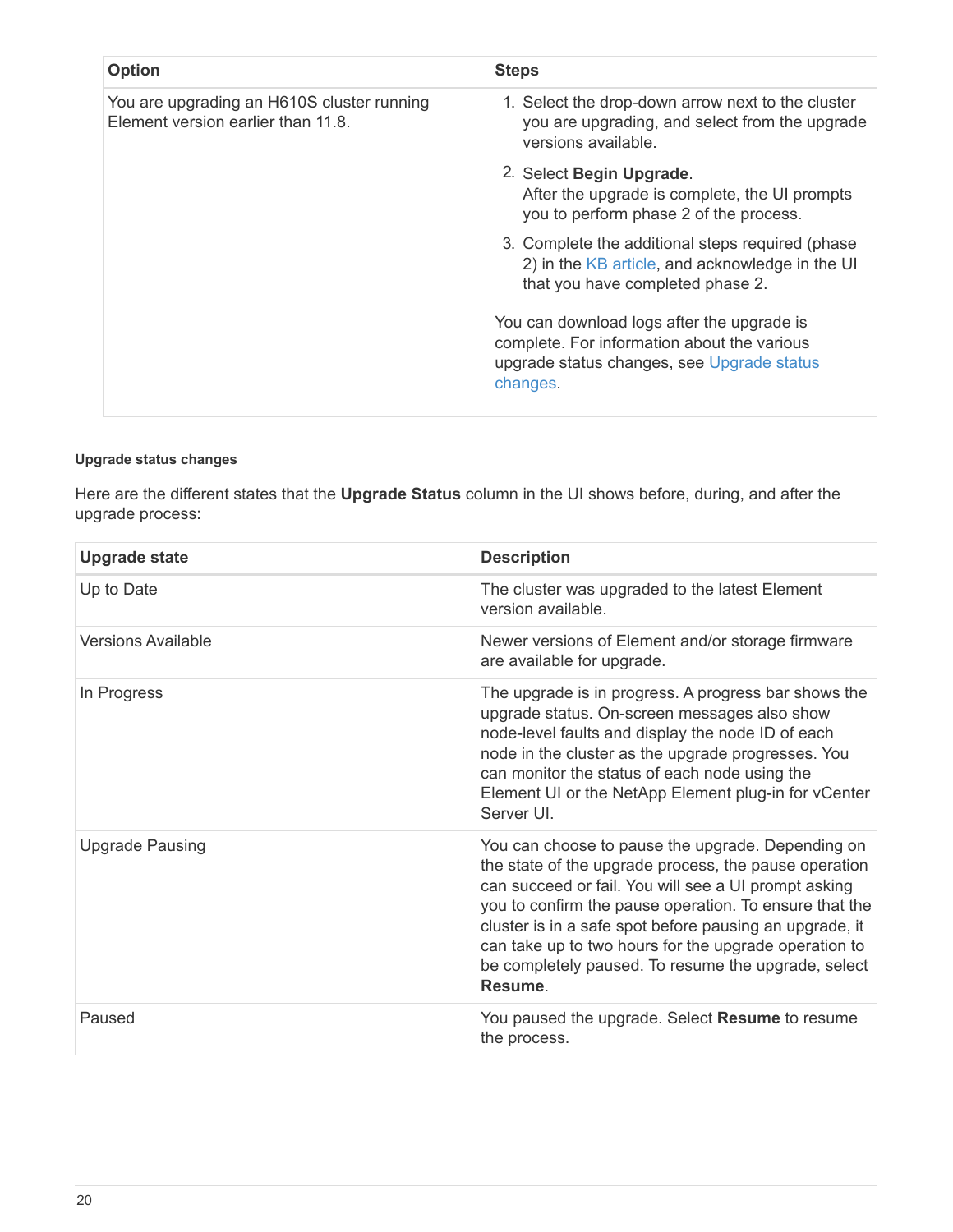| Option | Steps |
| --- | --- |
| You are upgrading an H610S cluster running Element version earlier than 11.8. | 1. Select the drop-down arrow next to the cluster you are upgrading, and select from the upgrade versions available.<br>2. Select **Begin Upgrade**.<br>After the upgrade is complete, the UI prompts you to perform phase 2 of the process.<br>3. Complete the additional steps required (phase 2) in the KB article, and acknowledge in the UI that you have completed phase 2.<br><br>You can download logs after the upgrade is complete. For information about the various upgrade status changes, see Upgrade status changes. |

#### Upgrade status changes

Here are the different states that the **Upgrade Status** column in the UI shows before, during, and after the upgrade process:

| Upgrade state | Description |
| --- | --- |
| Up to Date | The cluster was upgraded to the latest Element version available. |
| Versions Available | Newer versions of Element and/or storage firmware are available for upgrade. |
| In Progress | The upgrade is in progress. A progress bar shows the upgrade status. On-screen messages also show node-level faults and display the node ID of each node in the cluster as the upgrade progresses. You can monitor the status of each node using the Element UI or the NetApp Element plug-in for vCenter Server UI. |
| Upgrade Pausing | You can choose to pause the upgrade. Depending on the state of the upgrade process, the pause operation can succeed or fail. You will see a UI prompt asking you to confirm the pause operation. To ensure that the cluster is in a safe spot before pausing an upgrade, it can take up to two hours for the upgrade operation to be completely paused. To resume the upgrade, select **Resume**. |
| Paused | You paused the upgrade. Select **Resume** to resume the process. |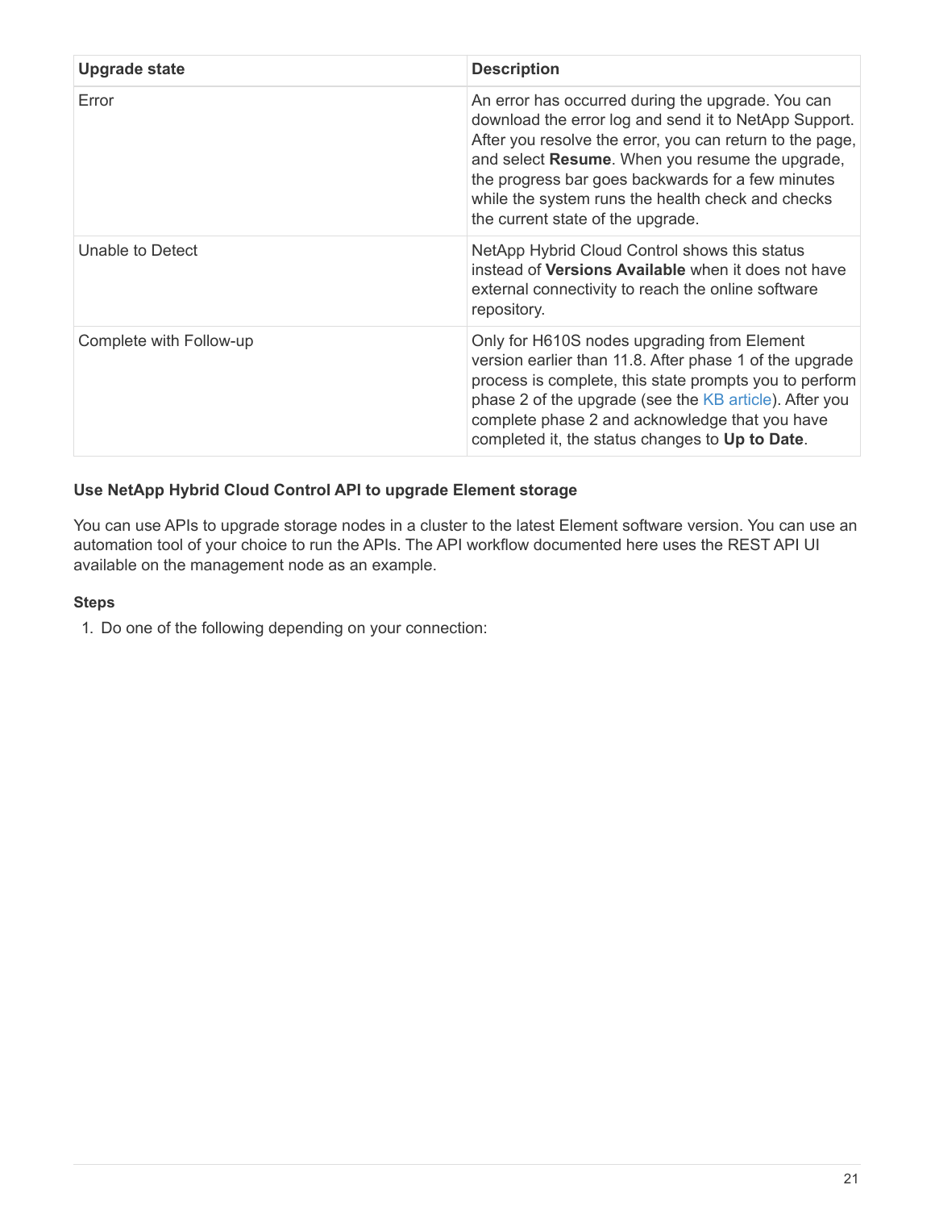| Upgrade state | Description |
| --- | --- |
| Error | An error has occurred during the upgrade. You can download the error log and send it to NetApp Support. After you resolve the error, you can return to the page, and select **Resume**. When you resume the upgrade, the progress bar goes backwards for a few minutes while the system runs the health check and checks the current state of the upgrade. |
| Unable to Detect | NetApp Hybrid Cloud Control shows this status instead of **Versions Available** when it does not have external connectivity to reach the online software repository. |
| Complete with Follow-up | Only for H610S nodes upgrading from Element version earlier than 11.8. After phase 1 of the upgrade process is complete, this state prompts you to perform phase 2 of the upgrade (see the KB article). After you complete phase 2 and acknowledge that you have completed it, the status changes to **Up to Date**. |

#### Use NetApp Hybrid Cloud Control API to upgrade Element storage

You can use APIs to upgrade storage nodes in a cluster to the latest Element software version. You can use an automation tool of your choice to run the APIs. The API workflow documented here uses the REST API UI available on the management node as an example.

**Steps**

1. Do one of the following depending on your connection: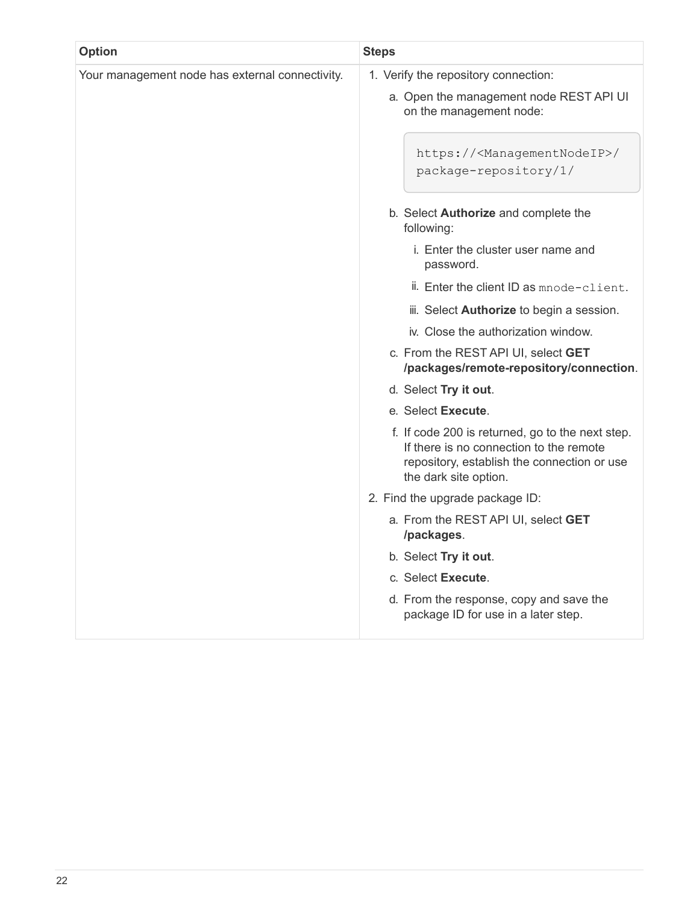| Option | Steps |
| --- | --- |
| Your management node has external connectivity. | 1. Verify the repository connection:<br>a. Open the management node REST API UI on the management node:<br>`https://<ManagementNodeIP>/package-repository/1/`<br>b. Select **Authorize** and complete the following:<br>i. Enter the cluster user name and password.<br>ii. Enter the client ID as `mnode-client`.<br>iii. Select **Authorize** to begin a session.<br>iv. Close the authorization window.<br>c. From the REST API UI, select **GET /packages/remote-repository/connection**.<br>d. Select **Try it out**.<br>e. Select **Execute**.<br>f. If code 200 is returned, go to the next step. If there is no connection to the remote repository, establish the connection or use the dark site option.<br>2. Find the upgrade package ID:<br>a. From the REST API UI, select **GET /packages**.<br>b. Select **Try it out**.<br>c. Select **Execute**.<br>d. From the response, copy and save the package ID for use in a later step. |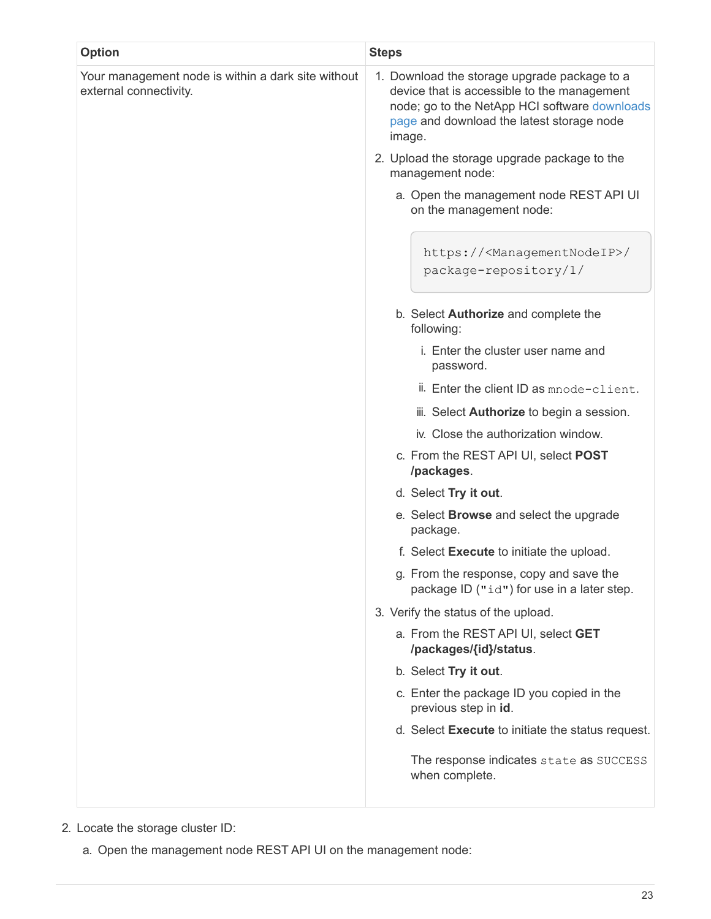| Option | Steps |
| --- | --- |
| Your management node is within a dark site without external connectivity. | 1. Download the storage upgrade package to a device that is accessible to the management node; go to the NetApp HCI software downloads page and download the latest storage node image.<br>2. Upload the storage upgrade package to the management node:<br>a. Open the management node REST API UI on the management node:<br>`https://<ManagementNodeIP>/package-repository/1/`<br>b. Select **Authorize** and complete the following:<br>i. Enter the cluster user name and password.<br>ii. Enter the client ID as `mnode-client`.<br>iii. Select **Authorize** to begin a session.<br>iv. Close the authorization window.<br>c. From the REST API UI, select **POST /packages**.<br>d. Select **Try it out**.<br>e. Select **Browse** and select the upgrade package.<br>f. Select **Execute** to initiate the upload.<br>g. From the response, copy and save the package ID (`"id"`) for use in a later step.<br>3. Verify the status of the upload.<br>a. From the REST API UI, select **GET /packages/{id}/status**.<br>b. Select **Try it out**.<br>c. Enter the package ID you copied in the previous step in **id**.<br>d. Select **Execute** to initiate the status request.<br>The response indicates `state` as `SUCCESS` when complete. |

2. Locate the storage cluster ID:

   a. Open the management node REST API UI on the management node: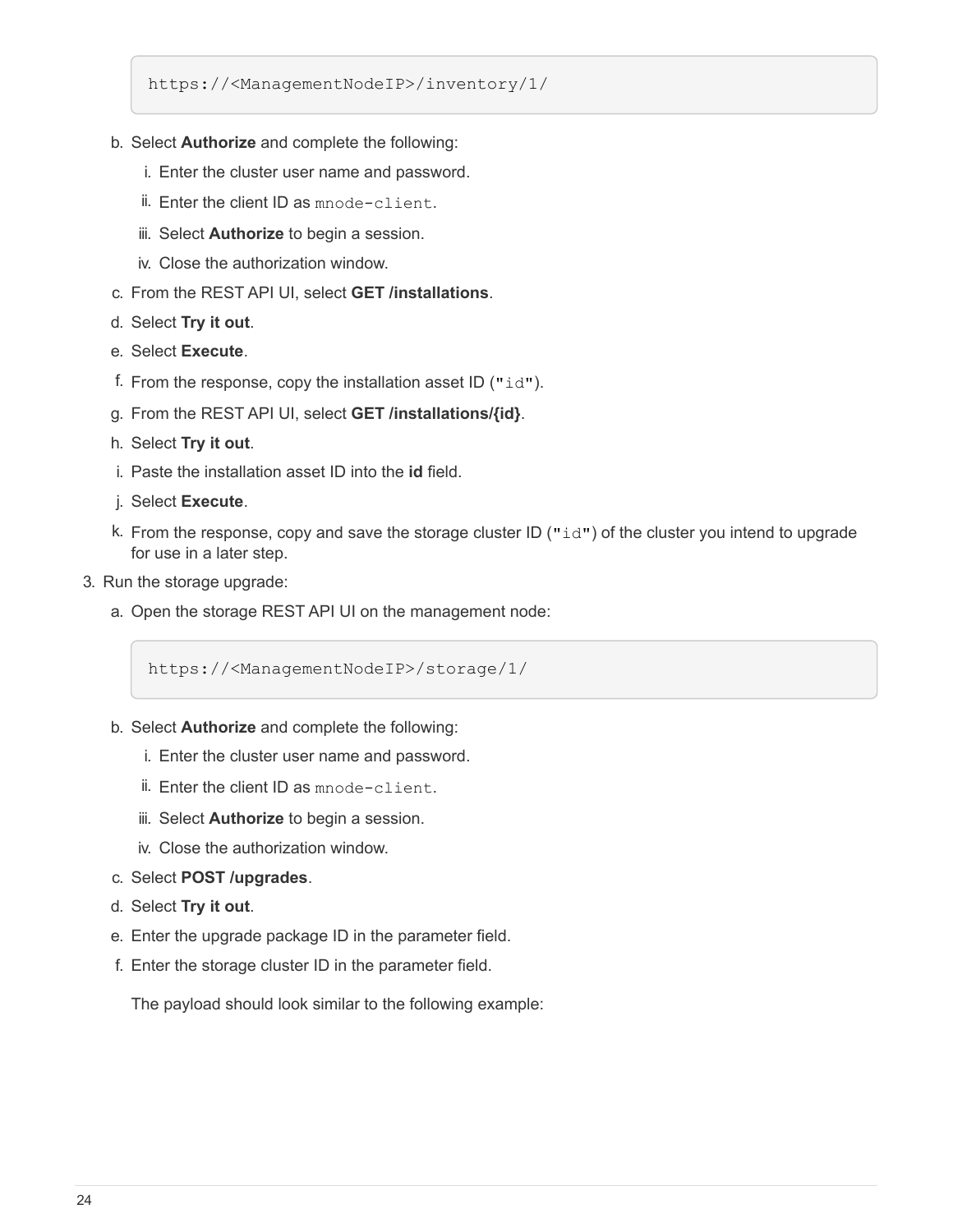```
https://<ManagementNodeIP>/inventory/1/
```

b. Select **Authorize** and complete the following:

   i. Enter the cluster user name and password.

   ii. Enter the client ID as `mnode-client`.

   iii. Select **Authorize** to begin a session.

   iv. Close the authorization window.

c. From the REST API UI, select **GET /installations**.

d. Select **Try it out**.

e. Select **Execute**.

f. From the response, copy the installation asset ID (`"id"`).

g. From the REST API UI, select **GET /installations/{id}**.

h. Select **Try it out**.

i. Paste the installation asset ID into the **id** field.

j. Select **Execute**.

k. From the response, copy and save the storage cluster ID (`"id"`) of the cluster you intend to upgrade for use in a later step.

3. Run the storage upgrade:

   a. Open the storage REST API UI on the management node:

   ```
   https://<ManagementNodeIP>/storage/1/
   ```

   b. Select **Authorize** and complete the following:

      i. Enter the cluster user name and password.

      ii. Enter the client ID as `mnode-client`.

      iii. Select **Authorize** to begin a session.

      iv. Close the authorization window.

   c. Select **POST /upgrades**.

   d. Select **Try it out**.

   e. Enter the upgrade package ID in the parameter field.

   f. Enter the storage cluster ID in the parameter field.

      The payload should look similar to the following example: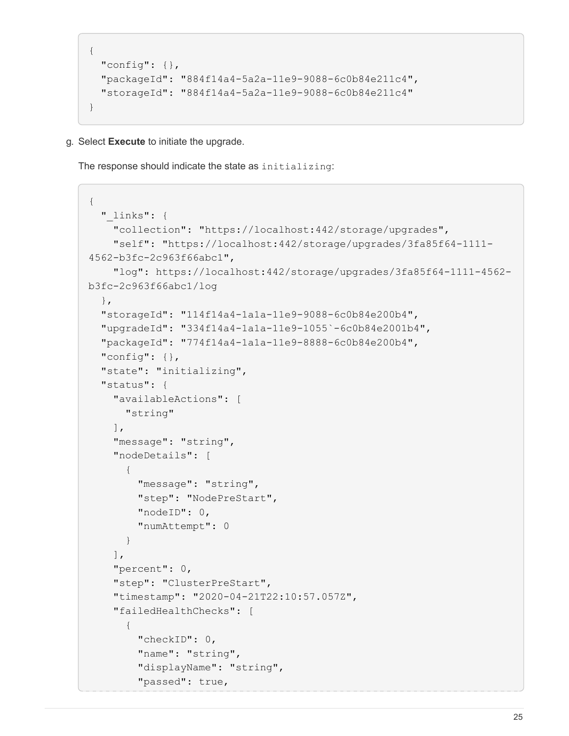```
{
  "config": {},
  "packageId": "884f14a4-5a2a-11e9-9088-6c0b84e211c4",
  "storageId": "884f14a4-5a2a-11e9-9088-6c0b84e211c4"
}
```

g. Select **Execute** to initiate the upgrade.

The response should indicate the state as `initializing`:

```
{
  "_links": {
    "collection": "https://localhost:442/storage/upgrades",
    "self": "https://localhost:442/storage/upgrades/3fa85f64-1111-
4562-b3fc-2c963f66abc1",
    "log": https://localhost:442/storage/upgrades/3fa85f64-1111-4562-
b3fc-2c963f66abc1/log
  },
  "storageId": "114f14a4-1a1a-11e9-9088-6c0b84e200b4",
  "upgradeId": "334f14a4-1a1a-11e9-1055`-6c0b84e2001b4",
  "packageId": "774f14a4-1a1a-11e9-8888-6c0b84e200b4",
  "config": {},
  "state": "initializing",
  "status": {
    "availableActions": [
      "string"
    ],
    "message": "string",
    "nodeDetails": [
      {
        "message": "string",
        "step": "NodePreStart",
        "nodeID": 0,
        "numAttempt": 0
      }
    ],
    "percent": 0,
    "step": "ClusterPreStart",
    "timestamp": "2020-04-21T22:10:57.057Z",
    "failedHealthChecks": [
      {
        "checkID": 0,
        "name": "string",
        "displayName": "string",
        "passed": true,
```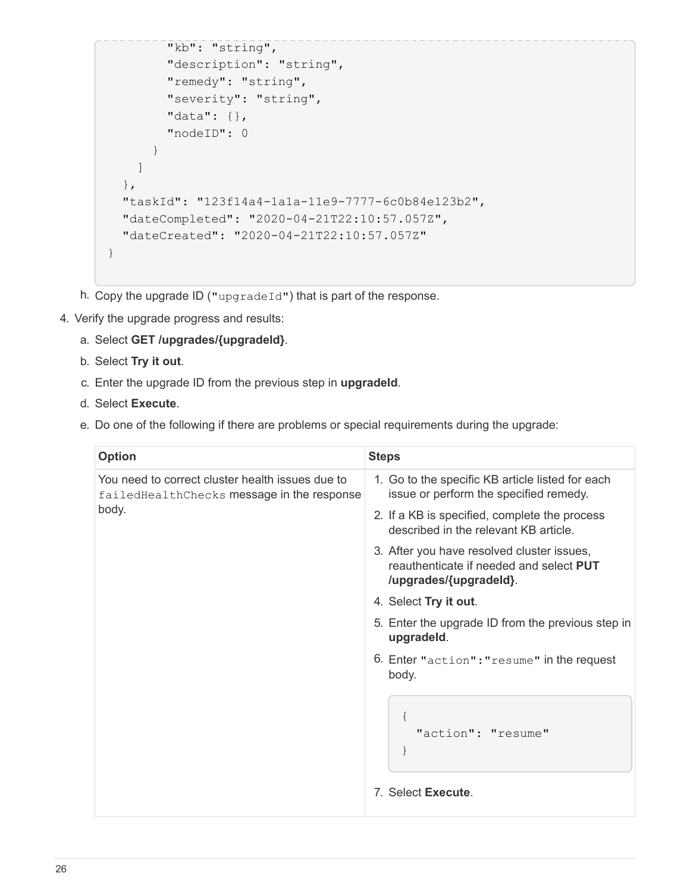```
        "kb": "string",
        "description": "string",
        "remedy": "string",
        "severity": "string",
        "data": {},
        "nodeID": 0
      }
    ]
  },
  "taskId": "123f14a4-1a1a-11e9-7777-6c0b84e123b2",
  "dateCompleted": "2020-04-21T22:10:57.057Z",
  "dateCreated": "2020-04-21T22:10:57.057Z"
}
```

h. Copy the upgrade ID (`"upgradeId"`) that is part of the response.

4. Verify the upgrade progress and results:
   a. Select **GET /upgrades/{upgradeId}**.
   b. Select **Try it out**.
   c. Enter the upgrade ID from the previous step in **upgradeId**.
   d. Select **Execute**.
   e. Do one of the following if there are problems or special requirements during the upgrade:

| Option | Steps |
| --- | --- |
| You need to correct cluster health issues due to `failedHealthChecks` message in the response body. | 1. Go to the specific KB article listed for each issue or perform the specified remedy.<br>2. If a KB is specified, complete the process described in the relevant KB article.<br>3. After you have resolved cluster issues, reauthenticate if needed and select **PUT /upgrades/{upgradeId}**.<br>4. Select **Try it out**.<br>5. Enter the upgrade ID from the previous step in **upgradeId**.<br>6. Enter `"action":"resume"` in the request body.<br>`{ "action": "resume" }`<br>7. Select **Execute**. |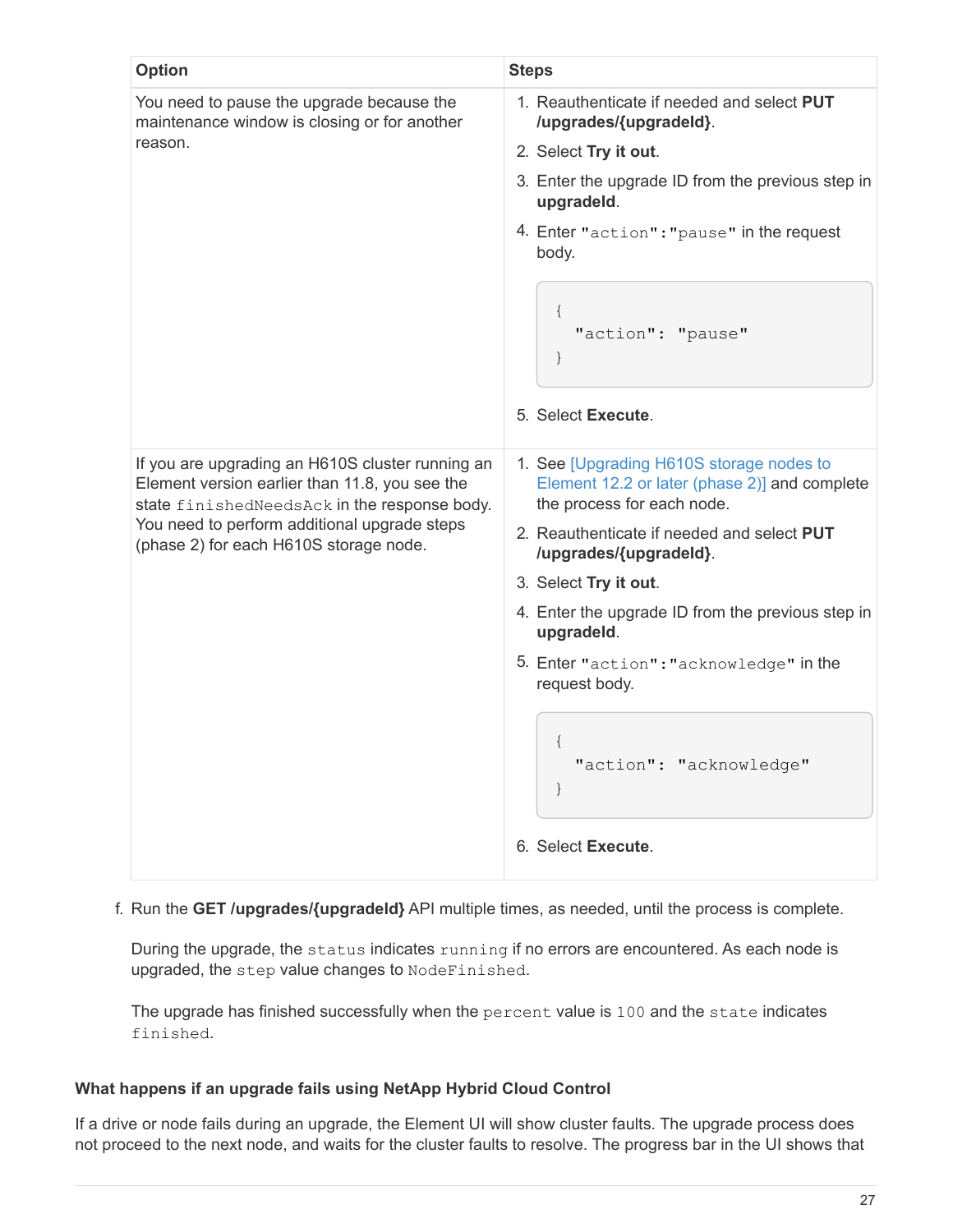| Option | Steps |
|---|---|
| You need to pause the upgrade because the maintenance window is closing or for another reason. | 1. Reauthenticate if needed and select **PUT /upgrades/{upgradeId}**.<br>2. Select **Try it out**.<br>3. Enter the upgrade ID from the previous step in **upgradeId**.<br>4. Enter `"action":"pause"` in the request body.<br>`{ "action": "pause" }`<br>5. Select **Execute**. |
| If you are upgrading an H610S cluster running an Element version earlier than 11.8, you see the state `finishedNeedsAck` in the response body. You need to perform additional upgrade steps (phase 2) for each H610S storage node. | 1. See [Upgrading H610S storage nodes to Element 12.2 or later (phase 2)] and complete the process for each node.<br>2. Reauthenticate if needed and select **PUT /upgrades/{upgradeId}**.<br>3. Select **Try it out**.<br>4. Enter the upgrade ID from the previous step in **upgradeId**.<br>5. Enter `"action":"acknowledge"` in the request body.<br>`{ "action": "acknowledge" }`<br>6. Select **Execute**. |

f. Run the **GET /upgrades/{upgradeId}** API multiple times, as needed, until the process is complete.

During the upgrade, the `status` indicates `running` if no errors are encountered. As each node is upgraded, the `step` value changes to `NodeFinished`.

The upgrade has finished successfully when the `percent` value is `100` and the `state` indicates `finished`.

#### What happens if an upgrade fails using NetApp Hybrid Cloud Control

If a drive or node fails during an upgrade, the Element UI will show cluster faults. The upgrade process does not proceed to the next node, and waits for the cluster faults to resolve. The progress bar in the UI shows that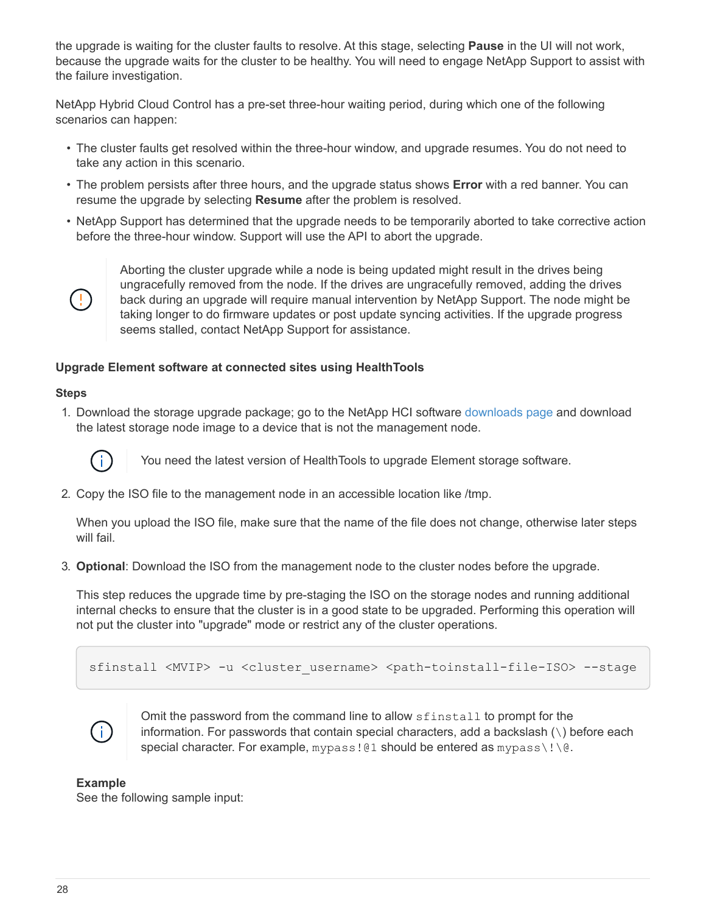the upgrade is waiting for the cluster faults to resolve. At this stage, selecting **Pause** in the UI will not work, because the upgrade waits for the cluster to be healthy. You will need to engage NetApp Support to assist with the failure investigation.

NetApp Hybrid Cloud Control has a pre-set three-hour waiting period, during which one of the following scenarios can happen:

- The cluster faults get resolved within the three-hour window, and upgrade resumes. You do not need to take any action in this scenario.
- The problem persists after three hours, and the upgrade status shows **Error** with a red banner. You can resume the upgrade by selecting **Resume** after the problem is resolved.
- NetApp Support has determined that the upgrade needs to be temporarily aborted to take corrective action before the three-hour window. Support will use the API to abort the upgrade.

> Aborting the cluster upgrade while a node is being updated might result in the drives being ungracefully removed from the node. If the drives are ungracefully removed, adding the drives back during an upgrade will require manual intervention by NetApp Support. The node might be taking longer to do firmware updates or post update syncing activities. If the upgrade progress seems stalled, contact NetApp Support for assistance.

#### Upgrade Element software at connected sites using HealthTools

**Steps**

1. Download the storage upgrade package; go to the NetApp HCI software downloads page and download the latest storage node image to a device that is not the management node.

   > You need the latest version of HealthTools to upgrade Element storage software.

2. Copy the ISO file to the management node in an accessible location like /tmp.

   When you upload the ISO file, make sure that the name of the file does not change, otherwise later steps will fail.

3. **Optional**: Download the ISO from the management node to the cluster nodes before the upgrade.

   This step reduces the upgrade time by pre-staging the ISO on the storage nodes and running additional internal checks to ensure that the cluster is in a good state to be upgraded. Performing this operation will not put the cluster into "upgrade" mode or restrict any of the cluster operations.

   ```
   sfinstall <MVIP> -u <cluster_username> <path-toinstall-file-ISO> --stage
   ```

   > Omit the password from the command line to allow `sfinstall` to prompt for the information. For passwords that contain special characters, add a backslash (\) before each special character. For example, `mypass!@1` should be entered as `mypass\!\@`.

   **Example**
   See the following sample input: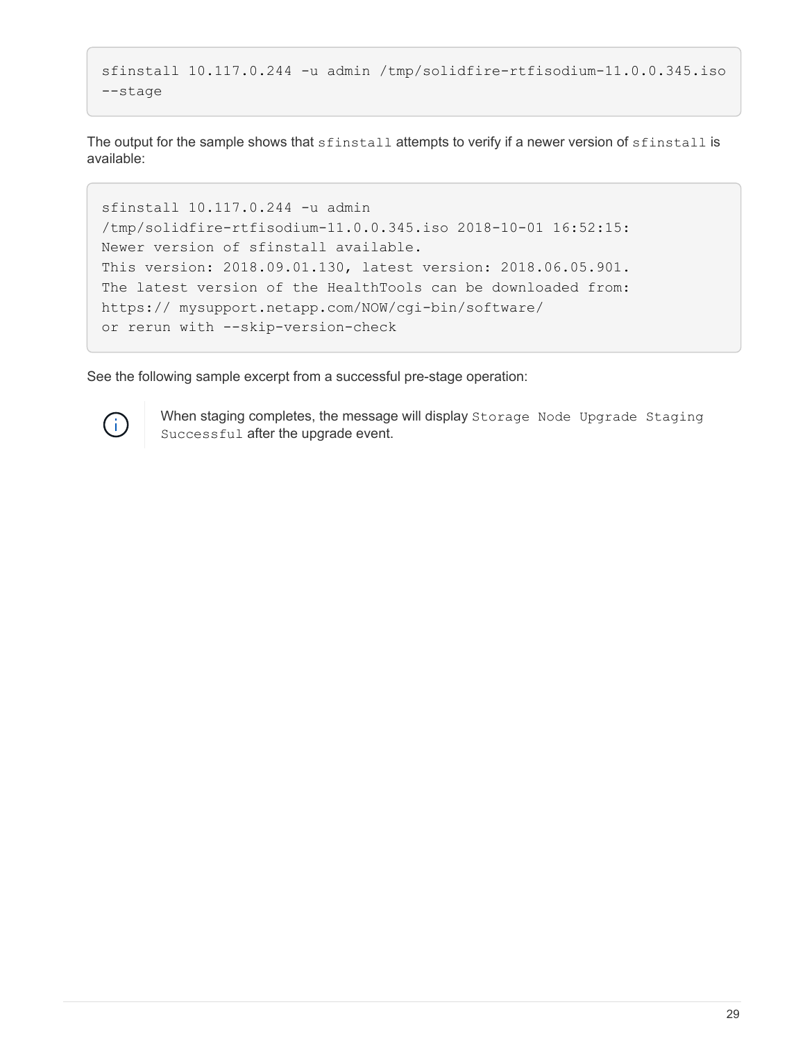```
sfinstall 10.117.0.244 -u admin /tmp/solidfire-rtfisodium-11.0.0.345.iso
--stage
```

The output for the sample shows that `sfinstall` attempts to verify if a newer version of `sfinstall` is available:

```
sfinstall 10.117.0.244 -u admin
/tmp/solidfire-rtfisodium-11.0.0.345.iso 2018-10-01 16:52:15:
Newer version of sfinstall available.
This version: 2018.09.01.130, latest version: 2018.06.05.901.
The latest version of the HealthTools can be downloaded from:
https:// mysupport.netapp.com/NOW/cgi-bin/software/
or rerun with --skip-version-check
```

See the following sample excerpt from a successful pre-stage operation:

> When staging completes, the message will display `Storage Node Upgrade Staging Successful` after the upgrade event.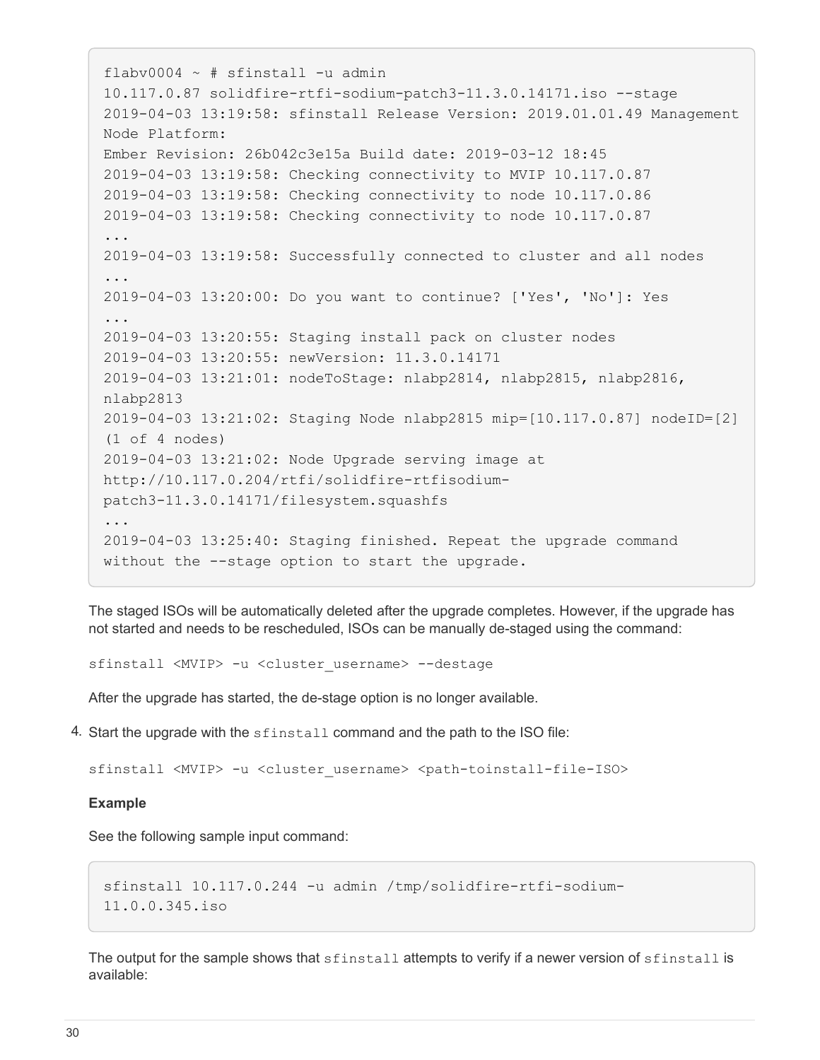```
flabv0004 ~ # sfinstall -u admin
10.117.0.87 solidfire-rtfi-sodium-patch3-11.3.0.14171.iso --stage
2019-04-03 13:19:58: sfinstall Release Version: 2019.01.01.49 Management
Node Platform:
Ember Revision: 26b042c3e15a Build date: 2019-03-12 18:45
2019-04-03 13:19:58: Checking connectivity to MVIP 10.117.0.87
2019-04-03 13:19:58: Checking connectivity to node 10.117.0.86
2019-04-03 13:19:58: Checking connectivity to node 10.117.0.87
...
2019-04-03 13:19:58: Successfully connected to cluster and all nodes
...
2019-04-03 13:20:00: Do you want to continue? ['Yes', 'No']: Yes
...
2019-04-03 13:20:55: Staging install pack on cluster nodes
2019-04-03 13:20:55: newVersion: 11.3.0.14171
2019-04-03 13:21:01: nodeToStage: nlabp2814, nlabp2815, nlabp2816,
nlabp2813
2019-04-03 13:21:02: Staging Node nlabp2815 mip=[10.117.0.87] nodeID=[2]
(1 of 4 nodes)
2019-04-03 13:21:02: Node Upgrade serving image at
http://10.117.0.204/rtfi/solidfire-rtfisodium-
patch3-11.3.0.14171/filesystem.squashfs
...
2019-04-03 13:25:40: Staging finished. Repeat the upgrade command
without the --stage option to start the upgrade.
```

The staged ISOs will be automatically deleted after the upgrade completes. However, if the upgrade has not started and needs to be rescheduled, ISOs can be manually de-staged using the command:

```
sfinstall <MVIP> -u <cluster_username> --destage
```

After the upgrade has started, the de-stage option is no longer available.

4. Start the upgrade with the `sfinstall` command and the path to the ISO file:

```
sfinstall <MVIP> -u <cluster_username> <path-toinstall-file-ISO>
```

**Example**

See the following sample input command:

```
sfinstall 10.117.0.244 -u admin /tmp/solidfire-rtfi-sodium-
11.0.0.345.iso
```

The output for the sample shows that `sfinstall` attempts to verify if a newer version of `sfinstall` is available: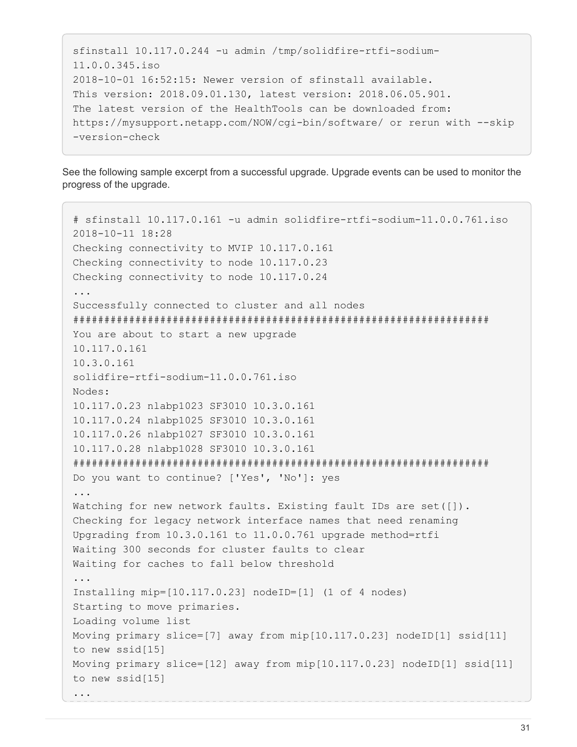```
sfinstall 10.117.0.244 -u admin /tmp/solidfire-rtfi-sodium-
11.0.0.345.iso
2018-10-01 16:52:15: Newer version of sfinstall available.
This version: 2018.09.01.130, latest version: 2018.06.05.901.
The latest version of the HealthTools can be downloaded from:
https://mysupport.netapp.com/NOW/cgi-bin/software/ or rerun with --skip
-version-check
```

See the following sample excerpt from a successful upgrade. Upgrade events can be used to monitor the progress of the upgrade.

```
# sfinstall 10.117.0.161 -u admin solidfire-rtfi-sodium-11.0.0.761.iso
2018-10-11 18:28
Checking connectivity to MVIP 10.117.0.161
Checking connectivity to node 10.117.0.23
Checking connectivity to node 10.117.0.24
...
Successfully connected to cluster and all nodes
###################################################################
You are about to start a new upgrade
10.117.0.161
10.3.0.161
solidfire-rtfi-sodium-11.0.0.761.iso
Nodes:
10.117.0.23 nlabp1023 SF3010 10.3.0.161
10.117.0.24 nlabp1025 SF3010 10.3.0.161
10.117.0.26 nlabp1027 SF3010 10.3.0.161
10.117.0.28 nlabp1028 SF3010 10.3.0.161
###################################################################
Do you want to continue? ['Yes', 'No']: yes
...
Watching for new network faults. Existing fault IDs are set([]).
Checking for legacy network interface names that need renaming
Upgrading from 10.3.0.161 to 11.0.0.761 upgrade method=rtfi
Waiting 300 seconds for cluster faults to clear
Waiting for caches to fall below threshold
...
Installing mip=[10.117.0.23] nodeID=[1] (1 of 4 nodes)
Starting to move primaries.
Loading volume list
Moving primary slice=[7] away from mip[10.117.0.23] nodeID[1] ssid[11]
to new ssid[15]
Moving primary slice=[12] away from mip[10.117.0.23] nodeID[1] ssid[11]
to new ssid[15]
...
```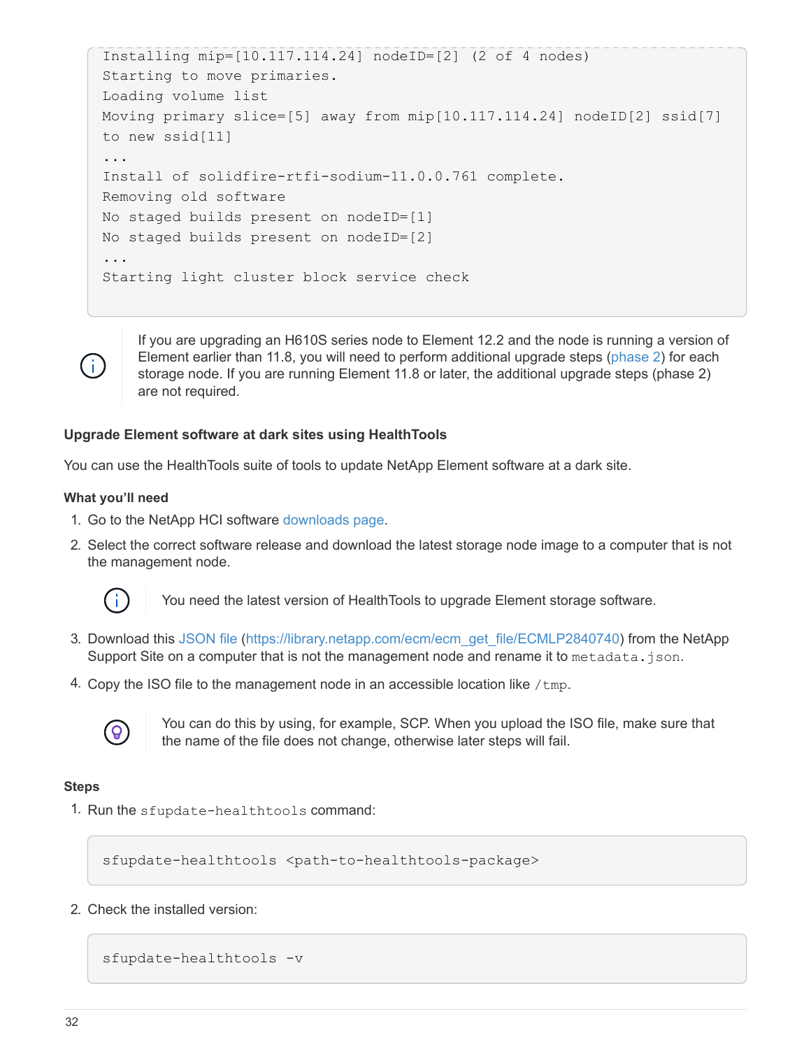```
Installing mip=[10.117.114.24] nodeID=[2] (2 of 4 nodes)
Starting to move primaries.
Loading volume list
Moving primary slice=[5] away from mip[10.117.114.24] nodeID[2] ssid[7]
to new ssid[11]
...
Install of solidfire-rtfi-sodium-11.0.0.761 complete.
Removing old software
No staged builds present on nodeID=[1]
No staged builds present on nodeID=[2]
...
Starting light cluster block service check
```

> If you are upgrading an H610S series node to Element 12.2 and the node is running a version of Element earlier than 11.8, you will need to perform additional upgrade steps (phase 2) for each storage node. If you are running Element 11.8 or later, the additional upgrade steps (phase 2) are not required.

#### Upgrade Element software at dark sites using HealthTools

You can use the HealthTools suite of tools to update NetApp Element software at a dark site.

**What you'll need**

1. Go to the NetApp HCI software downloads page.
2. Select the correct software release and download the latest storage node image to a computer that is not the management node.

   > You need the latest version of HealthTools to upgrade Element storage software.

3. Download this JSON file (https://library.netapp.com/ecm/ecm_get_file/ECMLP2840740) from the NetApp Support Site on a computer that is not the management node and rename it to `metadata.json`.
4. Copy the ISO file to the management node in an accessible location like `/tmp`.

   > You can do this by using, for example, SCP. When you upload the ISO file, make sure that the name of the file does not change, otherwise later steps will fail.

**Steps**

1. Run the `sfupdate-healthtools` command:

```
sfupdate-healthtools <path-to-healthtools-package>
```

2. Check the installed version:

```
sfupdate-healthtools -v
```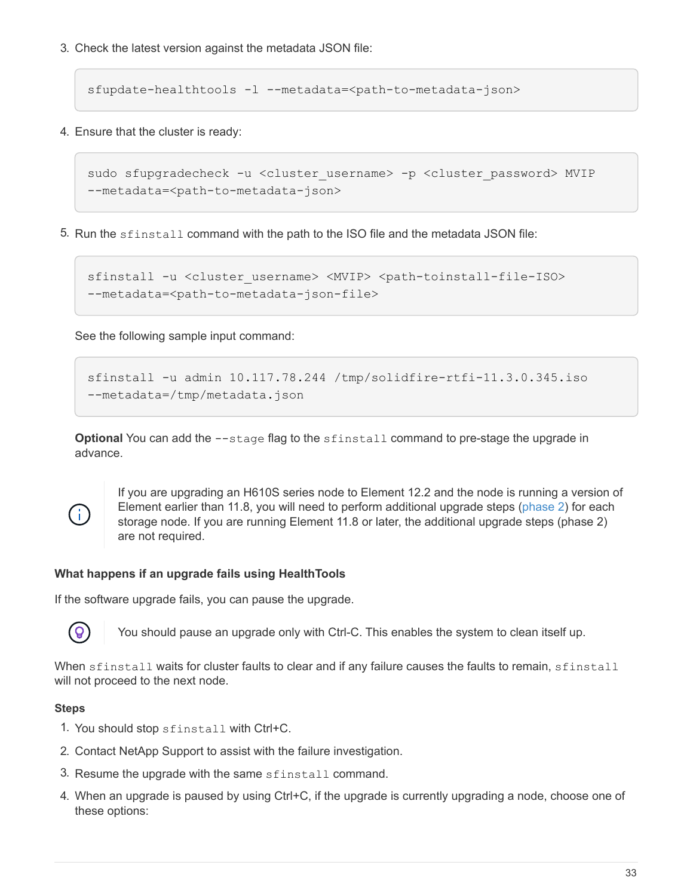3. Check the latest version against the metadata JSON file:

```
sfupdate-healthtools -l --metadata=<path-to-metadata-json>
```

4. Ensure that the cluster is ready:

```
sudo sfupgradecheck -u <cluster_username> -p <cluster_password> MVIP
--metadata=<path-to-metadata-json>
```

5. Run the `sfinstall` command with the path to the ISO file and the metadata JSON file:

```
sfinstall -u <cluster_username> <MVIP> <path-toinstall-file-ISO>
--metadata=<path-to-metadata-json-file>
```

See the following sample input command:

```
sfinstall -u admin 10.117.78.244 /tmp/solidfire-rtfi-11.3.0.345.iso
--metadata=/tmp/metadata.json
```

**Optional** You can add the `--stage` flag to the `sfinstall` command to pre-stage the upgrade in advance.

> If you are upgrading an H610S series node to Element 12.2 and the node is running a version of Element earlier than 11.8, you will need to perform additional upgrade steps (phase 2) for each storage node. If you are running Element 11.8 or later, the additional upgrade steps (phase 2) are not required.

#### What happens if an upgrade fails using HealthTools

If the software upgrade fails, you can pause the upgrade.

> You should pause an upgrade only with Ctrl-C. This enables the system to clean itself up.

When `sfinstall` waits for cluster faults to clear and if any failure causes the faults to remain, `sfinstall` will not proceed to the next node.

**Steps**

1. You should stop `sfinstall` with Ctrl+C.
2. Contact NetApp Support to assist with the failure investigation.
3. Resume the upgrade with the same `sfinstall` command.
4. When an upgrade is paused by using Ctrl+C, if the upgrade is currently upgrading a node, choose one of these options: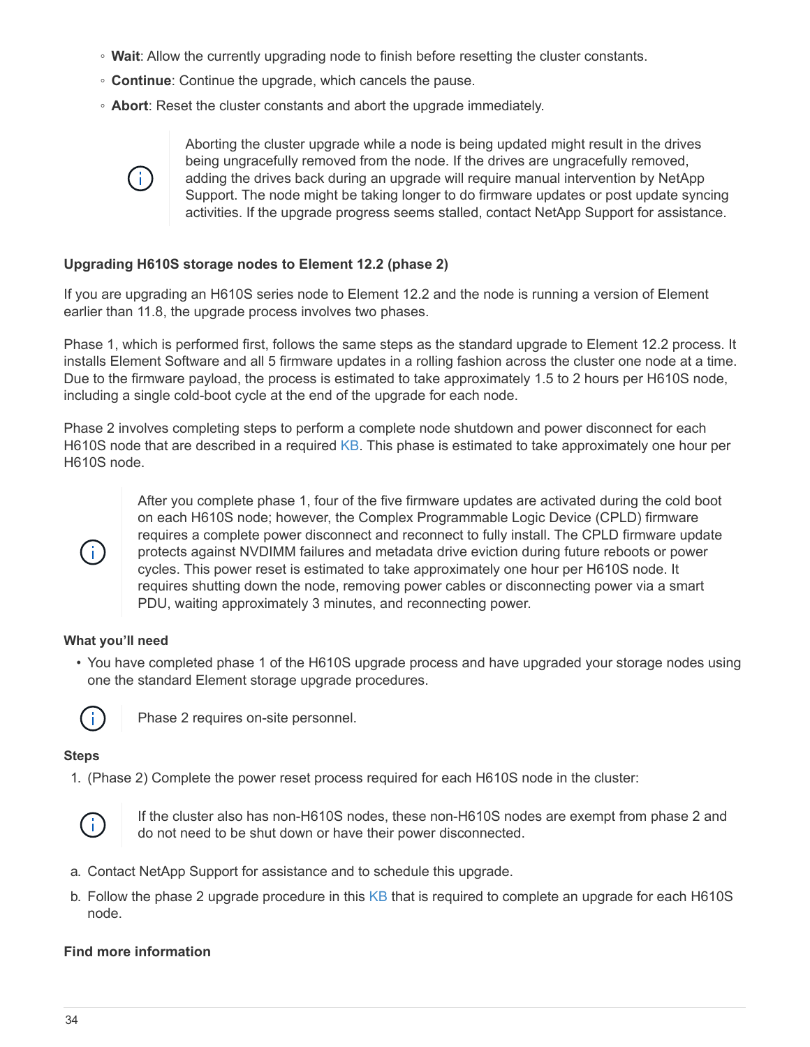- **Wait**: Allow the currently upgrading node to finish before resetting the cluster constants.
- **Continue**: Continue the upgrade, which cancels the pause.
- **Abort**: Reset the cluster constants and abort the upgrade immediately.

> Aborting the cluster upgrade while a node is being updated might result in the drives being ungracefully removed from the node. If the drives are ungracefully removed, adding the drives back during an upgrade will require manual intervention by NetApp Support. The node might be taking longer to do firmware updates or post update syncing activities. If the upgrade progress seems stalled, contact NetApp Support for assistance.

#### Upgrading H610S storage nodes to Element 12.2 (phase 2)

If you are upgrading an H610S series node to Element 12.2 and the node is running a version of Element earlier than 11.8, the upgrade process involves two phases.

Phase 1, which is performed first, follows the same steps as the standard upgrade to Element 12.2 process. It installs Element Software and all 5 firmware updates in a rolling fashion across the cluster one node at a time. Due to the firmware payload, the process is estimated to take approximately 1.5 to 2 hours per H610S node, including a single cold-boot cycle at the end of the upgrade for each node.

Phase 2 involves completing steps to perform a complete node shutdown and power disconnect for each H610S node that are described in a required KB. This phase is estimated to take approximately one hour per H610S node.

> After you complete phase 1, four of the five firmware updates are activated during the cold boot on each H610S node; however, the Complex Programmable Logic Device (CPLD) firmware requires a complete power disconnect and reconnect to fully install. The CPLD firmware update protects against NVDIMM failures and metadata drive eviction during future reboots or power cycles. This power reset is estimated to take approximately one hour per H610S node. It requires shutting down the node, removing power cables or disconnecting power via a smart PDU, waiting approximately 3 minutes, and reconnecting power.

**What you'll need**

- You have completed phase 1 of the H610S upgrade process and have upgraded your storage nodes using one the standard Element storage upgrade procedures.

> Phase 2 requires on-site personnel.

**Steps**

1. (Phase 2) Complete the power reset process required for each H610S node in the cluster:

> If the cluster also has non-H610S nodes, these non-H610S nodes are exempt from phase 2 and do not need to be shut down or have their power disconnected.

a. Contact NetApp Support for assistance and to schedule this upgrade.

b. Follow the phase 2 upgrade procedure in this KB that is required to complete an upgrade for each H610S node.

#### Find more information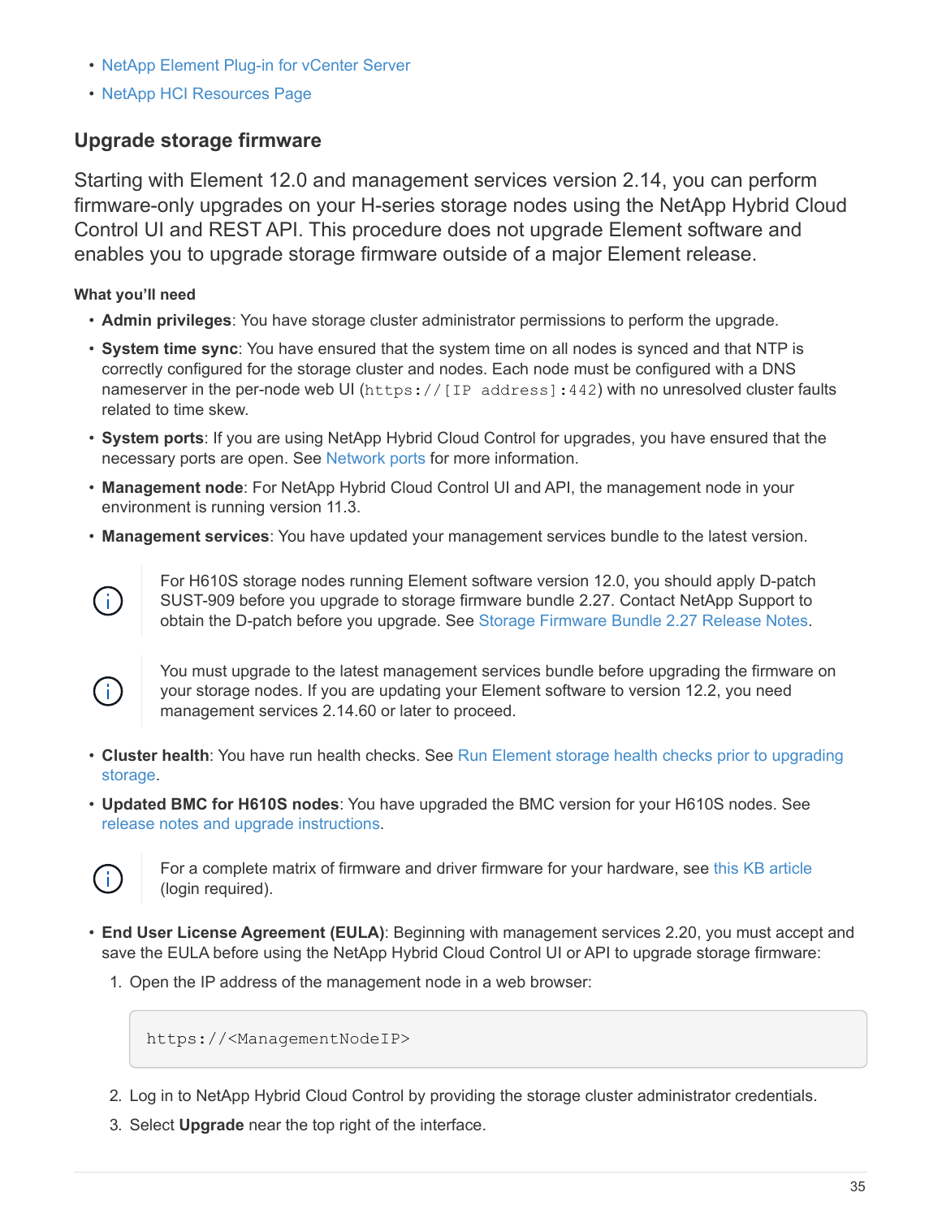- NetApp Element Plug-in for vCenter Server
- NetApp HCI Resources Page

## Upgrade storage firmware

Starting with Element 12.0 and management services version 2.14, you can perform firmware-only upgrades on your H-series storage nodes using the NetApp Hybrid Cloud Control UI and REST API. This procedure does not upgrade Element software and enables you to upgrade storage firmware outside of a major Element release.

**What you'll need**

- **Admin privileges**: You have storage cluster administrator permissions to perform the upgrade.
- **System time sync**: You have ensured that the system time on all nodes is synced and that NTP is correctly configured for the storage cluster and nodes. Each node must be configured with a DNS nameserver in the per-node web UI (`https://[IP address]:442`) with no unresolved cluster faults related to time skew.
- **System ports**: If you are using NetApp Hybrid Cloud Control for upgrades, you have ensured that the necessary ports are open. See Network ports for more information.
- **Management node**: For NetApp Hybrid Cloud Control UI and API, the management node in your environment is running version 11.3.
- **Management services**: You have updated your management services bundle to the latest version.

> For H610S storage nodes running Element software version 12.0, you should apply D-patch SUST-909 before you upgrade to storage firmware bundle 2.27. Contact NetApp Support to obtain the D-patch before you upgrade. See Storage Firmware Bundle 2.27 Release Notes.

> You must upgrade to the latest management services bundle before upgrading the firmware on your storage nodes. If you are updating your Element software to version 12.2, you need management services 2.14.60 or later to proceed.

- **Cluster health**: You have run health checks. See Run Element storage health checks prior to upgrading storage.
- **Updated BMC for H610S nodes**: You have upgraded the BMC version for your H610S nodes. See release notes and upgrade instructions.

> For a complete matrix of firmware and driver firmware for your hardware, see this KB article (login required).

- **End User License Agreement (EULA)**: Beginning with management services 2.20, you must accept and save the EULA before using the NetApp Hybrid Cloud Control UI or API to upgrade storage firmware:
  1. Open the IP address of the management node in a web browser:

     ```
     https://<ManagementNodeIP>
     ```

  2. Log in to NetApp Hybrid Cloud Control by providing the storage cluster administrator credentials.
  3. Select **Upgrade** near the top right of the interface.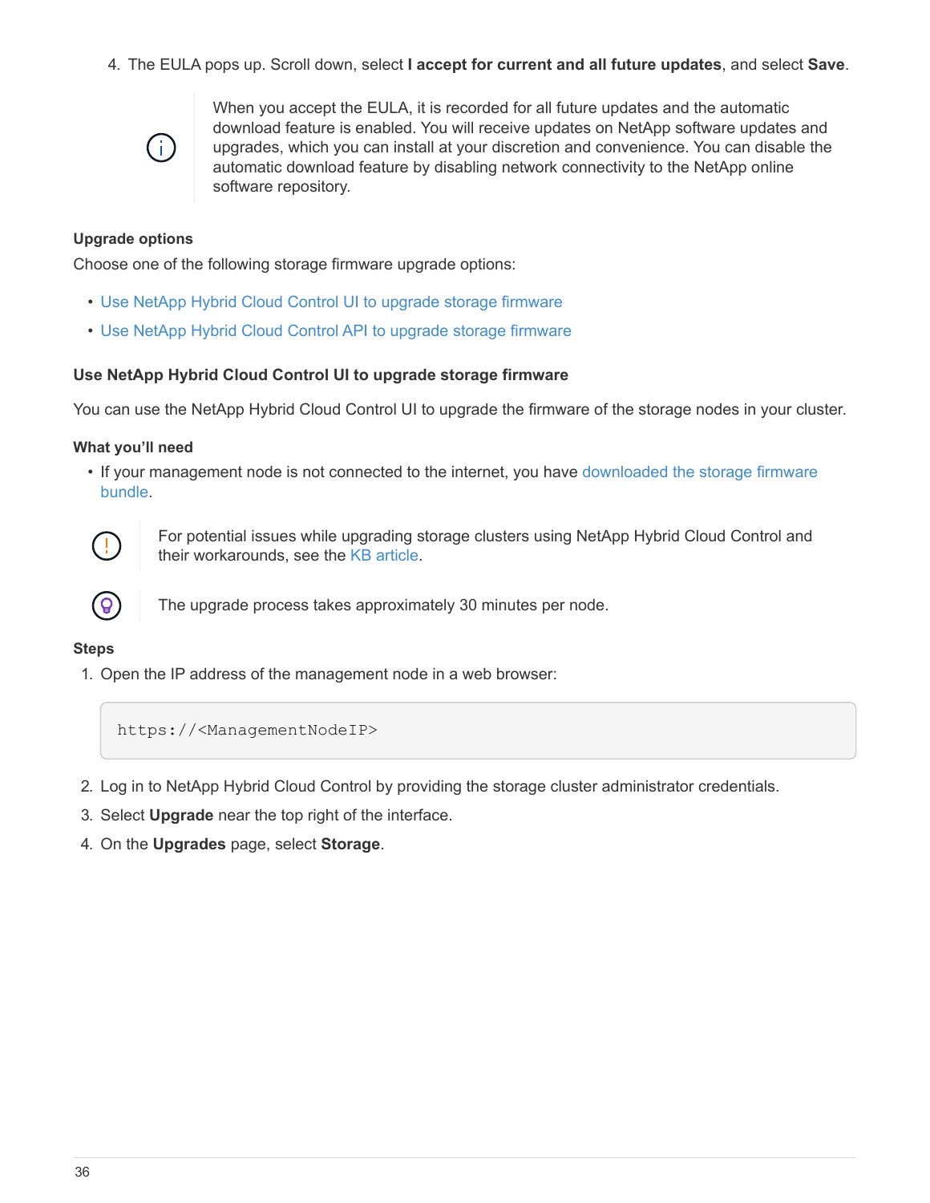4. The EULA pops up. Scroll down, select **I accept for current and all future updates**, and select **Save**.

> When you accept the EULA, it is recorded for all future updates and the automatic download feature is enabled. You will receive updates on NetApp software updates and upgrades, which you can install at your discretion and convenience. You can disable the automatic download feature by disabling network connectivity to the NetApp online software repository.

#### Upgrade options

Choose one of the following storage firmware upgrade options:

- Use NetApp Hybrid Cloud Control UI to upgrade storage firmware
- Use NetApp Hybrid Cloud Control API to upgrade storage firmware

### Use NetApp Hybrid Cloud Control UI to upgrade storage firmware

You can use the NetApp Hybrid Cloud Control UI to upgrade the firmware of the storage nodes in your cluster.

#### What you'll need

- If your management node is not connected to the internet, you have downloaded the storage firmware bundle.

> For potential issues while upgrading storage clusters using NetApp Hybrid Cloud Control and their workarounds, see the KB article.

> The upgrade process takes approximately 30 minutes per node.

#### Steps

1. Open the IP address of the management node in a web browser:

```
https://<ManagementNodeIP>
```

2. Log in to NetApp Hybrid Cloud Control by providing the storage cluster administrator credentials.
3. Select **Upgrade** near the top right of the interface.
4. On the **Upgrades** page, select **Storage**.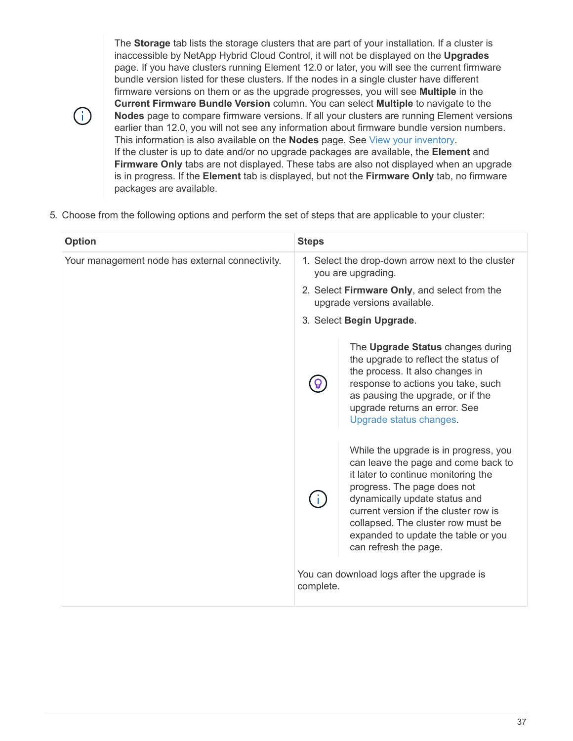> The **Storage** tab lists the storage clusters that are part of your installation. If a cluster is inaccessible by NetApp Hybrid Cloud Control, it will not be displayed on the **Upgrades** page. If you have clusters running Element 12.0 or later, you will see the current firmware bundle version listed for these clusters. If the nodes in a single cluster have different firmware versions on them or as the upgrade progresses, you will see **Multiple** in the **Current Firmware Bundle Version** column. You can select **Multiple** to navigate to the **Nodes** page to compare firmware versions. If all your clusters are running Element versions earlier than 12.0, you will not see any information about firmware bundle version numbers. This information is also available on the **Nodes** page. See View your inventory.
> If the cluster is up to date and/or no upgrade packages are available, the **Element** and **Firmware Only** tabs are not displayed. These tabs are also not displayed when an upgrade is in progress. If the **Element** tab is displayed, but not the **Firmware Only** tab, no firmware packages are available.

5. Choose from the following options and perform the set of steps that are applicable to your cluster:

| Option | Steps |
| --- | --- |
| Your management node has external connectivity. | 1. Select the drop-down arrow next to the cluster you are upgrading.<br>2. Select **Firmware Only**, and select from the upgrade versions available.<br>3. Select **Begin Upgrade**.<br><br>The **Upgrade Status** changes during the upgrade to reflect the status of the process. It also changes in response to actions you take, such as pausing the upgrade, or if the upgrade returns an error. See Upgrade status changes.<br><br>While the upgrade is in progress, you can leave the page and come back to it later to continue monitoring the progress. The page does not dynamically update status and current version if the cluster row is collapsed. The cluster row must be expanded to update the table or you can refresh the page.<br><br>You can download logs after the upgrade is complete. |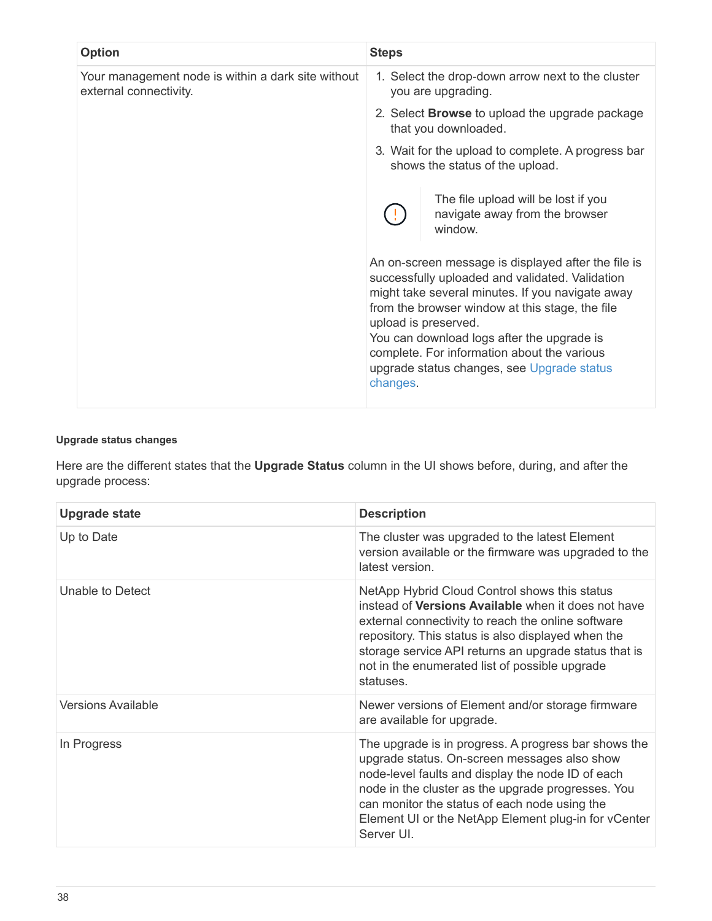| Option | Steps |
| --- | --- |
| Your management node is within a dark site without external connectivity. | 1. Select the drop-down arrow next to the cluster you are upgrading.<br>2. Select **Browse** to upload the upgrade package that you downloaded.<br>3. Wait for the upload to complete. A progress bar shows the status of the upload.<br><br>The file upload will be lost if you navigate away from the browser window.<br><br>An on-screen message is displayed after the file is successfully uploaded and validated. Validation might take several minutes. If you navigate away from the browser window at this stage, the file upload is preserved.<br>You can download logs after the upgrade is complete. For information about the various upgrade status changes, see Upgrade status changes. |

#### Upgrade status changes

Here are the different states that the **Upgrade Status** column in the UI shows before, during, and after the upgrade process:

| Upgrade state | Description |
| --- | --- |
| Up to Date | The cluster was upgraded to the latest Element version available or the firmware was upgraded to the latest version. |
| Unable to Detect | NetApp Hybrid Cloud Control shows this status instead of **Versions Available** when it does not have external connectivity to reach the online software repository. This status is also displayed when the storage service API returns an upgrade status that is not in the enumerated list of possible upgrade statuses. |
| Versions Available | Newer versions of Element and/or storage firmware are available for upgrade. |
| In Progress | The upgrade is in progress. A progress bar shows the upgrade status. On-screen messages also show node-level faults and display the node ID of each node in the cluster as the upgrade progresses. You can monitor the status of each node using the Element UI or the NetApp Element plug-in for vCenter Server UI. |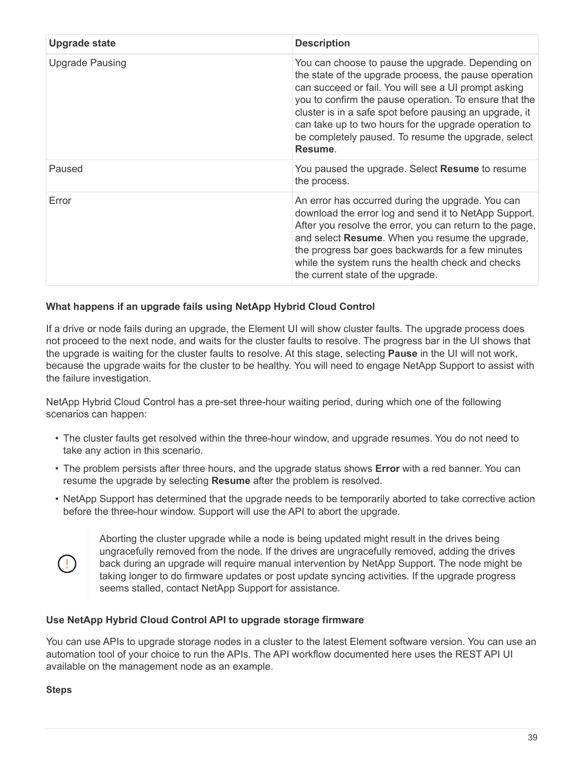| Upgrade state | Description |
| --- | --- |
| Upgrade Pausing | You can choose to pause the upgrade. Depending on the state of the upgrade process, the pause operation can succeed or fail. You will see a UI prompt asking you to confirm the pause operation. To ensure that the cluster is in a safe spot before pausing an upgrade, it can take up to two hours for the upgrade operation to be completely paused. To resume the upgrade, select **Resume**. |
| Paused | You paused the upgrade. Select **Resume** to resume the process. |
| Error | An error has occurred during the upgrade. You can download the error log and send it to NetApp Support. After you resolve the error, you can return to the page, and select **Resume**. When you resume the upgrade, the progress bar goes backwards for a few minutes while the system runs the health check and checks the current state of the upgrade. |

#### What happens if an upgrade fails using NetApp Hybrid Cloud Control

If a drive or node fails during an upgrade, the Element UI will show cluster faults. The upgrade process does not proceed to the next node, and waits for the cluster faults to resolve. The progress bar in the UI shows that the upgrade is waiting for the cluster faults to resolve. At this stage, selecting **Pause** in the UI will not work, because the upgrade waits for the cluster to be healthy. You will need to engage NetApp Support to assist with the failure investigation.

NetApp Hybrid Cloud Control has a pre-set three-hour waiting period, during which one of the following scenarios can happen:

- The cluster faults get resolved within the three-hour window, and upgrade resumes. You do not need to take any action in this scenario.
- The problem persists after three hours, and the upgrade status shows **Error** with a red banner. You can resume the upgrade by selecting **Resume** after the problem is resolved.
- NetApp Support has determined that the upgrade needs to be temporarily aborted to take corrective action before the three-hour window. Support will use the API to abort the upgrade.

> Aborting the cluster upgrade while a node is being updated might result in the drives being ungracefully removed from the node. If the drives are ungracefully removed, adding the drives back during an upgrade will require manual intervention by NetApp Support. The node might be taking longer to do firmware updates or post update syncing activities. If the upgrade progress seems stalled, contact NetApp Support for assistance.

#### Use NetApp Hybrid Cloud Control API to upgrade storage firmware

You can use APIs to upgrade storage nodes in a cluster to the latest Element software version. You can use an automation tool of your choice to run the APIs. The API workflow documented here uses the REST API UI available on the management node as an example.

**Steps**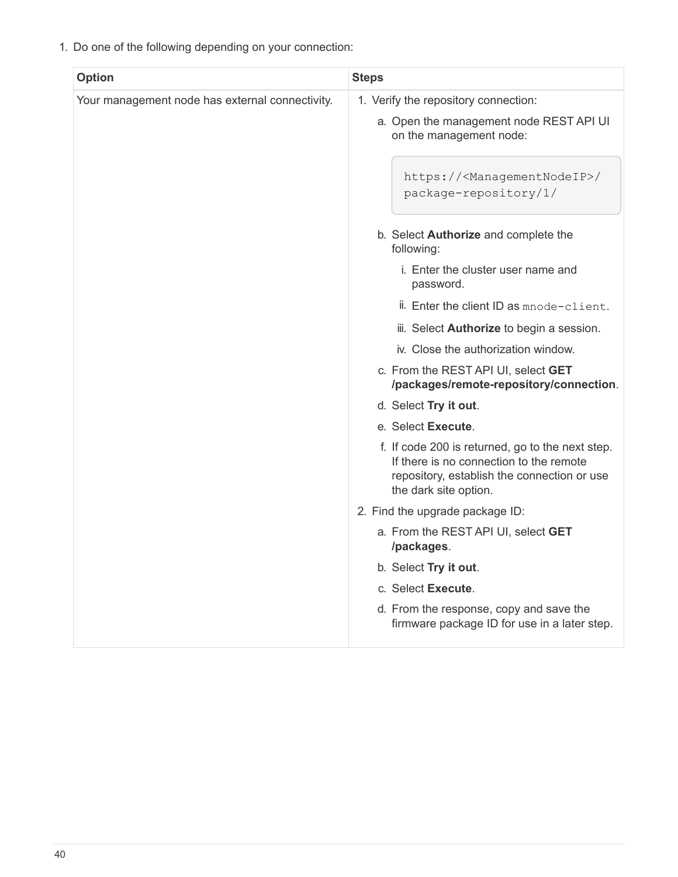1. Do one of the following depending on your connection:

| Option | Steps |
| --- | --- |
| Your management node has external connectivity. | 1. Verify the repository connection:<br>a. Open the management node REST API UI on the management node:<br>`https://<ManagementNodeIP>/package-repository/1/`<br>b. Select **Authorize** and complete the following:<br>i. Enter the cluster user name and password.<br>ii. Enter the client ID as `mnode-client`.<br>iii. Select **Authorize** to begin a session.<br>iv. Close the authorization window.<br>c. From the REST API UI, select **GET /packages/remote-repository/connection**.<br>d. Select **Try it out**.<br>e. Select **Execute**.<br>f. If code 200 is returned, go to the next step. If there is no connection to the remote repository, establish the connection or use the dark site option.<br>2. Find the upgrade package ID:<br>a. From the REST API UI, select **GET /packages**.<br>b. Select **Try it out**.<br>c. Select **Execute**.<br>d. From the response, copy and save the firmware package ID for use in a later step. |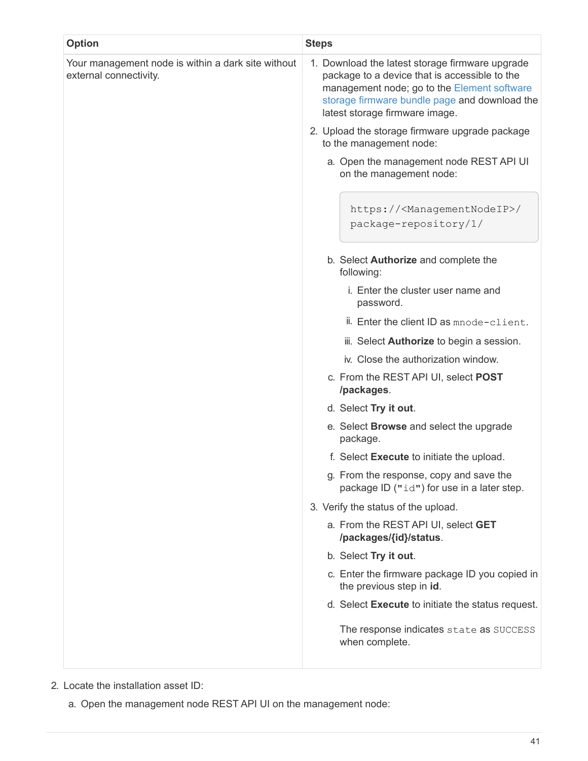| Option | Steps |
| --- | --- |
| Your management node is within a dark site without external connectivity. | 1. Download the latest storage firmware upgrade package to a device that is accessible to the management node; go to the Element software storage firmware bundle page and download the latest storage firmware image.<br>2. Upload the storage firmware upgrade package to the management node:<br>a. Open the management node REST API UI on the management node:<br>`https://<ManagementNodeIP>/package-repository/1/`<br>b. Select **Authorize** and complete the following:<br>i. Enter the cluster user name and password.<br>ii. Enter the client ID as `mnode-client`.<br>iii. Select **Authorize** to begin a session.<br>iv. Close the authorization window.<br>c. From the REST API UI, select **POST /packages**.<br>d. Select **Try it out**.<br>e. Select **Browse** and select the upgrade package.<br>f. Select **Execute** to initiate the upload.<br>g. From the response, copy and save the package ID (`"id"`) for use in a later step.<br>3. Verify the status of the upload.<br>a. From the REST API UI, select **GET /packages/{id}/status**.<br>b. Select **Try it out**.<br>c. Enter the firmware package ID you copied in the previous step in **id**.<br>d. Select **Execute** to initiate the status request.<br>The response indicates `state` as `SUCCESS` when complete. |

2. Locate the installation asset ID:
   a. Open the management node REST API UI on the management node: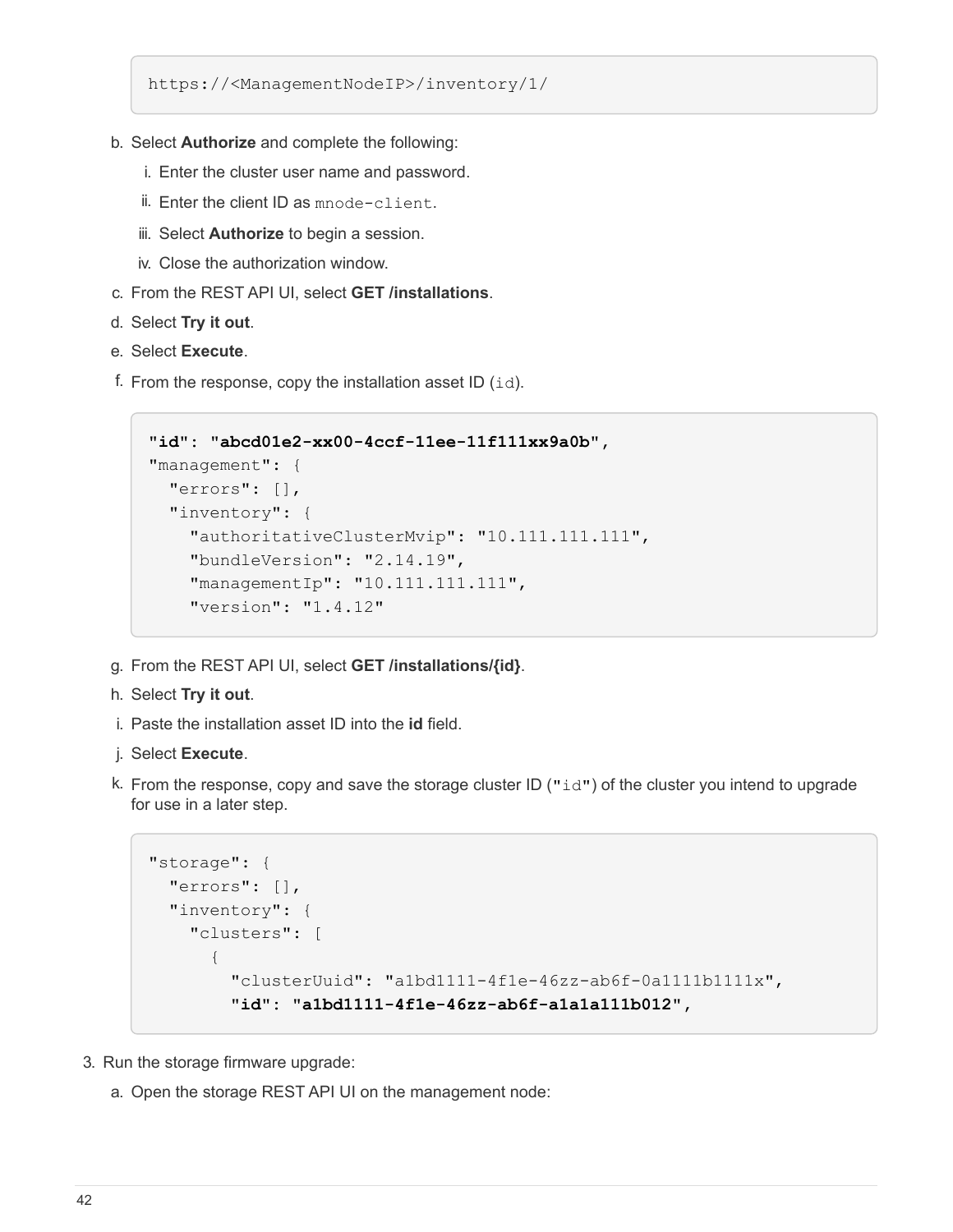```
https://<ManagementNodeIP>/inventory/1/
```

b. Select **Authorize** and complete the following:

   i. Enter the cluster user name and password.

   ii. Enter the client ID as `mnode-client`.

   iii. Select **Authorize** to begin a session.

   iv. Close the authorization window.

c. From the REST API UI, select **GET /installations**.

d. Select **Try it out**.

e. Select **Execute**.

f. From the response, copy the installation asset ID (`id`).

```
"id": "abcd01e2-xx00-4ccf-11ee-11f111xx9a0b",
"management": {
  "errors": [],
  "inventory": {
    "authoritativeClusterMvip": "10.111.111.111",
    "bundleVersion": "2.14.19",
    "managementIp": "10.111.111.111",
    "version": "1.4.12"
```

g. From the REST API UI, select **GET /installations/{id}**.

h. Select **Try it out**.

i. Paste the installation asset ID into the **id** field.

j. Select **Execute**.

k. From the response, copy and save the storage cluster ID (`"id"`) of the cluster you intend to upgrade for use in a later step.

```
"storage": {
  "errors": [],
  "inventory": {
    "clusters": [
      {
        "clusterUuid": "a1bd1111-4f1e-46zz-ab6f-0a1111b1111x",
        "id": "a1bd1111-4f1e-46zz-ab6f-a1a1a111b012",
```

3. Run the storage firmware upgrade:

   a. Open the storage REST API UI on the management node: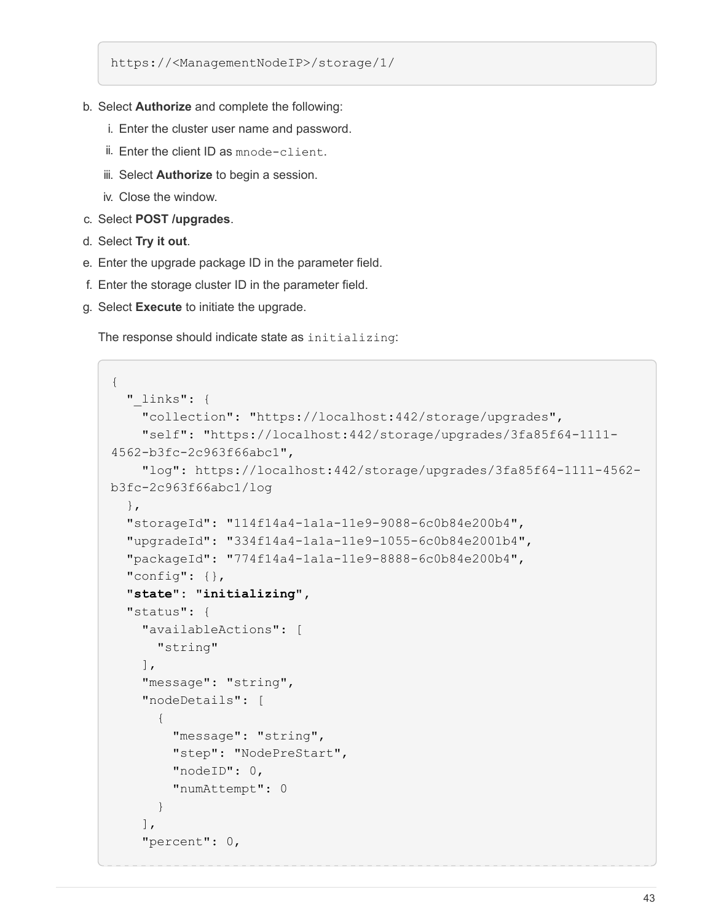```
https://<ManagementNodeIP>/storage/1/
```

b. Select **Authorize** and complete the following:
   i. Enter the cluster user name and password.
   ii. Enter the client ID as `mnode-client`.
   iii. Select **Authorize** to begin a session.
   iv. Close the window.
c. Select **POST /upgrades**.
d. Select **Try it out**.
e. Enter the upgrade package ID in the parameter field.
f. Enter the storage cluster ID in the parameter field.
g. Select **Execute** to initiate the upgrade.

   The response should indicate state as `initializing`:

```
{
  "_links": {
    "collection": "https://localhost:442/storage/upgrades",
    "self": "https://localhost:442/storage/upgrades/3fa85f64-1111-
4562-b3fc-2c963f66abc1",
    "log": https://localhost:442/storage/upgrades/3fa85f64-1111-4562-
b3fc-2c963f66abc1/log
  },
  "storageId": "114f14a4-1a1a-11e9-9088-6c0b84e200b4",
  "upgradeId": "334f14a4-1a1a-11e9-1055-6c0b84e2001b4",
  "packageId": "774f14a4-1a1a-11e9-8888-6c0b84e200b4",
  "config": {},
  "state": "initializing",
  "status": {
    "availableActions": [
      "string"
    ],
    "message": "string",
    "nodeDetails": [
      {
        "message": "string",
        "step": "NodePreStart",
        "nodeID": 0,
        "numAttempt": 0
      }
    ],
    "percent": 0,
```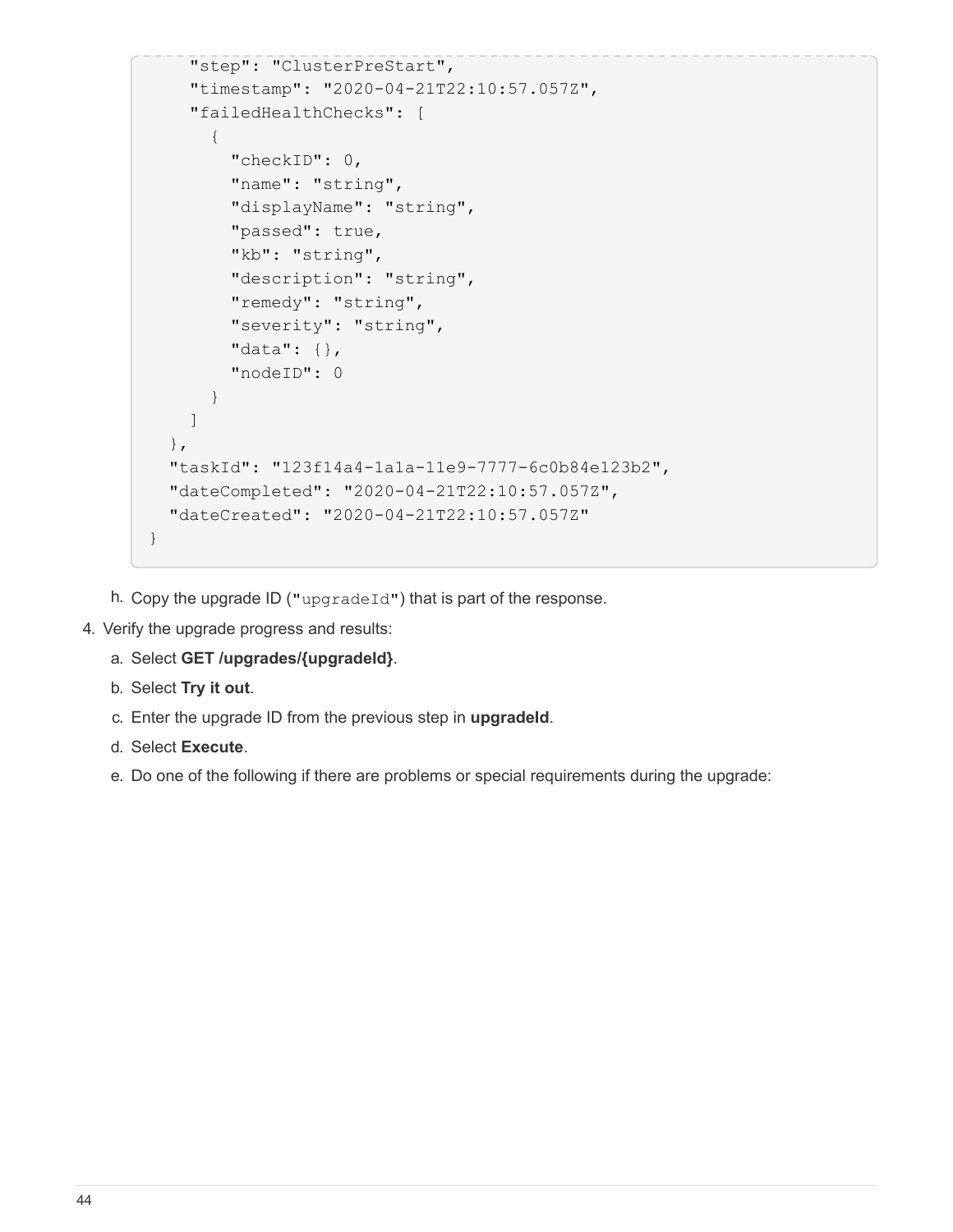```
    "step": "ClusterPreStart",
    "timestamp": "2020-04-21T22:10:57.057Z",
    "failedHealthChecks": [
      {
        "checkID": 0,
        "name": "string",
        "displayName": "string",
        "passed": true,
        "kb": "string",
        "description": "string",
        "remedy": "string",
        "severity": "string",
        "data": {},
        "nodeID": 0
      }
    ]
  },
  "taskId": "123f14a4-1a1a-11e9-7777-6c0b84e123b2",
  "dateCompleted": "2020-04-21T22:10:57.057Z",
  "dateCreated": "2020-04-21T22:10:57.057Z"
}
```

h. Copy the upgrade ID (`"upgradeId"`) that is part of the response.

4. Verify the upgrade progress and results:

   a. Select **GET /upgrades/{upgradeId}**.

   b. Select **Try it out**.

   c. Enter the upgrade ID from the previous step in **upgradeId**.

   d. Select **Execute**.

   e. Do one of the following if there are problems or special requirements during the upgrade: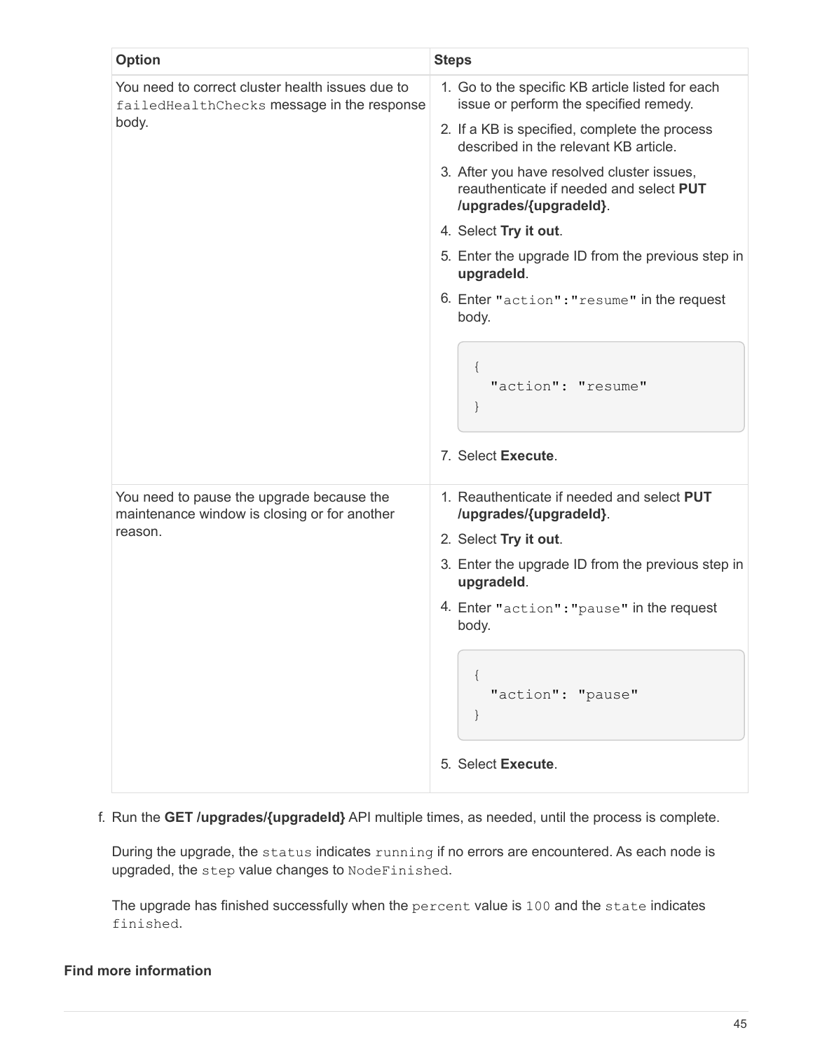| Option | Steps |
| --- | --- |
| You need to correct cluster health issues due to `failedHealthChecks` message in the response body. | 1. Go to the specific KB article listed for each issue or perform the specified remedy.<br>2. If a KB is specified, complete the process described in the relevant KB article.<br>3. After you have resolved cluster issues, reauthenticate if needed and select **PUT /upgrades/{upgradeId}**.<br>4. Select **Try it out**.<br>5. Enter the upgrade ID from the previous step in **upgradeId**.<br>6. Enter `"action":"resume"` in the request body.<br>`{ "action": "resume" }`<br>7. Select **Execute**. |
| You need to pause the upgrade because the maintenance window is closing or for another reason. | 1. Reauthenticate if needed and select **PUT /upgrades/{upgradeId}**.<br>2. Select **Try it out**.<br>3. Enter the upgrade ID from the previous step in **upgradeId**.<br>4. Enter `"action":"pause"` in the request body.<br>`{ "action": "pause" }`<br>5. Select **Execute**. |

f. Run the **GET /upgrades/{upgradeId}** API multiple times, as needed, until the process is complete.

During the upgrade, the `status` indicates `running` if no errors are encountered. As each node is upgraded, the `step` value changes to `NodeFinished`.

The upgrade has finished successfully when the `percent` value is `100` and the `state` indicates `finished`.

### Find more information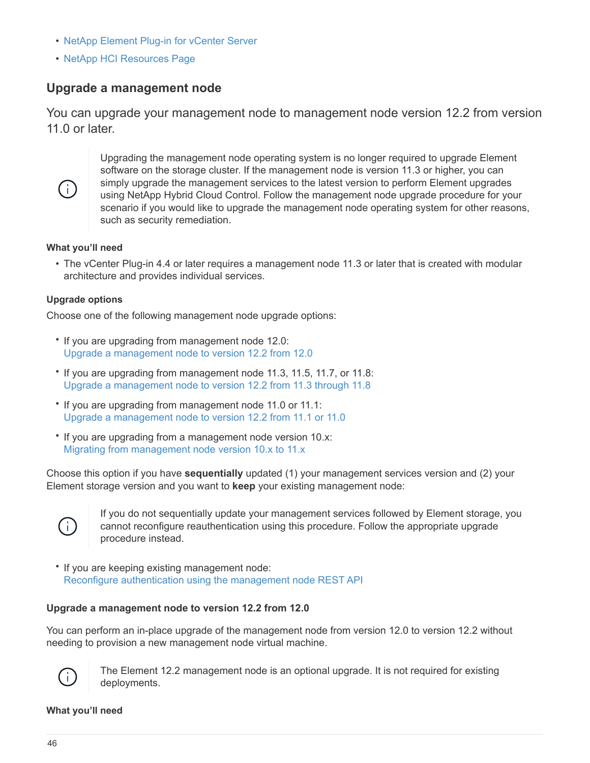- NetApp Element Plug-in for vCenter Server
- NetApp HCI Resources Page

## Upgrade a management node

You can upgrade your management node to management node version 12.2 from version 11.0 or later.

> Upgrading the management node operating system is no longer required to upgrade Element software on the storage cluster. If the management node is version 11.3 or higher, you can simply upgrade the management services to the latest version to perform Element upgrades using NetApp Hybrid Cloud Control. Follow the management node upgrade procedure for your scenario if you would like to upgrade the management node operating system for other reasons, such as security remediation.

#### What you'll need

- The vCenter Plug-in 4.4 or later requires a management node 11.3 or later that is created with modular architecture and provides individual services.

#### Upgrade options

Choose one of the following management node upgrade options:

- If you are upgrading from management node 12.0:
  Upgrade a management node to version 12.2 from 12.0
- If you are upgrading from management node 11.3, 11.5, 11.7, or 11.8:
  Upgrade a management node to version 12.2 from 11.3 through 11.8
- If you are upgrading from management node 11.0 or 11.1:
  Upgrade a management node to version 12.2 from 11.1 or 11.0
- If you are upgrading from a management node version 10.x:
  Migrating from management node version 10.x to 11.x

Choose this option if you have **sequentially** updated (1) your management services version and (2) your Element storage version and you want to **keep** your existing management node:

> If you do not sequentially update your management services followed by Element storage, you cannot reconfigure reauthentication using this procedure. Follow the appropriate upgrade procedure instead.

- If you are keeping existing management node:
  Reconfigure authentication using the management node REST API

#### Upgrade a management node to version 12.2 from 12.0

You can perform an in-place upgrade of the management node from version 12.0 to version 12.2 without needing to provision a new management node virtual machine.

> The Element 12.2 management node is an optional upgrade. It is not required for existing deployments.

#### What you'll need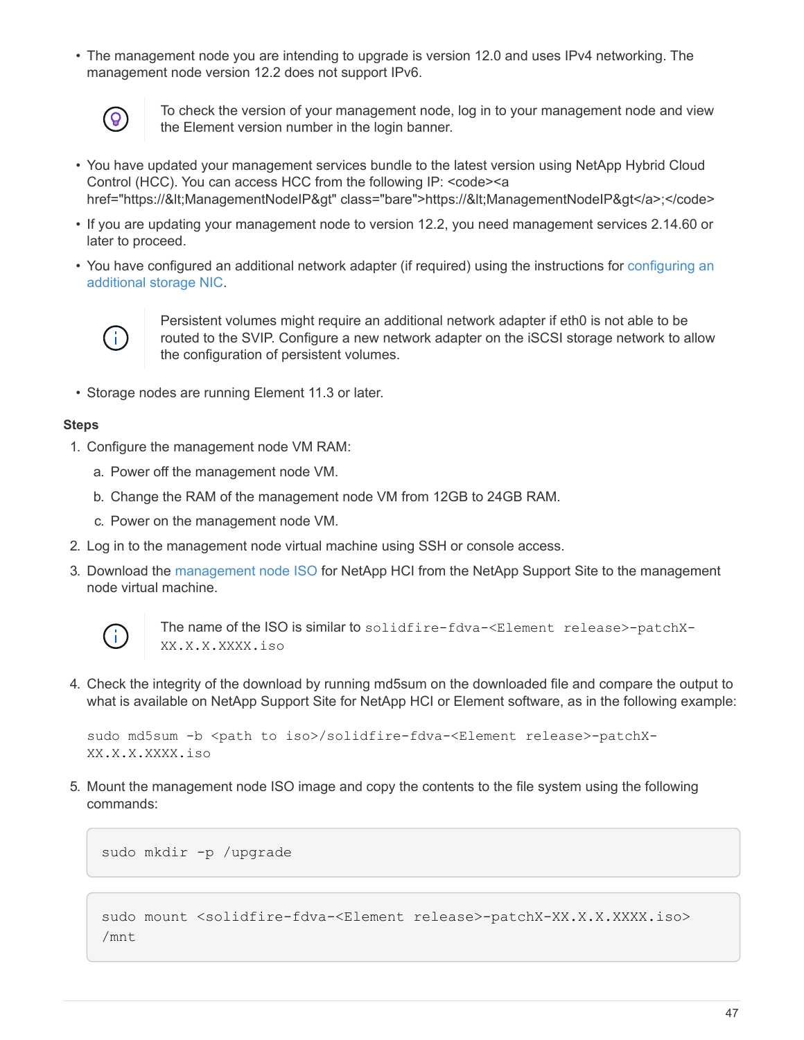- The management node you are intending to upgrade is version 12.0 and uses IPv4 networking. The management node version 12.2 does not support IPv6.

> To check the version of your management node, log in to your management node and view the Element version number in the login banner.

- You have updated your management services bundle to the latest version using NetApp Hybrid Cloud Control (HCC). You can access HCC from the following IP: <code><a href="https://&lt;ManagementNodeIP&gt" class="bare">https://&lt;ManagementNodeIP&gt</a>;</code>
- If you are updating your management node to version 12.2, you need management services 2.14.60 or later to proceed.
- You have configured an additional network adapter (if required) using the instructions for configuring an additional storage NIC.

> Persistent volumes might require an additional network adapter if eth0 is not able to be routed to the SVIP. Configure a new network adapter on the iSCSI storage network to allow the configuration of persistent volumes.

- Storage nodes are running Element 11.3 or later.

**Steps**

1. Configure the management node VM RAM:
   a. Power off the management node VM.
   b. Change the RAM of the management node VM from 12GB to 24GB RAM.
   c. Power on the management node VM.
2. Log in to the management node virtual machine using SSH or console access.
3. Download the management node ISO for NetApp HCI from the NetApp Support Site to the management node virtual machine.

   > The name of the ISO is similar to `solidfire-fdva-<Element release>-patchX-XX.X.X.XXXX.iso`

4. Check the integrity of the download by running md5sum on the downloaded file and compare the output to what is available on NetApp Support Site for NetApp HCI or Element software, as in the following example:

   `sudo md5sum -b <path to iso>/solidfire-fdva-<Element release>-patchX-XX.X.X.XXXX.iso`

5. Mount the management node ISO image and copy the contents to the file system using the following commands:

   ```
   sudo mkdir -p /upgrade
   ```

   ```
   sudo mount <solidfire-fdva-<Element release>-patchX-XX.X.X.XXXX.iso>
   /mnt
   ```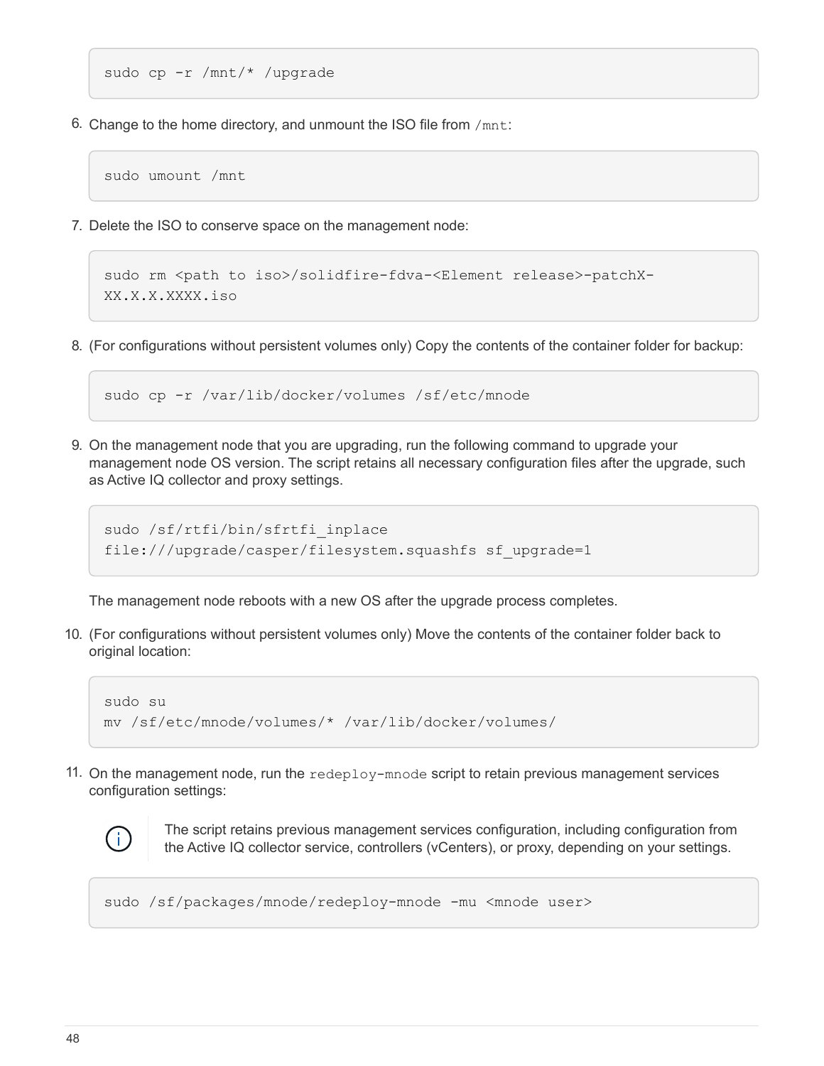```
sudo cp -r /mnt/* /upgrade
```

6. Change to the home directory, and unmount the ISO file from `/mnt`:

```
sudo umount /mnt
```

7. Delete the ISO to conserve space on the management node:

```
sudo rm <path to iso>/solidfire-fdva-<Element release>-patchX-
XX.X.X.XXXX.iso
```

8. (For configurations without persistent volumes only) Copy the contents of the container folder for backup:

```
sudo cp -r /var/lib/docker/volumes /sf/etc/mnode
```

9. On the management node that you are upgrading, run the following command to upgrade your management node OS version. The script retains all necessary configuration files after the upgrade, such as Active IQ collector and proxy settings.

```
sudo /sf/rtfi/bin/sfrtfi_inplace
file:///upgrade/casper/filesystem.squashfs sf_upgrade=1
```

   The management node reboots with a new OS after the upgrade process completes.

10. (For configurations without persistent volumes only) Move the contents of the container folder back to original location:

```
sudo su
mv /sf/etc/mnode/volumes/* /var/lib/docker/volumes/
```

11. On the management node, run the `redeploy-mnode` script to retain previous management services configuration settings:

> The script retains previous management services configuration, including configuration from the Active IQ collector service, controllers (vCenters), or proxy, depending on your settings.

```
sudo /sf/packages/mnode/redeploy-mnode -mu <mnode user>
```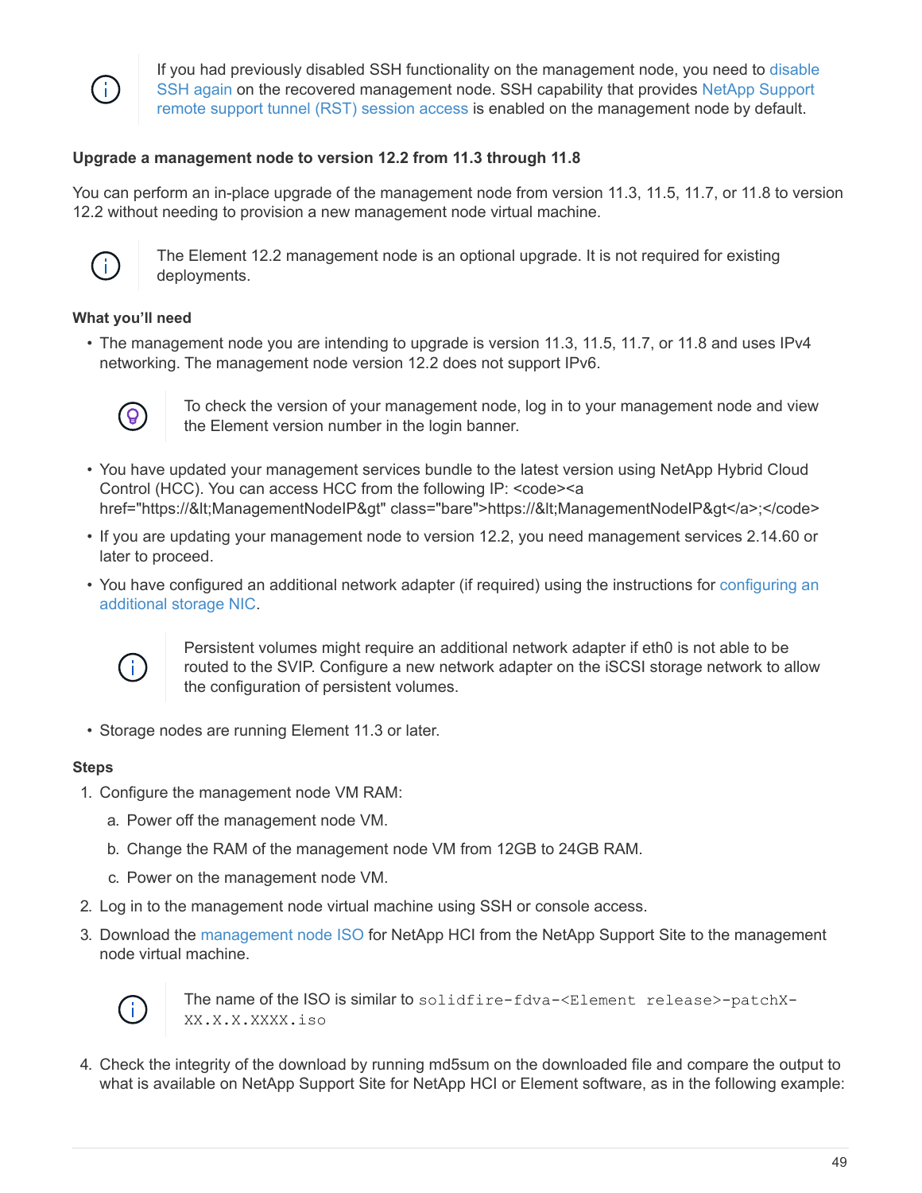> If you had previously disabled SSH functionality on the management node, you need to disable SSH again on the recovered management node. SSH capability that provides NetApp Support remote support tunnel (RST) session access is enabled on the management node by default.

### Upgrade a management node to version 12.2 from 11.3 through 11.8

You can perform an in-place upgrade of the management node from version 11.3, 11.5, 11.7, or 11.8 to version 12.2 without needing to provision a new management node virtual machine.

> The Element 12.2 management node is an optional upgrade. It is not required for existing deployments.

#### What you'll need

- The management node you are intending to upgrade is version 11.3, 11.5, 11.7, or 11.8 and uses IPv4 networking. The management node version 12.2 does not support IPv6.

  > To check the version of your management node, log in to your management node and view the Element version number in the login banner.

- You have updated your management services bundle to the latest version using NetApp Hybrid Cloud Control (HCC). You can access HCC from the following IP: <code><a href="https://&lt;ManagementNodeIP&gt" class="bare">https://&lt;ManagementNodeIP&gt</a>;</code>
- If you are updating your management node to version 12.2, you need management services 2.14.60 or later to proceed.
- You have configured an additional network adapter (if required) using the instructions for configuring an additional storage NIC.

  > Persistent volumes might require an additional network adapter if eth0 is not able to be routed to the SVIP. Configure a new network adapter on the iSCSI storage network to allow the configuration of persistent volumes.

- Storage nodes are running Element 11.3 or later.

#### Steps

1. Configure the management node VM RAM:
   a. Power off the management node VM.
   b. Change the RAM of the management node VM from 12GB to 24GB RAM.
   c. Power on the management node VM.
2. Log in to the management node virtual machine using SSH or console access.
3. Download the management node ISO for NetApp HCI from the NetApp Support Site to the management node virtual machine.

   > The name of the ISO is similar to `solidfire-fdva-<Element release>-patchX-XX.X.X.XXXX.iso`

4. Check the integrity of the download by running md5sum on the downloaded file and compare the output to what is available on NetApp Support Site for NetApp HCI or Element software, as in the following example: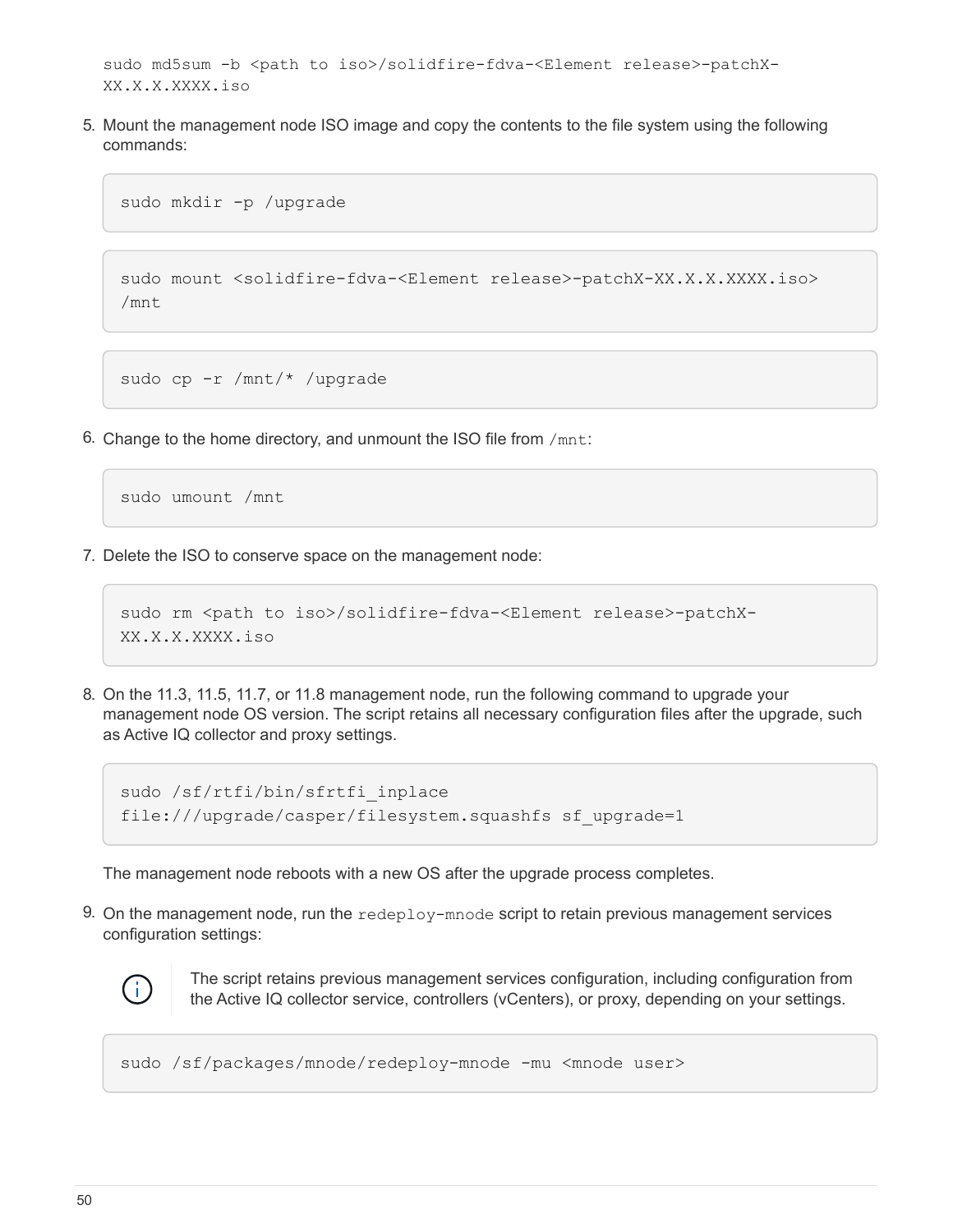```
sudo md5sum -b <path to iso>/solidfire-fdva-<Element release>-patchX-
XX.X.X.XXXX.iso
```

5. Mount the management node ISO image and copy the contents to the file system using the following commands:

```
sudo mkdir -p /upgrade
```

```
sudo mount <solidfire-fdva-<Element release>-patchX-XX.X.X.XXXX.iso>
/mnt
```

```
sudo cp -r /mnt/* /upgrade
```

6. Change to the home directory, and unmount the ISO file from `/mnt`:

```
sudo umount /mnt
```

7. Delete the ISO to conserve space on the management node:

```
sudo rm <path to iso>/solidfire-fdva-<Element release>-patchX-
XX.X.X.XXXX.iso
```

8. On the 11.3, 11.5, 11.7, or 11.8 management node, run the following command to upgrade your management node OS version. The script retains all necessary configuration files after the upgrade, such as Active IQ collector and proxy settings.

```
sudo /sf/rtfi/bin/sfrtfi_inplace
file:///upgrade/casper/filesystem.squashfs sf_upgrade=1
```

The management node reboots with a new OS after the upgrade process completes.

9. On the management node, run the `redeploy-mnode` script to retain previous management services configuration settings:

> The script retains previous management services configuration, including configuration from the Active IQ collector service, controllers (vCenters), or proxy, depending on your settings.

```
sudo /sf/packages/mnode/redeploy-mnode -mu <mnode user>
```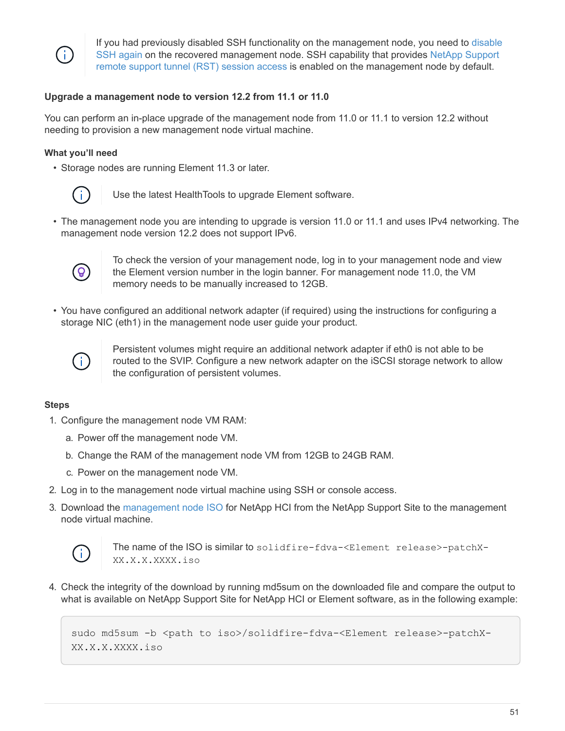If you had previously disabled SSH functionality on the management node, you need to disable SSH again on the recovered management node. SSH capability that provides NetApp Support remote support tunnel (RST) session access is enabled on the management node by default.

### Upgrade a management node to version 12.2 from 11.1 or 11.0

You can perform an in-place upgrade of the management node from 11.0 or 11.1 to version 12.2 without needing to provision a new management node virtual machine.

#### What you'll need

- Storage nodes are running Element 11.3 or later.

  Use the latest HealthTools to upgrade Element software.

- The management node you are intending to upgrade is version 11.0 or 11.1 and uses IPv4 networking. The management node version 12.2 does not support IPv6.

  To check the version of your management node, log in to your management node and view the Element version number in the login banner. For management node 11.0, the VM memory needs to be manually increased to 12GB.

- You have configured an additional network adapter (if required) using the instructions for configuring a storage NIC (eth1) in the management node user guide your product.

  Persistent volumes might require an additional network adapter if eth0 is not able to be routed to the SVIP. Configure a new network adapter on the iSCSI storage network to allow the configuration of persistent volumes.

#### Steps

1. Configure the management node VM RAM:
   a. Power off the management node VM.
   b. Change the RAM of the management node VM from 12GB to 24GB RAM.
   c. Power on the management node VM.
2. Log in to the management node virtual machine using SSH or console access.
3. Download the management node ISO for NetApp HCI from the NetApp Support Site to the management node virtual machine.

   The name of the ISO is similar to `solidfire-fdva-<Element release>-patchX-XX.X.X.XXXX.iso`

4. Check the integrity of the download by running md5sum on the downloaded file and compare the output to what is available on NetApp Support Site for NetApp HCI or Element software, as in the following example:

```
sudo md5sum -b <path to iso>/solidfire-fdva-<Element release>-patchX-XX.X.X.XXXX.iso
```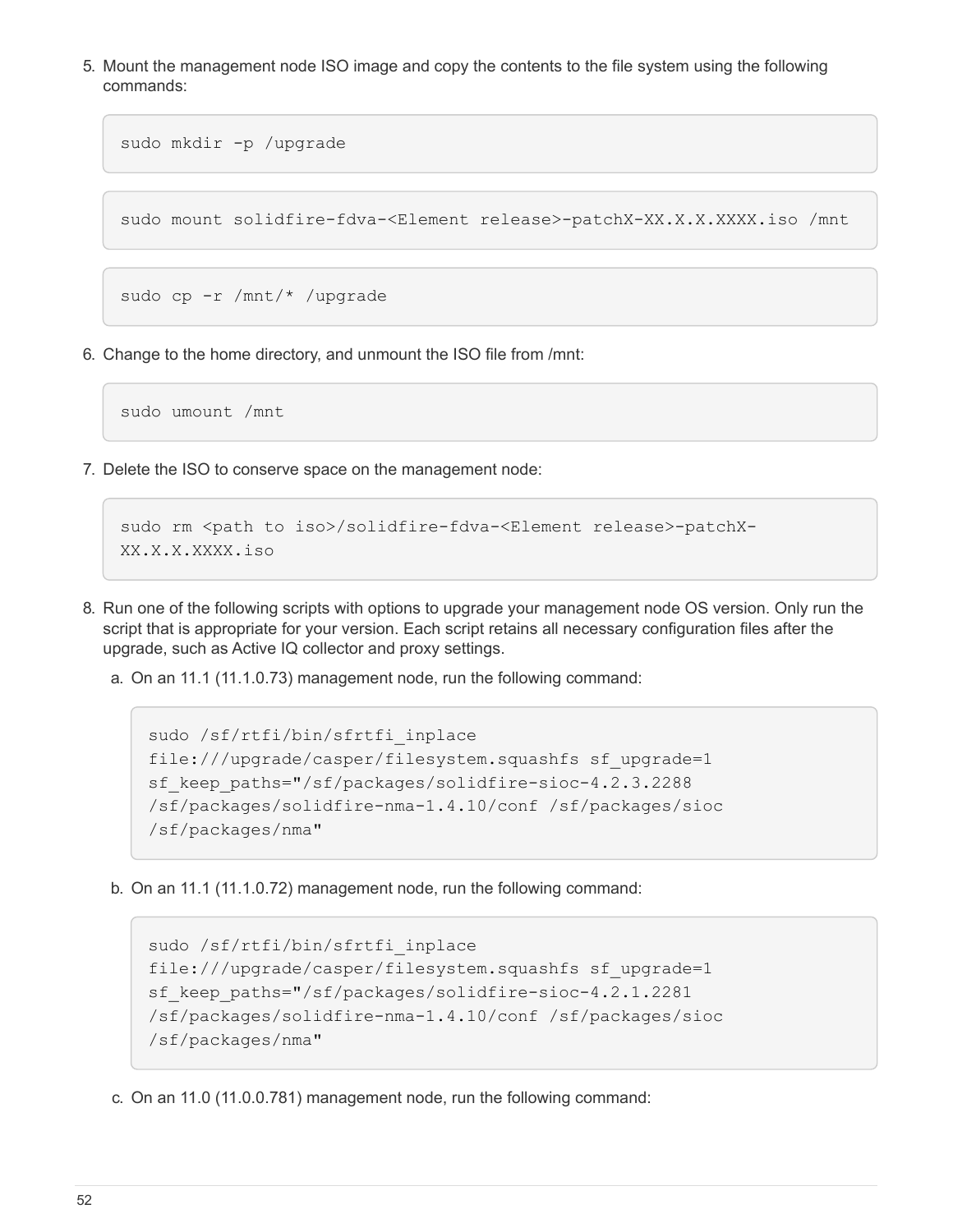5. Mount the management node ISO image and copy the contents to the file system using the following commands:

```
sudo mkdir -p /upgrade
```

```
sudo mount solidfire-fdva-<Element release>-patchX-XX.X.X.XXXX.iso /mnt
```

```
sudo cp -r /mnt/* /upgrade
```

6. Change to the home directory, and unmount the ISO file from /mnt:

```
sudo umount /mnt
```

7. Delete the ISO to conserve space on the management node:

```
sudo rm <path to iso>/solidfire-fdva-<Element release>-patchX-
XX.X.X.XXXX.iso
```

8. Run one of the following scripts with options to upgrade your management node OS version. Only run the script that is appropriate for your version. Each script retains all necessary configuration files after the upgrade, such as Active IQ collector and proxy settings.

   a. On an 11.1 (11.1.0.73) management node, run the following command:

   ```
   sudo /sf/rtfi/bin/sfrtfi_inplace
   file:///upgrade/casper/filesystem.squashfs sf_upgrade=1
   sf_keep_paths="/sf/packages/solidfire-sioc-4.2.3.2288
   /sf/packages/solidfire-nma-1.4.10/conf /sf/packages/sioc
   /sf/packages/nma"
   ```

   b. On an 11.1 (11.1.0.72) management node, run the following command:

   ```
   sudo /sf/rtfi/bin/sfrtfi_inplace
   file:///upgrade/casper/filesystem.squashfs sf_upgrade=1
   sf_keep_paths="/sf/packages/solidfire-sioc-4.2.1.2281
   /sf/packages/solidfire-nma-1.4.10/conf /sf/packages/sioc
   /sf/packages/nma"
   ```

   c. On an 11.0 (11.0.0.781) management node, run the following command: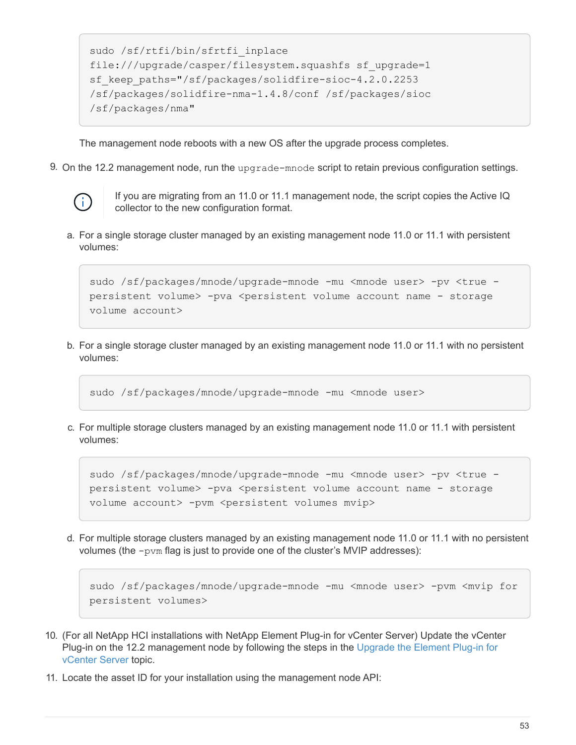```
sudo /sf/rtfi/bin/sfrtfi_inplace
file:///upgrade/casper/filesystem.squashfs sf_upgrade=1
sf_keep_paths="/sf/packages/solidfire-sioc-4.2.0.2253
/sf/packages/solidfire-nma-1.4.8/conf /sf/packages/sioc
/sf/packages/nma"
```

The management node reboots with a new OS after the upgrade process completes.

9. On the 12.2 management node, run the `upgrade-mnode` script to retain previous configuration settings.

   > If you are migrating from an 11.0 or 11.1 management node, the script copies the Active IQ collector to the new configuration format.

   a. For a single storage cluster managed by an existing management node 11.0 or 11.1 with persistent volumes:

   ```
   sudo /sf/packages/mnode/upgrade-mnode -mu <mnode user> -pv <true -
   persistent volume> -pva <persistent volume account name - storage
   volume account>
   ```

   b. For a single storage cluster managed by an existing management node 11.0 or 11.1 with no persistent volumes:

   ```
   sudo /sf/packages/mnode/upgrade-mnode -mu <mnode user>
   ```

   c. For multiple storage clusters managed by an existing management node 11.0 or 11.1 with persistent volumes:

   ```
   sudo /sf/packages/mnode/upgrade-mnode -mu <mnode user> -pv <true -
   persistent volume> -pva <persistent volume account name - storage
   volume account> -pvm <persistent volumes mvip>
   ```

   d. For multiple storage clusters managed by an existing management node 11.0 or 11.1 with no persistent volumes (the `-pvm` flag is just to provide one of the cluster's MVIP addresses):

   ```
   sudo /sf/packages/mnode/upgrade-mnode -mu <mnode user> -pvm <mvip for
   persistent volumes>
   ```

10. (For all NetApp HCI installations with NetApp Element Plug-in for vCenter Server) Update the vCenter Plug-in on the 12.2 management node by following the steps in the Upgrade the Element Plug-in for vCenter Server topic.

11. Locate the asset ID for your installation using the management node API: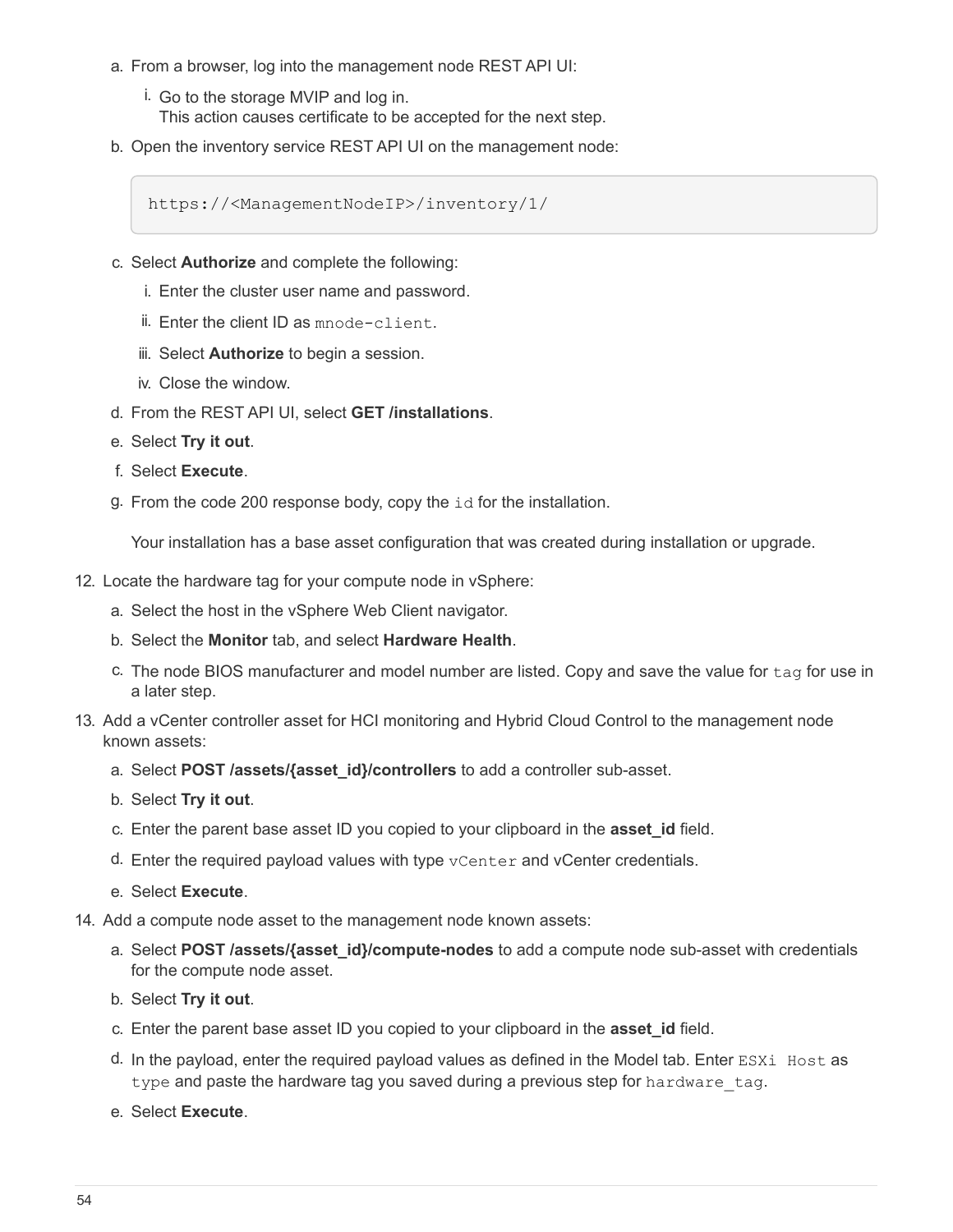a. From a browser, log into the management node REST API UI:

   i. Go to the storage MVIP and log in.
      This action causes certificate to be accepted for the next step.

b. Open the inventory service REST API UI on the management node:

   ```
   https://<ManagementNodeIP>/inventory/1/
   ```

c. Select **Authorize** and complete the following:

   i. Enter the cluster user name and password.

   ii. Enter the client ID as `mnode-client`.

   iii. Select **Authorize** to begin a session.

   iv. Close the window.

d. From the REST API UI, select **GET /installations**.

e. Select **Try it out**.

f. Select **Execute**.

g. From the code 200 response body, copy the `id` for the installation.

   Your installation has a base asset configuration that was created during installation or upgrade.

12. Locate the hardware tag for your compute node in vSphere:

    a. Select the host in the vSphere Web Client navigator.

    b. Select the **Monitor** tab, and select **Hardware Health**.

    c. The node BIOS manufacturer and model number are listed. Copy and save the value for `tag` for use in a later step.

13. Add a vCenter controller asset for HCI monitoring and Hybrid Cloud Control to the management node known assets:

    a. Select **POST /assets/{asset_id}/controllers** to add a controller sub-asset.

    b. Select **Try it out**.

    c. Enter the parent base asset ID you copied to your clipboard in the **asset_id** field.

    d. Enter the required payload values with type `vCenter` and vCenter credentials.

    e. Select **Execute**.

14. Add a compute node asset to the management node known assets:

    a. Select **POST /assets/{asset_id}/compute-nodes** to add a compute node sub-asset with credentials for the compute node asset.

    b. Select **Try it out**.

    c. Enter the parent base asset ID you copied to your clipboard in the **asset_id** field.

    d. In the payload, enter the required payload values as defined in the Model tab. Enter `ESXi Host` as `type` and paste the hardware tag you saved during a previous step for `hardware_tag`.

    e. Select **Execute**.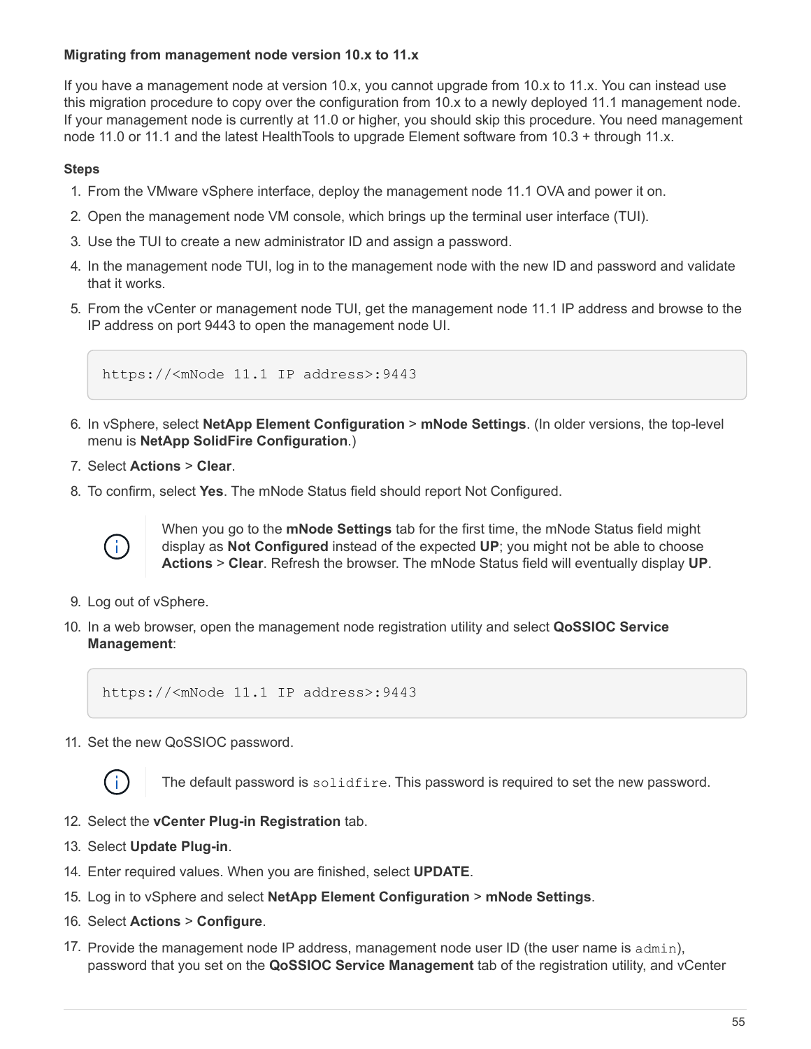#### Migrating from management node version 10.x to 11.x

If you have a management node at version 10.x, you cannot upgrade from 10.x to 11.x. You can instead use this migration procedure to copy over the configuration from 10.x to a newly deployed 11.1 management node. If your management node is currently at 11.0 or higher, you should skip this procedure. You need management node 11.0 or 11.1 and the latest HealthTools to upgrade Element software from 10.3 + through 11.x.

**Steps**

1. From the VMware vSphere interface, deploy the management node 11.1 OVA and power it on.
2. Open the management node VM console, which brings up the terminal user interface (TUI).
3. Use the TUI to create a new administrator ID and assign a password.
4. In the management node TUI, log in to the management node with the new ID and password and validate that it works.
5. From the vCenter or management node TUI, get the management node 11.1 IP address and browse to the IP address on port 9443 to open the management node UI.

```
https://<mNode 11.1 IP address>:9443
```

6. In vSphere, select **NetApp Element Configuration** > **mNode Settings**. (In older versions, the top-level menu is **NetApp SolidFire Configuration**.)
7. Select **Actions** > **Clear**.
8. To confirm, select **Yes**. The mNode Status field should report Not Configured.

   When you go to the **mNode Settings** tab for the first time, the mNode Status field might display as **Not Configured** instead of the expected **UP**; you might not be able to choose **Actions** > **Clear**. Refresh the browser. The mNode Status field will eventually display **UP**.

9. Log out of vSphere.
10. In a web browser, open the management node registration utility and select **QoSSIOC Service Management**:

```
https://<mNode 11.1 IP address>:9443
```

11. Set the new QoSSIOC password.

    The default password is `solidfire`. This password is required to set the new password.

12. Select the **vCenter Plug-in Registration** tab.
13. Select **Update Plug-in**.
14. Enter required values. When you are finished, select **UPDATE**.
15. Log in to vSphere and select **NetApp Element Configuration** > **mNode Settings**.
16. Select **Actions** > **Configure**.
17. Provide the management node IP address, management node user ID (the user name is `admin`), password that you set on the **QoSSIOC Service Management** tab of the registration utility, and vCenter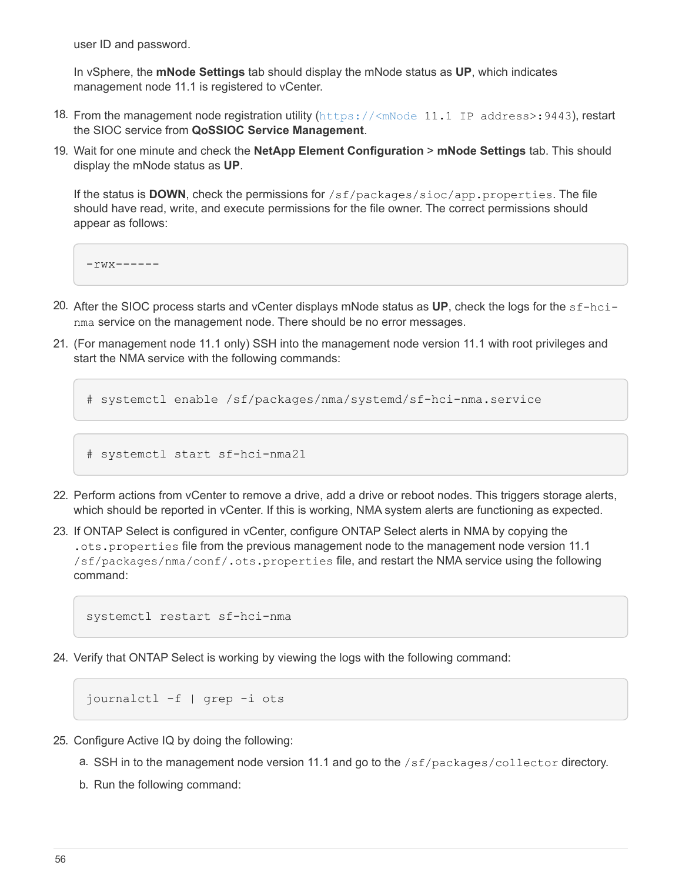user ID and password.

In vSphere, the **mNode Settings** tab should display the mNode status as **UP**, which indicates management node 11.1 is registered to vCenter.

18. From the management node registration utility (`https://<mNode 11.1 IP address>:9443`), restart the SIOC service from **QoSSIOC Service Management**.
19. Wait for one minute and check the **NetApp Element Configuration** > **mNode Settings** tab. This should display the mNode status as **UP**.

    If the status is **DOWN**, check the permissions for `/sf/packages/sioc/app.properties`. The file should have read, write, and execute permissions for the file owner. The correct permissions should appear as follows:

    ```
    -rwx------
    ```

20. After the SIOC process starts and vCenter displays mNode status as **UP**, check the logs for the `sf-hci-nma` service on the management node. There should be no error messages.
21. (For management node 11.1 only) SSH into the management node version 11.1 with root privileges and start the NMA service with the following commands:

    ```
    # systemctl enable /sf/packages/nma/systemd/sf-hci-nma.service
    ```

    ```
    # systemctl start sf-hci-nma21
    ```

22. Perform actions from vCenter to remove a drive, add a drive or reboot nodes. This triggers storage alerts, which should be reported in vCenter. If this is working, NMA system alerts are functioning as expected.
23. If ONTAP Select is configured in vCenter, configure ONTAP Select alerts in NMA by copying the `.ots.properties` file from the previous management node to the management node version 11.1 `/sf/packages/nma/conf/.ots.properties` file, and restart the NMA service using the following command:

    ```
    systemctl restart sf-hci-nma
    ```

24. Verify that ONTAP Select is working by viewing the logs with the following command:

    ```
    journalctl -f | grep -i ots
    ```

25. Configure Active IQ by doing the following:
    a. SSH in to the management node version 11.1 and go to the `/sf/packages/collector` directory.
    b. Run the following command: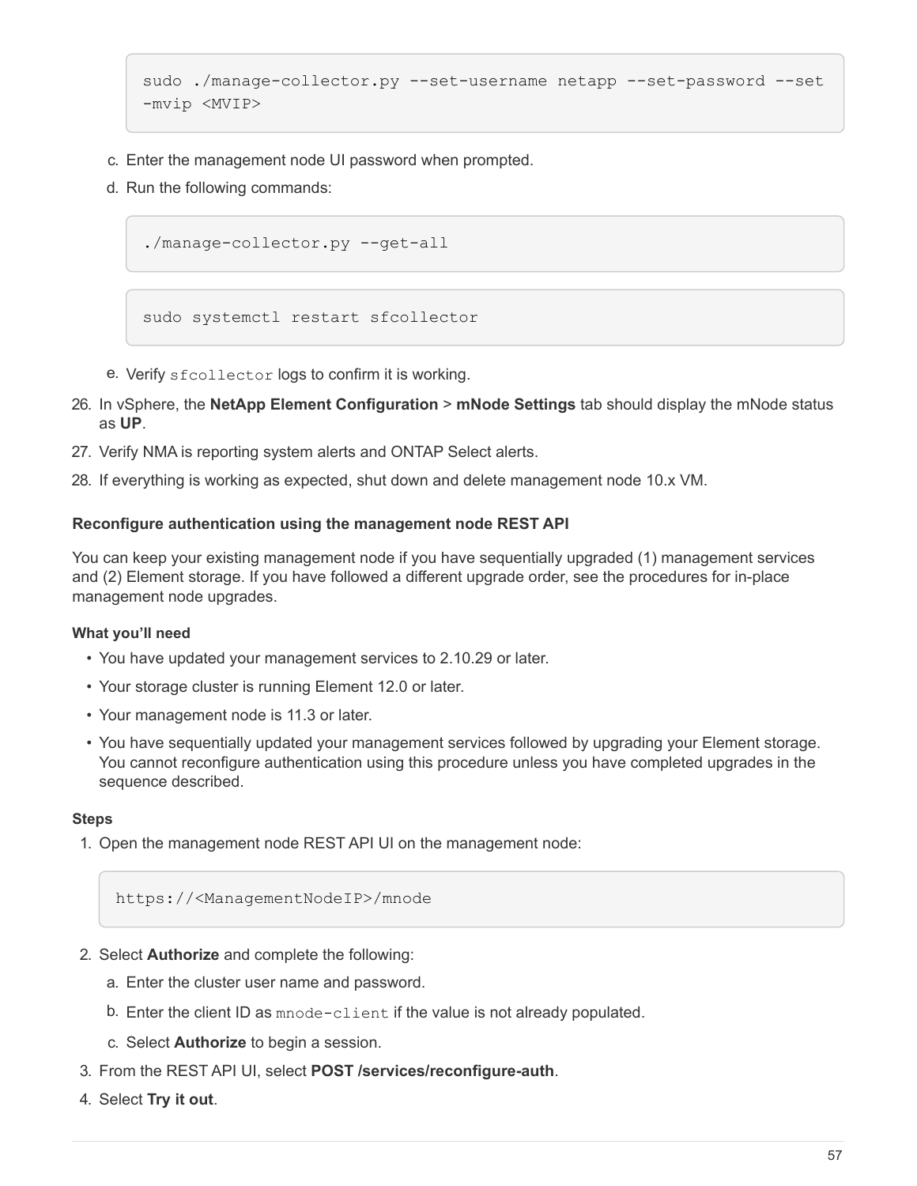```
sudo ./manage-collector.py --set-username netapp --set-password --set
-mvip <MVIP>
```

c. Enter the management node UI password when prompted.

d. Run the following commands:

```
./manage-collector.py --get-all
```

```
sudo systemctl restart sfcollector
```

e. Verify `sfcollector` logs to confirm it is working.

26. In vSphere, the **NetApp Element Configuration** > **mNode Settings** tab should display the mNode status as **UP**.
27. Verify NMA is reporting system alerts and ONTAP Select alerts.
28. If everything is working as expected, shut down and delete management node 10.x VM.

#### Reconfigure authentication using the management node REST API

You can keep your existing management node if you have sequentially upgraded (1) management services and (2) Element storage. If you have followed a different upgrade order, see the procedures for in-place management node upgrades.

**What you'll need**

- You have updated your management services to 2.10.29 or later.
- Your storage cluster is running Element 12.0 or later.
- Your management node is 11.3 or later.
- You have sequentially updated your management services followed by upgrading your Element storage. You cannot reconfigure authentication using this procedure unless you have completed upgrades in the sequence described.

**Steps**

1. Open the management node REST API UI on the management node:

```
https://<ManagementNodeIP>/mnode
```

2. Select **Authorize** and complete the following:
   a. Enter the cluster user name and password.
   b. Enter the client ID as `mnode-client` if the value is not already populated.
   c. Select **Authorize** to begin a session.
3. From the REST API UI, select **POST /services/reconfigure-auth**.
4. Select **Try it out**.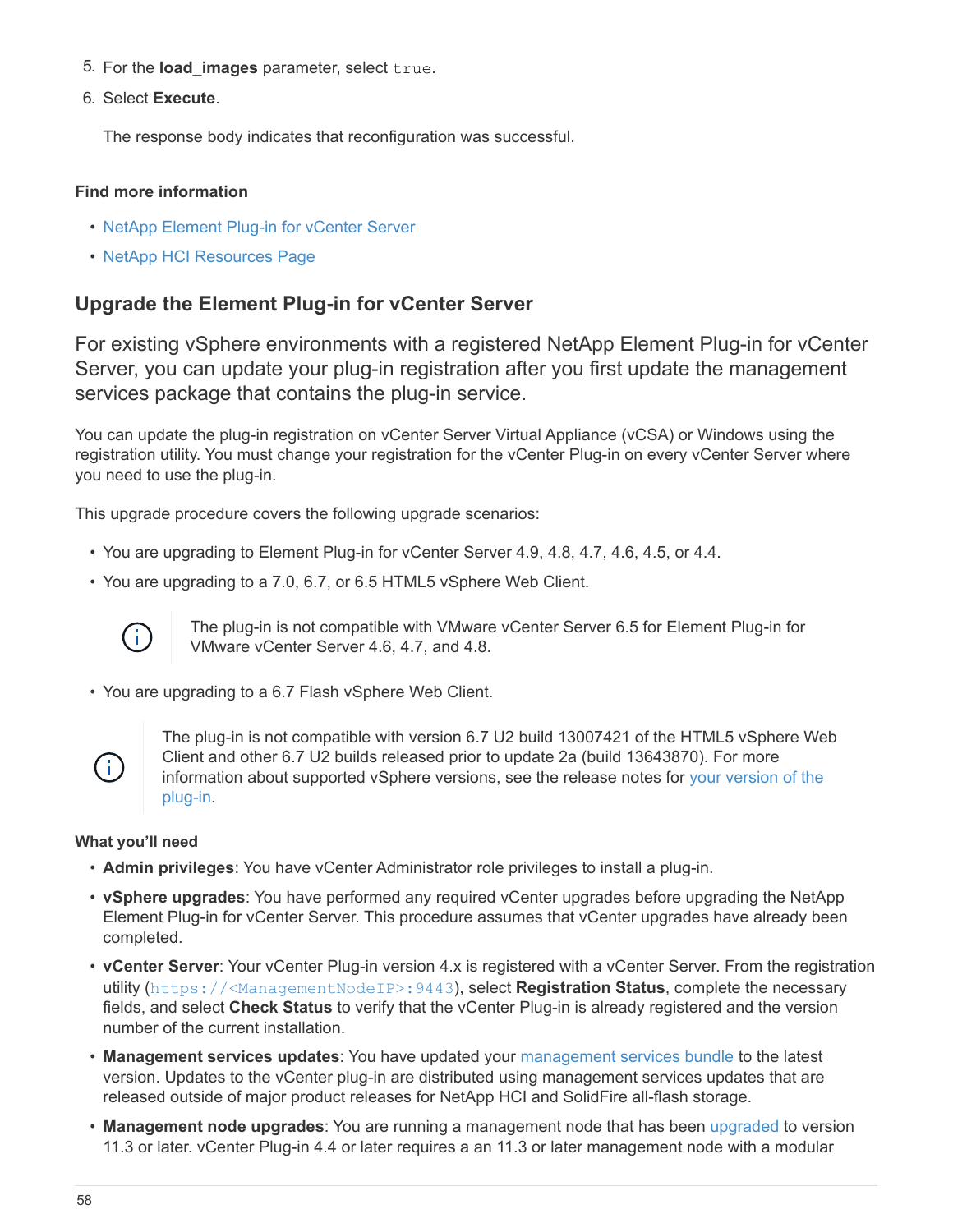5. For the **load_images** parameter, select `true`.
6. Select **Execute**.

   The response body indicates that reconfiguration was successful.

#### Find more information

- NetApp Element Plug-in for vCenter Server
- NetApp HCI Resources Page

### Upgrade the Element Plug-in for vCenter Server

For existing vSphere environments with a registered NetApp Element Plug-in for vCenter Server, you can update your plug-in registration after you first update the management services package that contains the plug-in service.

You can update the plug-in registration on vCenter Server Virtual Appliance (vCSA) or Windows using the registration utility. You must change your registration for the vCenter Plug-in on every vCenter Server where you need to use the plug-in.

This upgrade procedure covers the following upgrade scenarios:

- You are upgrading to Element Plug-in for vCenter Server 4.9, 4.8, 4.7, 4.6, 4.5, or 4.4.
- You are upgrading to a 7.0, 6.7, or 6.5 HTML5 vSphere Web Client.

> The plug-in is not compatible with VMware vCenter Server 6.5 for Element Plug-in for VMware vCenter Server 4.6, 4.7, and 4.8.

- You are upgrading to a 6.7 Flash vSphere Web Client.

> The plug-in is not compatible with version 6.7 U2 build 13007421 of the HTML5 vSphere Web Client and other 6.7 U2 builds released prior to update 2a (build 13643870). For more information about supported vSphere versions, see the release notes for your version of the plug-in.

#### What you'll need

- **Admin privileges**: You have vCenter Administrator role privileges to install a plug-in.
- **vSphere upgrades**: You have performed any required vCenter upgrades before upgrading the NetApp Element Plug-in for vCenter Server. This procedure assumes that vCenter upgrades have already been completed.
- **vCenter Server**: Your vCenter Plug-in version 4.x is registered with a vCenter Server. From the registration utility (`https://<ManagementNodeIP>:9443`), select **Registration Status**, complete the necessary fields, and select **Check Status** to verify that the vCenter Plug-in is already registered and the version number of the current installation.
- **Management services updates**: You have updated your management services bundle to the latest version. Updates to the vCenter plug-in are distributed using management services updates that are released outside of major product releases for NetApp HCI and SolidFire all-flash storage.
- **Management node upgrades**: You are running a management node that has been upgraded to version 11.3 or later. vCenter Plug-in 4.4 or later requires a an 11.3 or later management node with a modular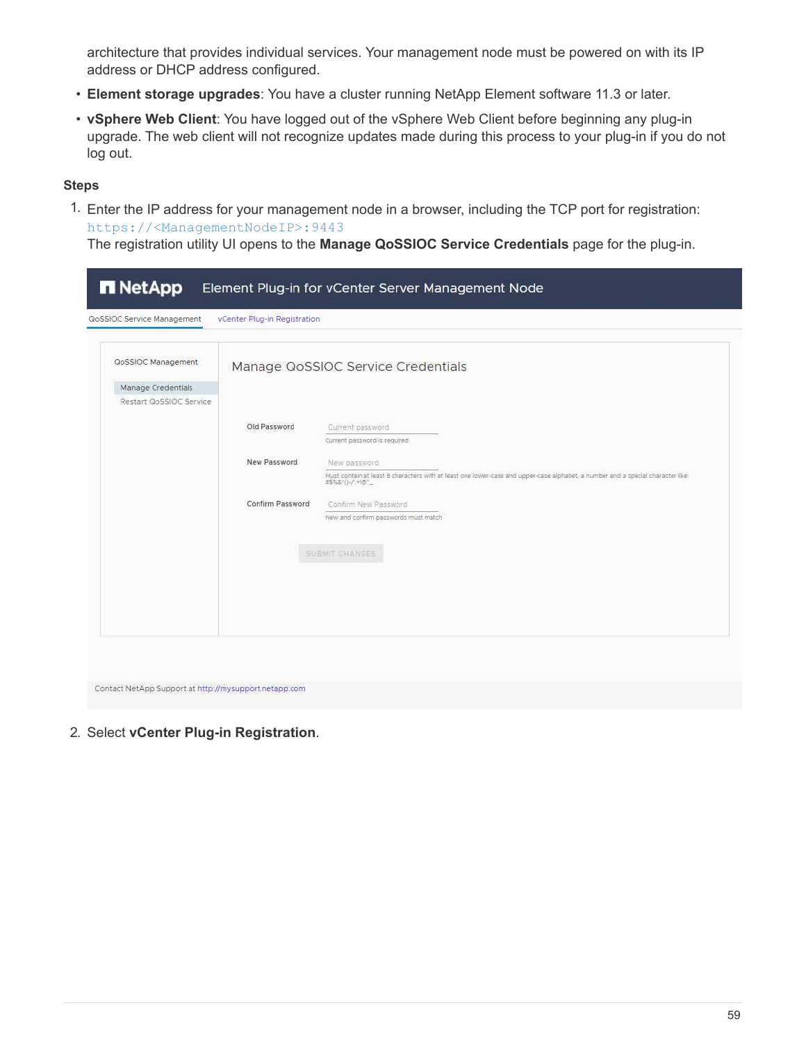architecture that provides individual services. Your management node must be powered on with its IP address or DHCP address configured.

- **Element storage upgrades**: You have a cluster running NetApp Element software 11.3 or later.
- **vSphere Web Client**: You have logged out of the vSphere Web Client before beginning any plug-in upgrade. The web client will not recognize updates made during this process to your plug-in if you do not log out.

**Steps**

1. Enter the IP address for your management node in a browser, including the TCP port for registration: `https://<ManagementNodeIP>:9443`
   The registration utility UI opens to the **Manage QoSSIOC Service Credentials** page for the plug-in.

2. Select **vCenter Plug-in Registration**.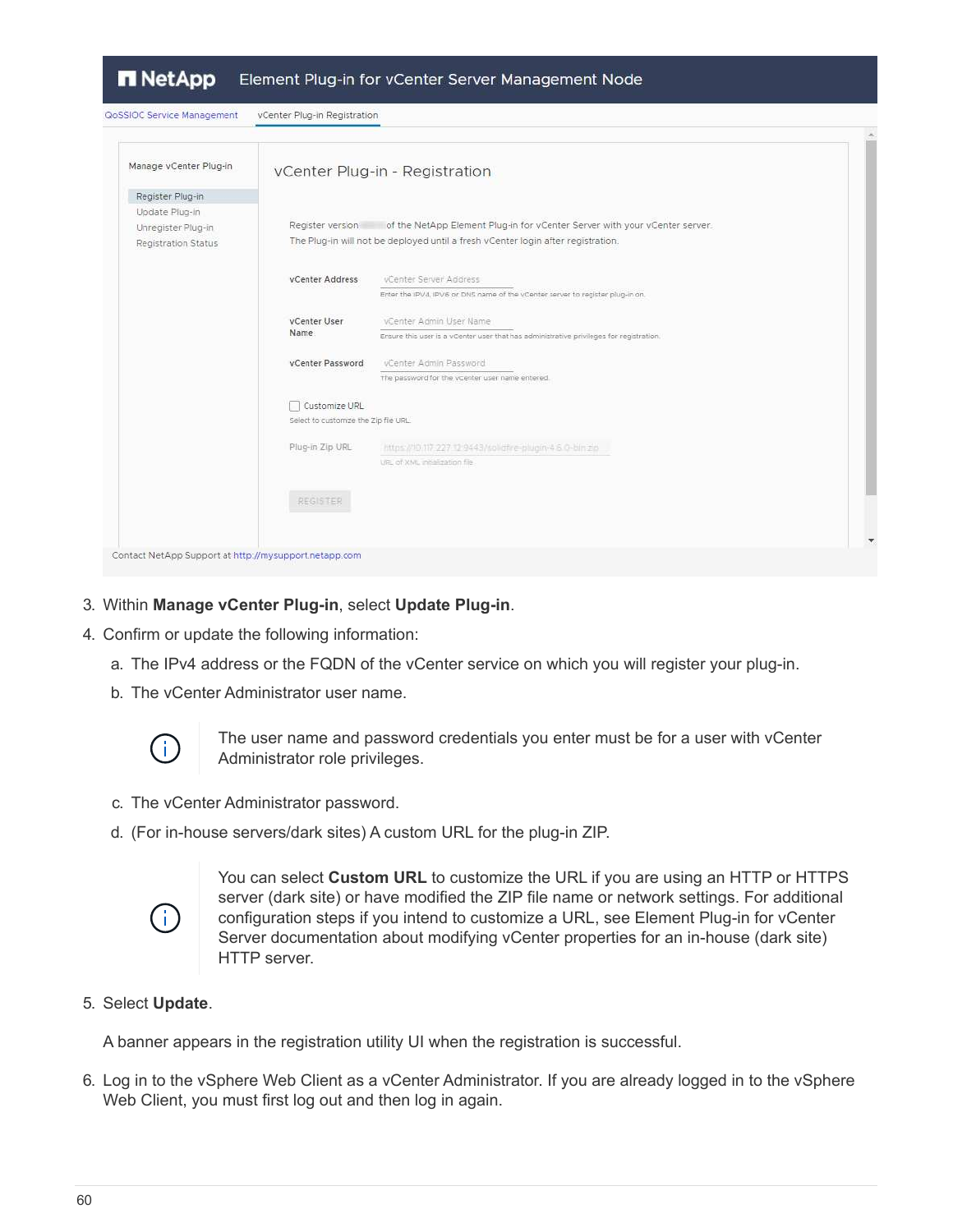3. Within **Manage vCenter Plug-in**, select **Update Plug-in**.
4. Confirm or update the following information:
   a. The IPv4 address or the FQDN of the vCenter service on which you will register your plug-in.
   b. The vCenter Administrator user name.

      > The user name and password credentials you enter must be for a user with vCenter Administrator role privileges.

   c. The vCenter Administrator password.
   d. (For in-house servers/dark sites) A custom URL for the plug-in ZIP.

      > You can select **Custom URL** to customize the URL if you are using an HTTP or HTTPS server (dark site) or have modified the ZIP file name or network settings. For additional configuration steps if you intend to customize a URL, see Element Plug-in for vCenter Server documentation about modifying vCenter properties for an in-house (dark site) HTTP server.

5. Select **Update**.

   A banner appears in the registration utility UI when the registration is successful.

6. Log in to the vSphere Web Client as a vCenter Administrator. If you are already logged in to the vSphere Web Client, you must first log out and then log in again.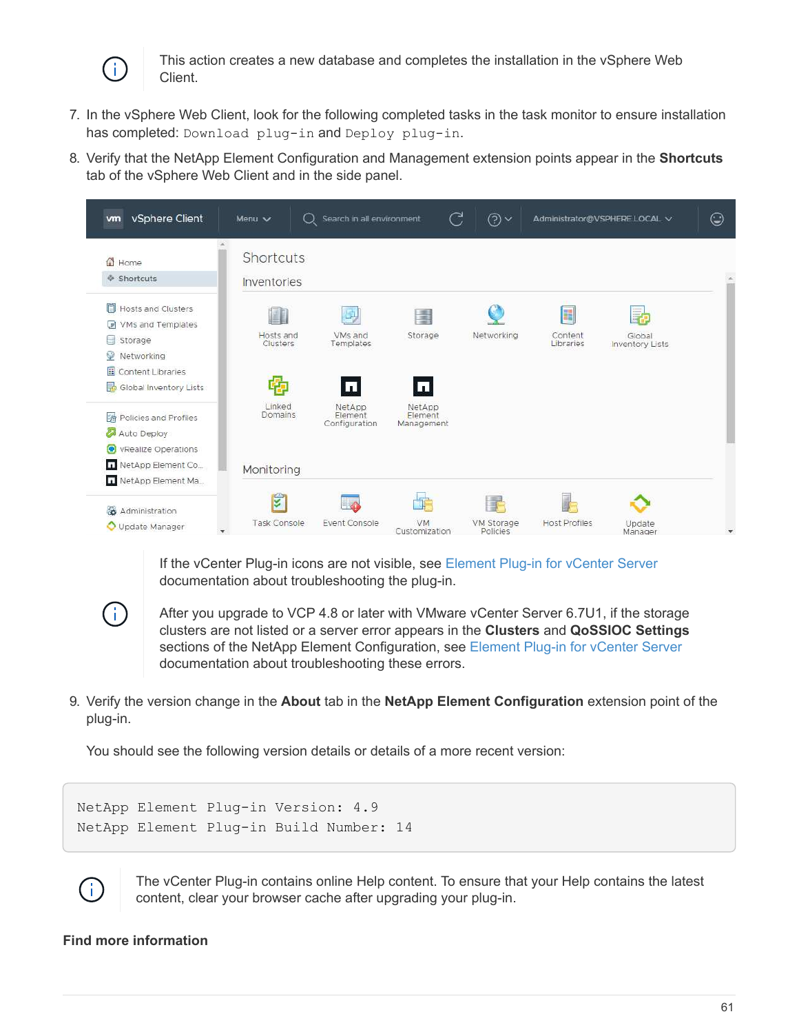This action creates a new database and completes the installation in the vSphere Web Client.

7. In the vSphere Web Client, look for the following completed tasks in the task monitor to ensure installation has completed: `Download plug-in` and `Deploy plug-in`.
8. Verify that the NetApp Element Configuration and Management extension points appear in the **Shortcuts** tab of the vSphere Web Client and in the side panel.

If the vCenter Plug-in icons are not visible, see Element Plug-in for vCenter Server documentation about troubleshooting the plug-in.

After you upgrade to VCP 4.8 or later with VMware vCenter Server 6.7U1, if the storage clusters are not listed or a server error appears in the **Clusters** and **QoSSIOC Settings** sections of the NetApp Element Configuration, see Element Plug-in for vCenter Server documentation about troubleshooting these errors.

9. Verify the version change in the **About** tab in the **NetApp Element Configuration** extension point of the plug-in.

   You should see the following version details or details of a more recent version:

```
NetApp Element Plug-in Version: 4.9
NetApp Element Plug-in Build Number: 14
```

The vCenter Plug-in contains online Help content. To ensure that your Help contains the latest content, clear your browser cache after upgrading your plug-in.

**Find more information**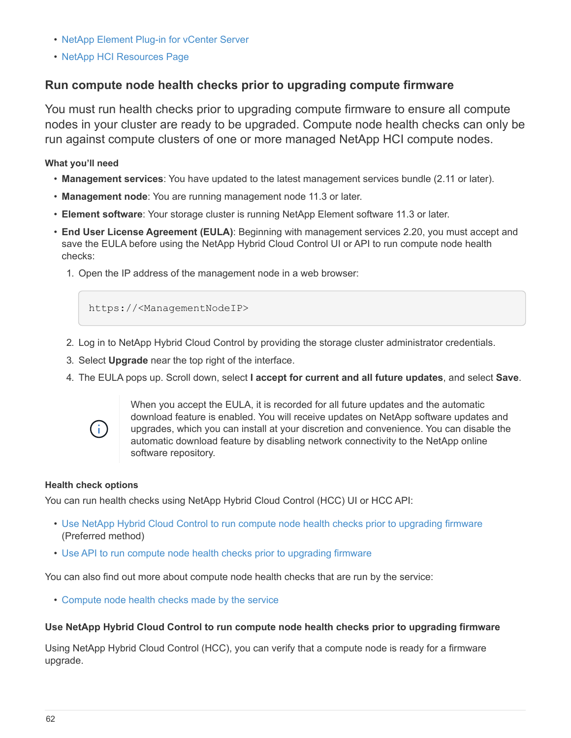- NetApp Element Plug-in for vCenter Server
- NetApp HCI Resources Page

## Run compute node health checks prior to upgrading compute firmware

You must run health checks prior to upgrading compute firmware to ensure all compute nodes in your cluster are ready to be upgraded. Compute node health checks can only be run against compute clusters of one or more managed NetApp HCI compute nodes.

#### What you'll need

- **Management services**: You have updated to the latest management services bundle (2.11 or later).
- **Management node**: You are running management node 11.3 or later.
- **Element software**: Your storage cluster is running NetApp Element software 11.3 or later.
- **End User License Agreement (EULA)**: Beginning with management services 2.20, you must accept and save the EULA before using the NetApp Hybrid Cloud Control UI or API to run compute node health checks:
  1. Open the IP address of the management node in a web browser:

     ```
     https://<ManagementNodeIP>
     ```

  2. Log in to NetApp Hybrid Cloud Control by providing the storage cluster administrator credentials.
  3. Select **Upgrade** near the top right of the interface.
  4. The EULA pops up. Scroll down, select **I accept for current and all future updates**, and select **Save**.

     When you accept the EULA, it is recorded for all future updates and the automatic download feature is enabled. You will receive updates on NetApp software updates and upgrades, which you can install at your discretion and convenience. You can disable the automatic download feature by disabling network connectivity to the NetApp online software repository.

#### Health check options

You can run health checks using NetApp Hybrid Cloud Control (HCC) UI or HCC API:

- Use NetApp Hybrid Cloud Control to run compute node health checks prior to upgrading firmware (Preferred method)
- Use API to run compute node health checks prior to upgrading firmware

You can also find out more about compute node health checks that are run by the service:

- Compute node health checks made by the service

#### Use NetApp Hybrid Cloud Control to run compute node health checks prior to upgrading firmware

Using NetApp Hybrid Cloud Control (HCC), you can verify that a compute node is ready for a firmware upgrade.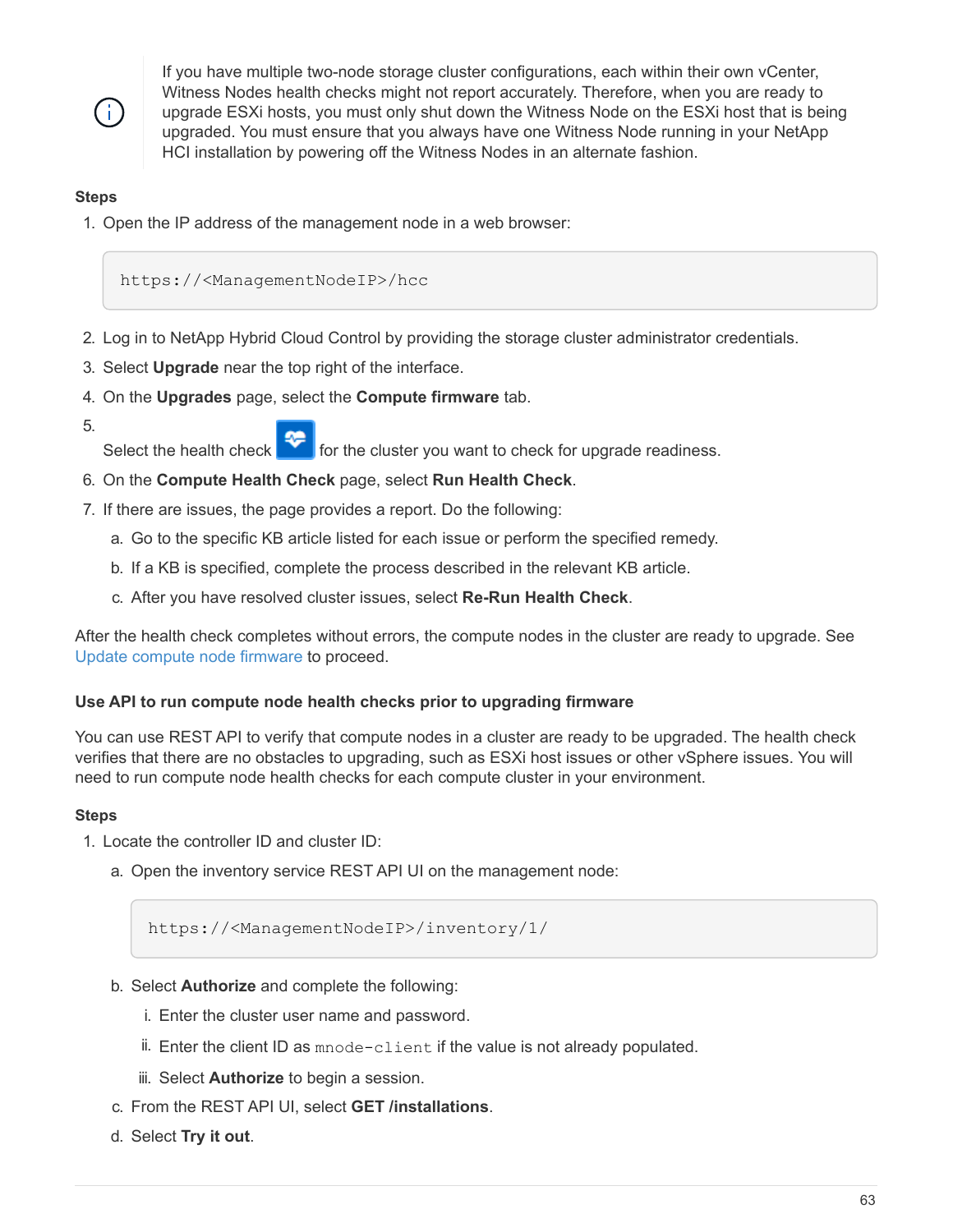> If you have multiple two-node storage cluster configurations, each within their own vCenter, Witness Nodes health checks might not report accurately. Therefore, when you are ready to upgrade ESXi hosts, you must only shut down the Witness Node on the ESXi host that is being upgraded. You must ensure that you always have one Witness Node running in your NetApp HCI installation by powering off the Witness Nodes in an alternate fashion.

**Steps**

1. Open the IP address of the management node in a web browser:

   ```
   https://<ManagementNodeIP>/hcc
   ```

2. Log in to NetApp Hybrid Cloud Control by providing the storage cluster administrator credentials.
3. Select **Upgrade** near the top right of the interface.
4. On the **Upgrades** page, select the **Compute firmware** tab.
5. Select the health check for the cluster you want to check for upgrade readiness.
6. On the **Compute Health Check** page, select **Run Health Check**.
7. If there are issues, the page provides a report. Do the following:
   a. Go to the specific KB article listed for each issue or perform the specified remedy.
   b. If a KB is specified, complete the process described in the relevant KB article.
   c. After you have resolved cluster issues, select **Re-Run Health Check**.

After the health check completes without errors, the compute nodes in the cluster are ready to upgrade. See Update compute node firmware to proceed.

#### Use API to run compute node health checks prior to upgrading firmware

You can use REST API to verify that compute nodes in a cluster are ready to be upgraded. The health check verifies that there are no obstacles to upgrading, such as ESXi host issues or other vSphere issues. You will need to run compute node health checks for each compute cluster in your environment.

**Steps**

1. Locate the controller ID and cluster ID:
   a. Open the inventory service REST API UI on the management node:

      ```
      https://<ManagementNodeIP>/inventory/1/
      ```

   b. Select **Authorize** and complete the following:
      i. Enter the cluster user name and password.
      ii. Enter the client ID as `mnode-client` if the value is not already populated.
      iii. Select **Authorize** to begin a session.
   c. From the REST API UI, select **GET /installations**.
   d. Select **Try it out**.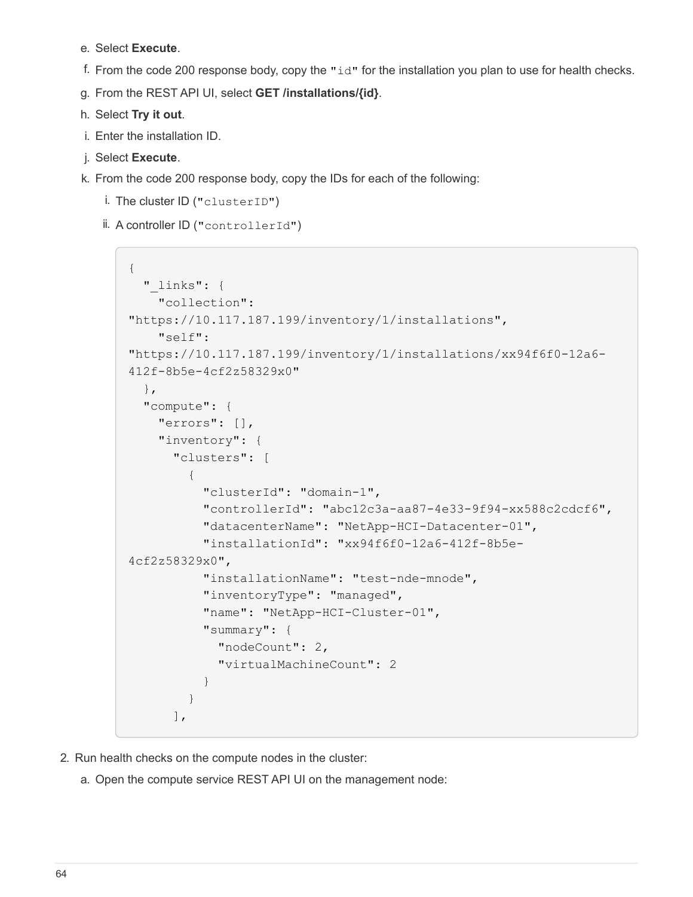e. Select **Execute**.

f. From the code 200 response body, copy the `"id"` for the installation you plan to use for health checks.

g. From the REST API UI, select **GET /installations/{id}**.

h. Select **Try it out**.

i. Enter the installation ID.

j. Select **Execute**.

k. From the code 200 response body, copy the IDs for each of the following:

   i. The cluster ID (`"clusterID"`)

   ii. A controller ID (`"controllerId"`)

```
{
  "_links": {
    "collection":
"https://10.117.187.199/inventory/1/installations",
    "self":
"https://10.117.187.199/inventory/1/installations/xx94f6f0-12a6-
412f-8b5e-4cf2z58329x0"
  },
  "compute": {
    "errors": [],
    "inventory": {
      "clusters": [
        {
          "clusterId": "domain-1",
          "controllerId": "abc12c3a-aa87-4e33-9f94-xx588c2cdcf6",
          "datacenterName": "NetApp-HCI-Datacenter-01",
          "installationId": "xx94f6f0-12a6-412f-8b5e-
4cf2z58329x0",
          "installationName": "test-nde-mnode",
          "inventoryType": "managed",
          "name": "NetApp-HCI-Cluster-01",
          "summary": {
            "nodeCount": 2,
            "virtualMachineCount": 2
          }
        }
      ],
```

2. Run health checks on the compute nodes in the cluster:

   a. Open the compute service REST API UI on the management node: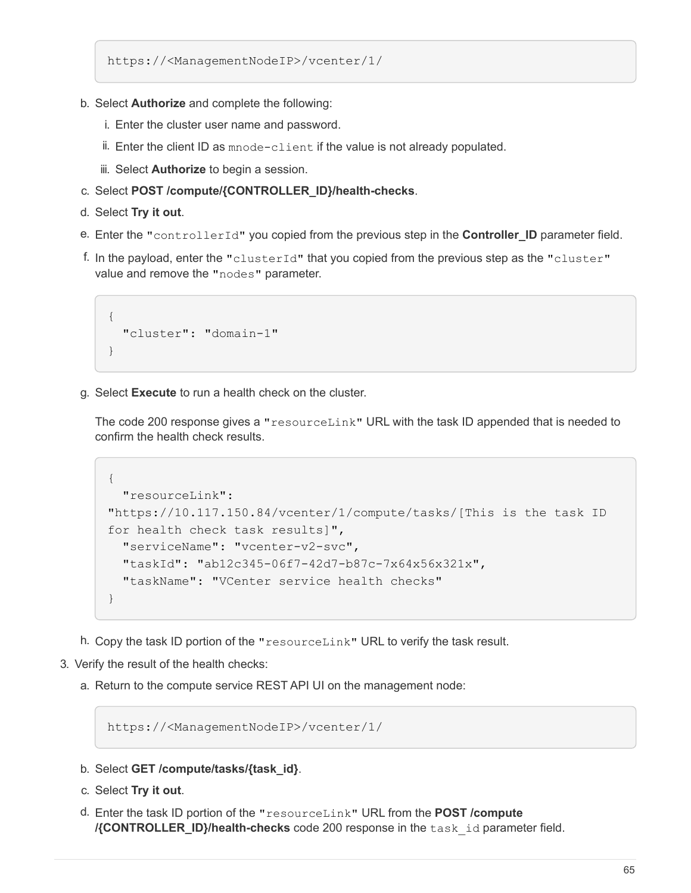```
https://<ManagementNodeIP>/vcenter/1/
```

b. Select **Authorize** and complete the following:
   i. Enter the cluster user name and password.
   ii. Enter the client ID as `mnode-client` if the value is not already populated.
   iii. Select **Authorize** to begin a session.
c. Select **POST /compute/{CONTROLLER_ID}/health-checks**.
d. Select **Try it out**.
e. Enter the `"controllerId"` you copied from the previous step in the **Controller_ID** parameter field.
f. In the payload, enter the `"clusterId"` that you copied from the previous step as the `"cluster"` value and remove the `"nodes"` parameter.

```
{
  "cluster": "domain-1"
}
```

g. Select **Execute** to run a health check on the cluster.

   The code 200 response gives a `"resourceLink"` URL with the task ID appended that is needed to confirm the health check results.

```
{
  "resourceLink":
"https://10.117.150.84/vcenter/1/compute/tasks/[This is the task ID
for health check task results]",
  "serviceName": "vcenter-v2-svc",
  "taskId": "ab12c345-06f7-42d7-b87c-7x64x56x321x",
  "taskName": "VCenter service health checks"
}
```

h. Copy the task ID portion of the `"resourceLink"` URL to verify the task result.

3. Verify the result of the health checks:
   a. Return to the compute service REST API UI on the management node:

```
https://<ManagementNodeIP>/vcenter/1/
```

   b. Select **GET /compute/tasks/{task_id}**.
   c. Select **Try it out**.
   d. Enter the task ID portion of the `"resourceLink"` URL from the **POST /compute /{CONTROLLER_ID}/health-checks** code 200 response in the `task_id` parameter field.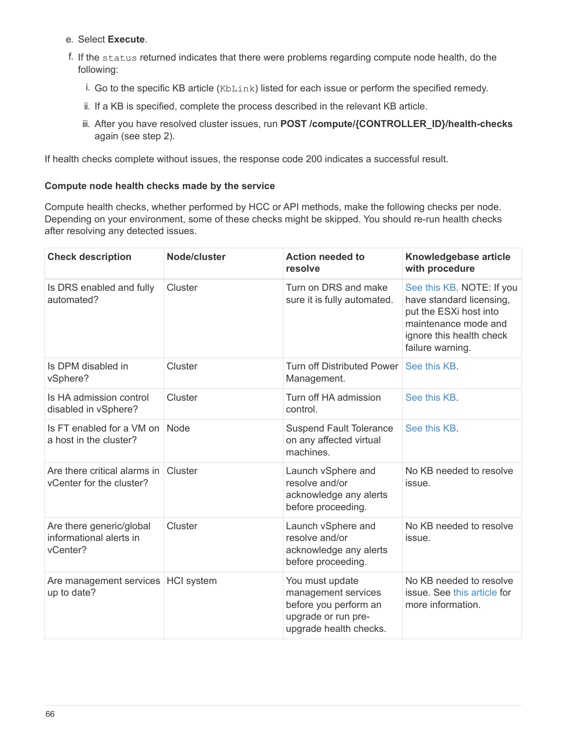e. Select **Execute**.

f. If the `status` returned indicates that there were problems regarding compute node health, do the following:

   i. Go to the specific KB article (`KbLink`) listed for each issue or perform the specified remedy.

   ii. If a KB is specified, complete the process described in the relevant KB article.

   iii. After you have resolved cluster issues, run **POST /compute/{CONTROLLER_ID}/health-checks** again (see step 2).

If health checks complete without issues, the response code 200 indicates a successful result.

#### Compute node health checks made by the service

Compute health checks, whether performed by HCC or API methods, make the following checks per node. Depending on your environment, some of these checks might be skipped. You should re-run health checks after resolving any detected issues.

| Check description | Node/cluster | Action needed to resolve | Knowledgebase article with procedure |
|---|---|---|---|
| Is DRS enabled and fully automated? | Cluster | Turn on DRS and make sure it is fully automated. | See this KB. NOTE: If you have standard licensing, put the ESXi host into maintenance mode and ignore this health check failure warning. |
| Is DPM disabled in vSphere? | Cluster | Turn off Distributed Power Management. | See this KB. |
| Is HA admission control disabled in vSphere? | Cluster | Turn off HA admission control. | See this KB. |
| Is FT enabled for a VM on a host in the cluster? | Node | Suspend Fault Tolerance on any affected virtual machines. | See this KB. |
| Are there critical alarms in vCenter for the cluster? | Cluster | Launch vSphere and resolve and/or acknowledge any alerts before proceeding. | No KB needed to resolve issue. |
| Are there generic/global informational alerts in vCenter? | Cluster | Launch vSphere and resolve and/or acknowledge any alerts before proceeding. | No KB needed to resolve issue. |
| Are management services up to date? | HCI system | You must update management services before you perform an upgrade or run pre-upgrade health checks. | No KB needed to resolve issue. See this article for more information. |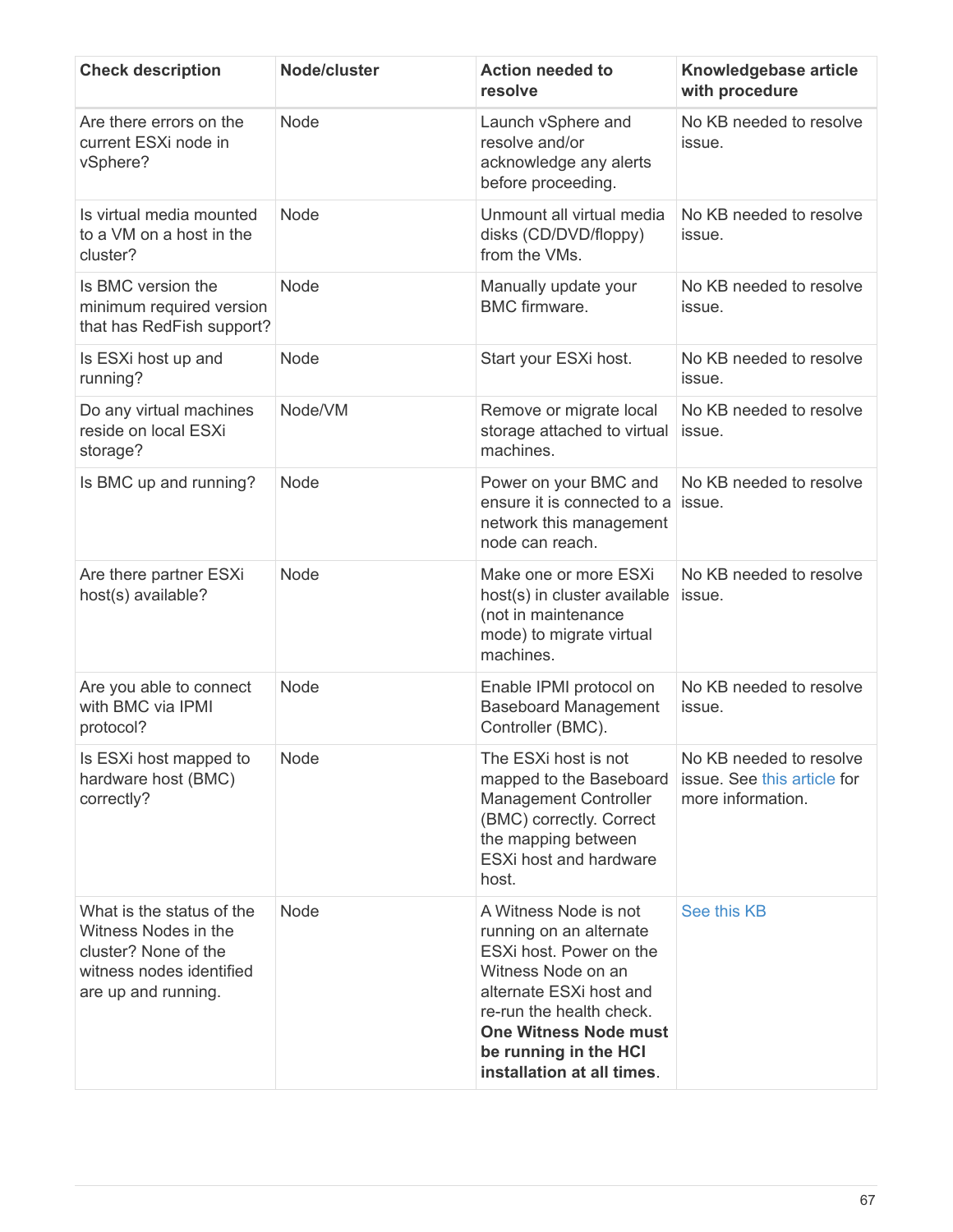| Check description | Node/cluster | Action needed to resolve | Knowledgebase article with procedure |
|---|---|---|---|
| Are there errors on the current ESXi node in vSphere? | Node | Launch vSphere and resolve and/or acknowledge any alerts before proceeding. | No KB needed to resolve issue. |
| Is virtual media mounted to a VM on a host in the cluster? | Node | Unmount all virtual media disks (CD/DVD/floppy) from the VMs. | No KB needed to resolve issue. |
| Is BMC version the minimum required version that has RedFish support? | Node | Manually update your BMC firmware. | No KB needed to resolve issue. |
| Is ESXi host up and running? | Node | Start your ESXi host. | No KB needed to resolve issue. |
| Do any virtual machines reside on local ESXi storage? | Node/VM | Remove or migrate local storage attached to virtual machines. | No KB needed to resolve issue. |
| Is BMC up and running? | Node | Power on your BMC and ensure it is connected to a network this management node can reach. | No KB needed to resolve issue. |
| Are there partner ESXi host(s) available? | Node | Make one or more ESXi host(s) in cluster available (not in maintenance mode) to migrate virtual machines. | No KB needed to resolve issue. |
| Are you able to connect with BMC via IPMI protocol? | Node | Enable IPMI protocol on Baseboard Management Controller (BMC). | No KB needed to resolve issue. |
| Is ESXi host mapped to hardware host (BMC) correctly? | Node | The ESXi host is not mapped to the Baseboard Management Controller (BMC) correctly. Correct the mapping between ESXi host and hardware host. | No KB needed to resolve issue. See this article for more information. |
| What is the status of the Witness Nodes in the cluster? None of the witness nodes identified are up and running. | Node | A Witness Node is not running on an alternate ESXi host. Power on the Witness Node on an alternate ESXi host and re-run the health check. **One Witness Node must be running in the HCI installation at all times**. | See this KB |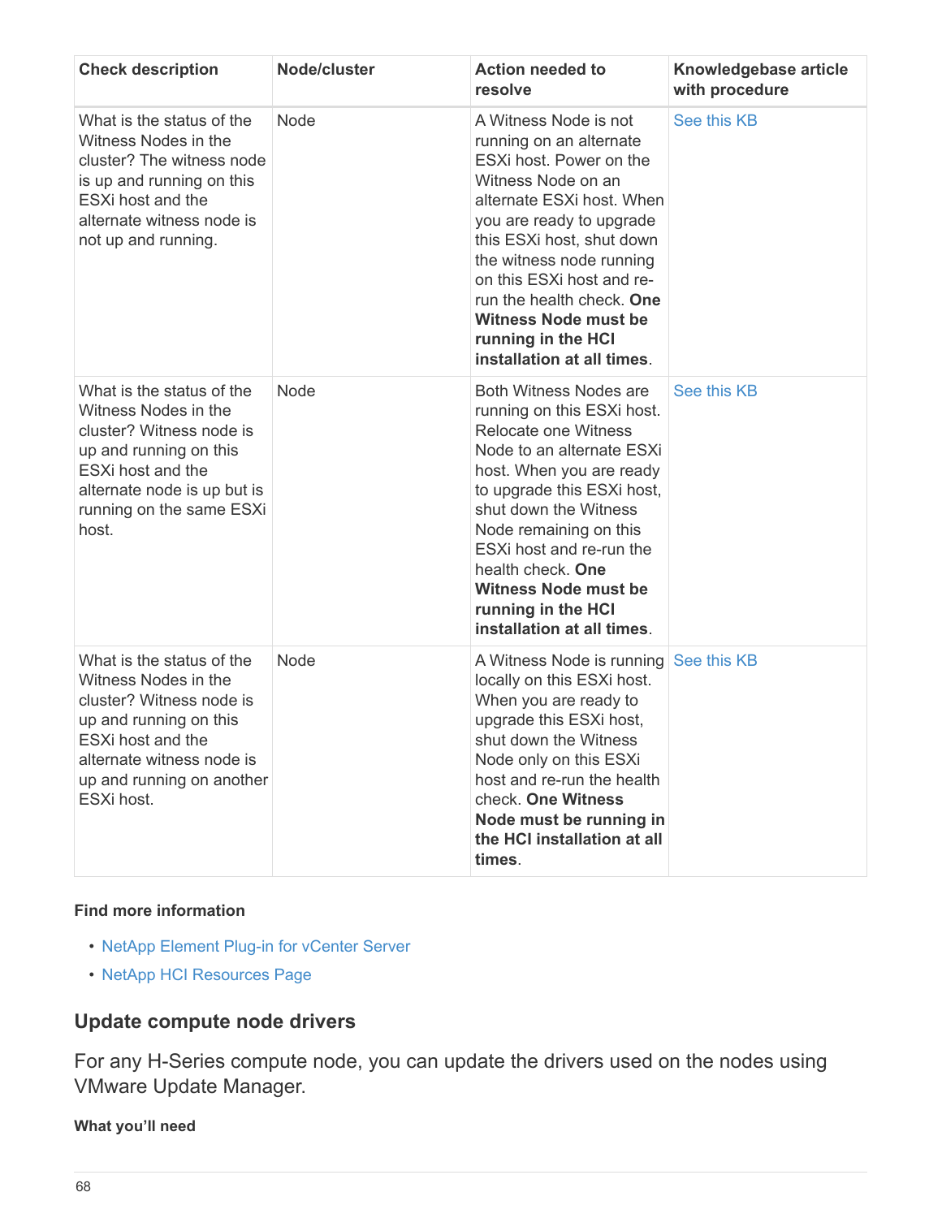| Check description | Node/cluster | Action needed to resolve | Knowledgebase article with procedure |
| --- | --- | --- | --- |
| What is the status of the Witness Nodes in the cluster? The witness node is up and running on this ESXi host and the alternate witness node is not up and running. | Node | A Witness Node is not running on an alternate ESXi host. Power on the Witness Node on an alternate ESXi host. When you are ready to upgrade this ESXi host, shut down the witness node running on this ESXi host and re-run the health check. **One Witness Node must be running in the HCI installation at all times**. | See this KB |
| What is the status of the Witness Nodes in the cluster? Witness node is up and running on this ESXi host and the alternate node is up but is running on the same ESXi host. | Node | Both Witness Nodes are running on this ESXi host. Relocate one Witness Node to an alternate ESXi host. When you are ready to upgrade this ESXi host, shut down the Witness Node remaining on this ESXi host and re-run the health check. **One Witness Node must be running in the HCI installation at all times**. | See this KB |
| What is the status of the Witness Nodes in the cluster? Witness node is up and running on this ESXi host and the alternate witness node is up and running on another ESXi host. | Node | A Witness Node is running locally on this ESXi host. When you are ready to upgrade this ESXi host, shut down the Witness Node only on this ESXi host and re-run the health check. **One Witness Node must be running in the HCI installation at all times**. | See this KB |

**Find more information**

- NetApp Element Plug-in for vCenter Server
- NetApp HCI Resources Page

## Update compute node drivers

For any H-Series compute node, you can update the drivers used on the nodes using VMware Update Manager.

**What you'll need**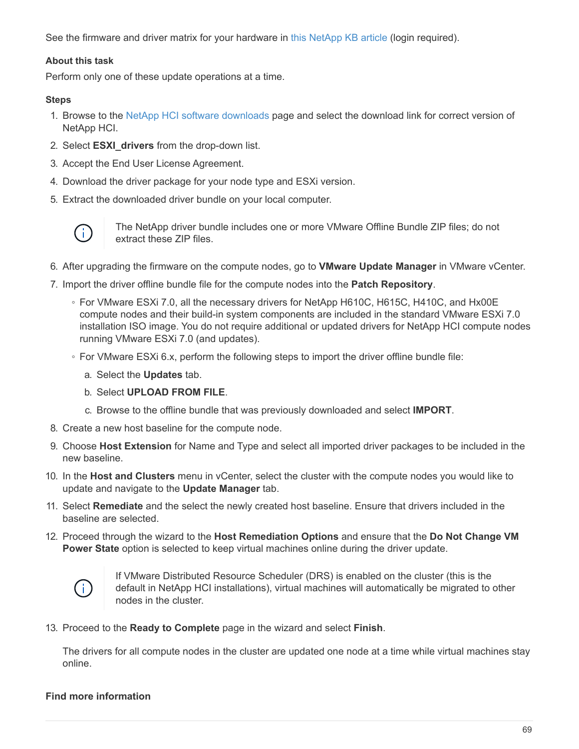See the firmware and driver matrix for your hardware in this NetApp KB article (login required).

#### About this task

Perform only one of these update operations at a time.

#### Steps

1. Browse to the NetApp HCI software downloads page and select the download link for correct version of NetApp HCI.
2. Select **ESXI_drivers** from the drop-down list.
3. Accept the End User License Agreement.
4. Download the driver package for your node type and ESXi version.
5. Extract the downloaded driver bundle on your local computer.

   > The NetApp driver bundle includes one or more VMware Offline Bundle ZIP files; do not extract these ZIP files.

6. After upgrading the firmware on the compute nodes, go to **VMware Update Manager** in VMware vCenter.
7. Import the driver offline bundle file for the compute nodes into the **Patch Repository**.
   - For VMware ESXi 7.0, all the necessary drivers for NetApp H610C, H615C, H410C, and Hx00E compute nodes and their build-in system components are included in the standard VMware ESXi 7.0 installation ISO image. You do not require additional or updated drivers for NetApp HCI compute nodes running VMware ESXi 7.0 (and updates).
   - For VMware ESXi 6.x, perform the following steps to import the driver offline bundle file:
     a. Select the **Updates** tab.
     b. Select **UPLOAD FROM FILE**.
     c. Browse to the offline bundle that was previously downloaded and select **IMPORT**.
8. Create a new host baseline for the compute node.
9. Choose **Host Extension** for Name and Type and select all imported driver packages to be included in the new baseline.
10. In the **Host and Clusters** menu in vCenter, select the cluster with the compute nodes you would like to update and navigate to the **Update Manager** tab.
11. Select **Remediate** and the select the newly created host baseline. Ensure that drivers included in the baseline are selected.
12. Proceed through the wizard to the **Host Remediation Options** and ensure that the **Do Not Change VM Power State** option is selected to keep virtual machines online during the driver update.

    > If VMware Distributed Resource Scheduler (DRS) is enabled on the cluster (this is the default in NetApp HCI installations), virtual machines will automatically be migrated to other nodes in the cluster.

13. Proceed to the **Ready to Complete** page in the wizard and select **Finish**.

    The drivers for all compute nodes in the cluster are updated one node at a time while virtual machines stay online.

#### Find more information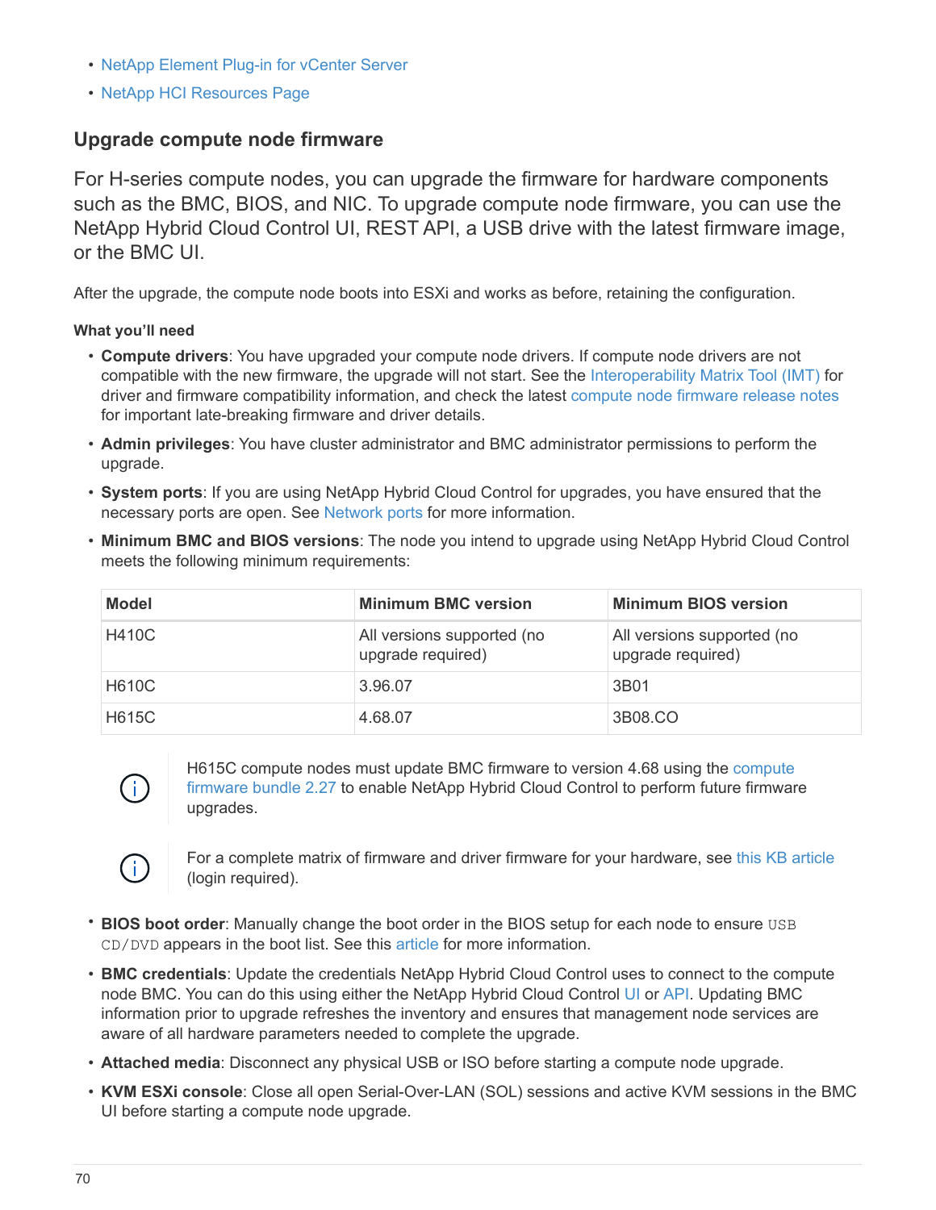- NetApp Element Plug-in for vCenter Server
- NetApp HCI Resources Page

## Upgrade compute node firmware

For H-series compute nodes, you can upgrade the firmware for hardware components such as the BMC, BIOS, and NIC. To upgrade compute node firmware, you can use the NetApp Hybrid Cloud Control UI, REST API, a USB drive with the latest firmware image, or the BMC UI.

After the upgrade, the compute node boots into ESXi and works as before, retaining the configuration.

**What you'll need**

- **Compute drivers**: You have upgraded your compute node drivers. If compute node drivers are not compatible with the new firmware, the upgrade will not start. See the Interoperability Matrix Tool (IMT) for driver and firmware compatibility information, and check the latest compute node firmware release notes for important late-breaking firmware and driver details.
- **Admin privileges**: You have cluster administrator and BMC administrator permissions to perform the upgrade.
- **System ports**: If you are using NetApp Hybrid Cloud Control for upgrades, you have ensured that the necessary ports are open. See Network ports for more information.
- **Minimum BMC and BIOS versions**: The node you intend to upgrade using NetApp Hybrid Cloud Control meets the following minimum requirements:

| Model | Minimum BMC version | Minimum BIOS version |
| --- | --- | --- |
| H410C | All versions supported (no upgrade required) | All versions supported (no upgrade required) |
| H610C | 3.96.07 | 3B01 |
| H615C | 4.68.07 | 3B08.CO |

> H615C compute nodes must update BMC firmware to version 4.68 using the compute firmware bundle 2.27 to enable NetApp Hybrid Cloud Control to perform future firmware upgrades.

> For a complete matrix of firmware and driver firmware for your hardware, see this KB article (login required).

- **BIOS boot order**: Manually change the boot order in the BIOS setup for each node to ensure `USB CD/DVD` appears in the boot list. See this article for more information.
- **BMC credentials**: Update the credentials NetApp Hybrid Cloud Control uses to connect to the compute node BMC. You can do this using either the NetApp Hybrid Cloud Control UI or API. Updating BMC information prior to upgrade refreshes the inventory and ensures that management node services are aware of all hardware parameters needed to complete the upgrade.
- **Attached media**: Disconnect any physical USB or ISO before starting a compute node upgrade.
- **KVM ESXi console**: Close all open Serial-Over-LAN (SOL) sessions and active KVM sessions in the BMC UI before starting a compute node upgrade.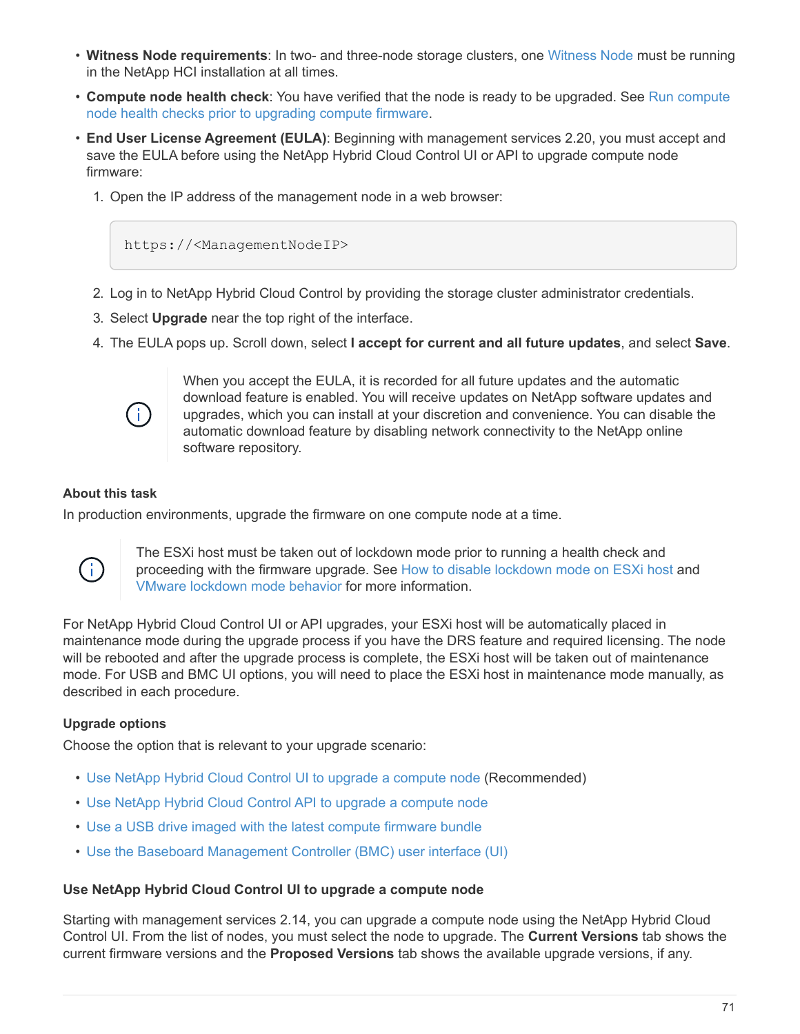- **Witness Node requirements**: In two- and three-node storage clusters, one Witness Node must be running in the NetApp HCI installation at all times.
- **Compute node health check**: You have verified that the node is ready to be upgraded. See Run compute node health checks prior to upgrading compute firmware.
- **End User License Agreement (EULA)**: Beginning with management services 2.20, you must accept and save the EULA before using the NetApp Hybrid Cloud Control UI or API to upgrade compute node firmware:
  1. Open the IP address of the management node in a web browser:

     ```
     https://<ManagementNodeIP>
     ```

  2. Log in to NetApp Hybrid Cloud Control by providing the storage cluster administrator credentials.
  3. Select **Upgrade** near the top right of the interface.
  4. The EULA pops up. Scroll down, select **I accept for current and all future updates**, and select **Save**.

     When you accept the EULA, it is recorded for all future updates and the automatic download feature is enabled. You will receive updates on NetApp software updates and upgrades, which you can install at your discretion and convenience. You can disable the automatic download feature by disabling network connectivity to the NetApp online software repository.

#### About this task

In production environments, upgrade the firmware on one compute node at a time.

The ESXi host must be taken out of lockdown mode prior to running a health check and proceeding with the firmware upgrade. See How to disable lockdown mode on ESXi host and VMware lockdown mode behavior for more information.

For NetApp Hybrid Cloud Control UI or API upgrades, your ESXi host will be automatically placed in maintenance mode during the upgrade process if you have the DRS feature and required licensing. The node will be rebooted and after the upgrade process is complete, the ESXi host will be taken out of maintenance mode. For USB and BMC UI options, you will need to place the ESXi host in maintenance mode manually, as described in each procedure.

#### Upgrade options

Choose the option that is relevant to your upgrade scenario:

- Use NetApp Hybrid Cloud Control UI to upgrade a compute node (Recommended)
- Use NetApp Hybrid Cloud Control API to upgrade a compute node
- Use a USB drive imaged with the latest compute firmware bundle
- Use the Baseboard Management Controller (BMC) user interface (UI)

#### Use NetApp Hybrid Cloud Control UI to upgrade a compute node

Starting with management services 2.14, you can upgrade a compute node using the NetApp Hybrid Cloud Control UI. From the list of nodes, you must select the node to upgrade. The **Current Versions** tab shows the current firmware versions and the **Proposed Versions** tab shows the available upgrade versions, if any.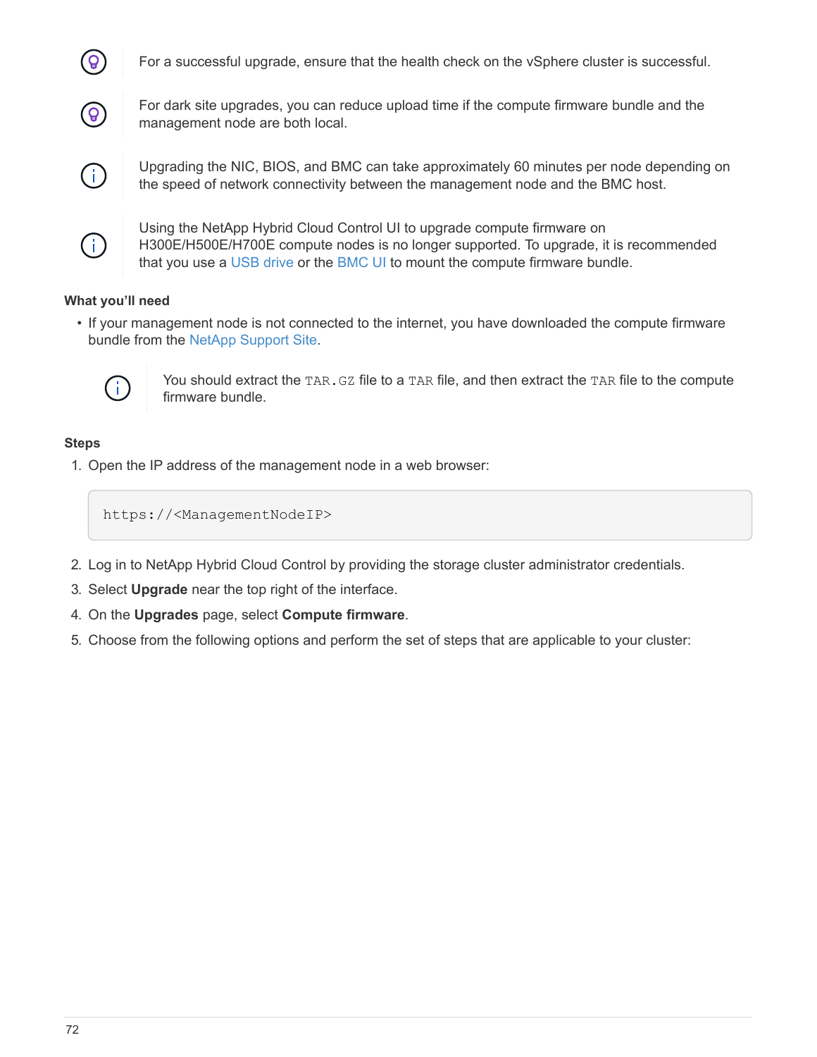For a successful upgrade, ensure that the health check on the vSphere cluster is successful.

For dark site upgrades, you can reduce upload time if the compute firmware bundle and the management node are both local.

Upgrading the NIC, BIOS, and BMC can take approximately 60 minutes per node depending on the speed of network connectivity between the management node and the BMC host.

Using the NetApp Hybrid Cloud Control UI to upgrade compute firmware on H300E/H500E/H700E compute nodes is no longer supported. To upgrade, it is recommended that you use a USB drive or the BMC UI to mount the compute firmware bundle.

**What you'll need**

- If your management node is not connected to the internet, you have downloaded the compute firmware bundle from the NetApp Support Site.

  You should extract the `TAR.GZ` file to a `TAR` file, and then extract the `TAR` file to the compute firmware bundle.

**Steps**

1. Open the IP address of the management node in a web browser:

```
https://<ManagementNodeIP>
```

2. Log in to NetApp Hybrid Cloud Control by providing the storage cluster administrator credentials.
3. Select **Upgrade** near the top right of the interface.
4. On the **Upgrades** page, select **Compute firmware**.
5. Choose from the following options and perform the set of steps that are applicable to your cluster: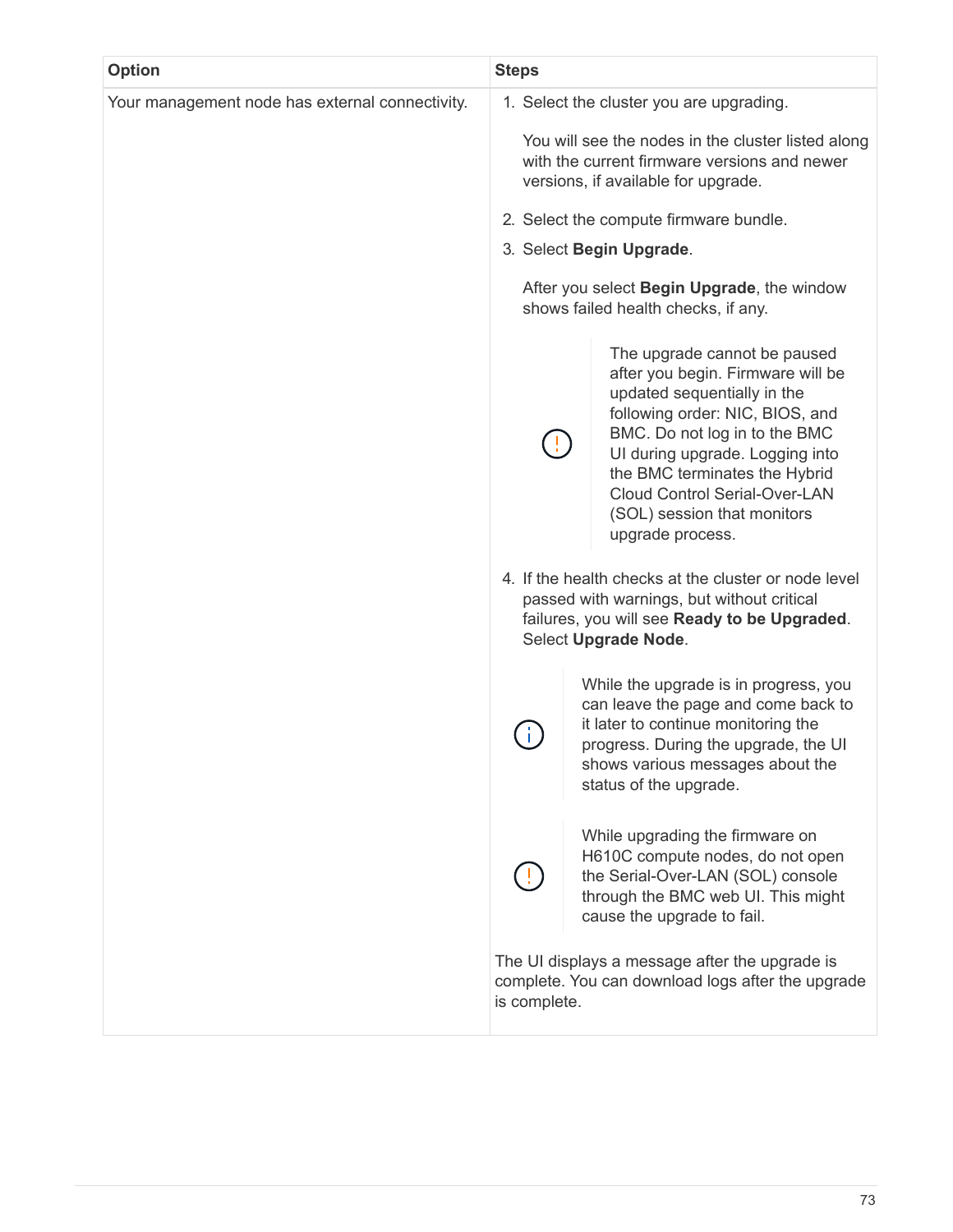| Option | Steps |
| --- | --- |
| Your management node has external connectivity. | 1. Select the cluster you are upgrading.<br><br>You will see the nodes in the cluster listed along with the current firmware versions and newer versions, if available for upgrade.<br><br>2. Select the compute firmware bundle.<br>3. Select **Begin Upgrade**.<br><br>After you select **Begin Upgrade**, the window shows failed health checks, if any.<br><br>The upgrade cannot be paused after you begin. Firmware will be updated sequentially in the following order: NIC, BIOS, and BMC. Do not log in to the BMC UI during upgrade. Logging into the BMC terminates the Hybrid Cloud Control Serial-Over-LAN (SOL) session that monitors upgrade process.<br><br>4. If the health checks at the cluster or node level passed with warnings, but without critical failures, you will see **Ready to be Upgraded**. Select **Upgrade Node**.<br><br>While the upgrade is in progress, you can leave the page and come back to it later to continue monitoring the progress. During the upgrade, the UI shows various messages about the status of the upgrade.<br><br>While upgrading the firmware on H610C compute nodes, do not open the Serial-Over-LAN (SOL) console through the BMC web UI. This might cause the upgrade to fail.<br><br>The UI displays a message after the upgrade is complete. You can download logs after the upgrade is complete. |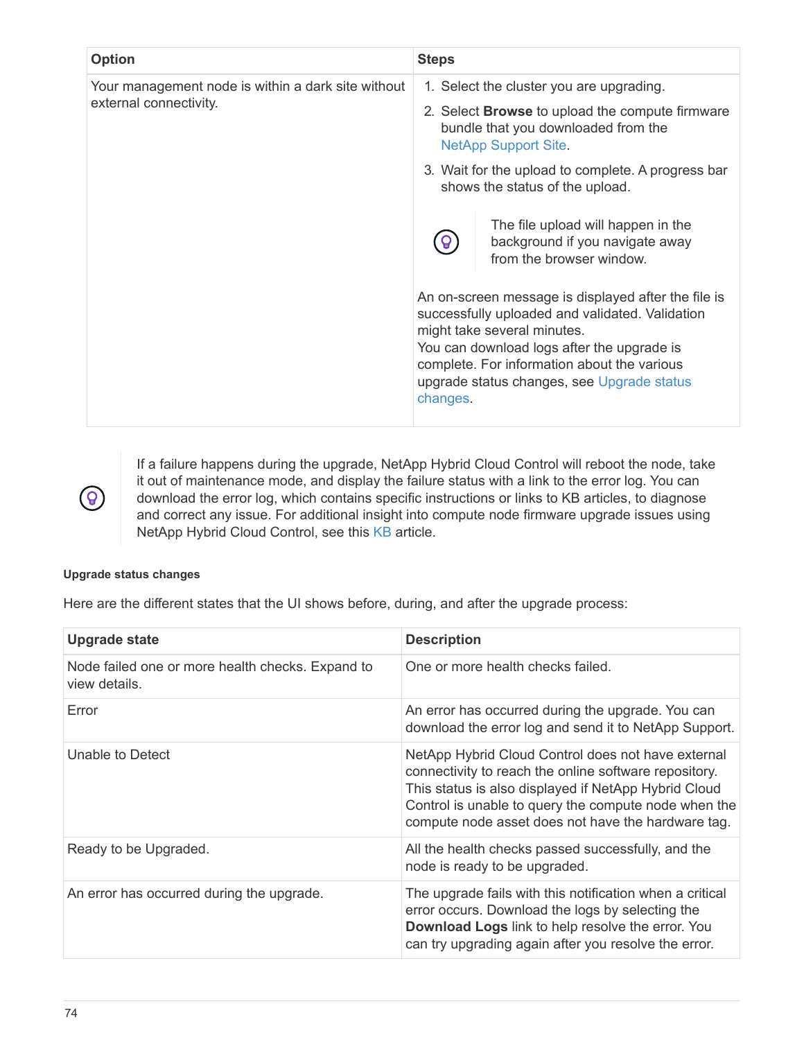| Option | Steps |
| --- | --- |
| Your management node is within a dark site without external connectivity. | 1. Select the cluster you are upgrading.<br>2. Select **Browse** to upload the compute firmware bundle that you downloaded from the NetApp Support Site.<br>3. Wait for the upload to complete. A progress bar shows the status of the upload.<br><br>The file upload will happen in the background if you navigate away from the browser window.<br><br>An on-screen message is displayed after the file is successfully uploaded and validated. Validation might take several minutes.<br>You can download logs after the upgrade is complete. For information about the various upgrade status changes, see Upgrade status changes. |

If a failure happens during the upgrade, NetApp Hybrid Cloud Control will reboot the node, take it out of maintenance mode, and display the failure status with a link to the error log. You can download the error log, which contains specific instructions or links to KB articles, to diagnose and correct any issue. For additional insight into compute node firmware upgrade issues using NetApp Hybrid Cloud Control, see this KB article.

#### Upgrade status changes

Here are the different states that the UI shows before, during, and after the upgrade process:

| Upgrade state | Description |
| --- | --- |
| Node failed one or more health checks. Expand to view details. | One or more health checks failed. |
| Error | An error has occurred during the upgrade. You can download the error log and send it to NetApp Support. |
| Unable to Detect | NetApp Hybrid Cloud Control does not have external connectivity to reach the online software repository. This status is also displayed if NetApp Hybrid Cloud Control is unable to query the compute node when the compute node asset does not have the hardware tag. |
| Ready to be Upgraded. | All the health checks passed successfully, and the node is ready to be upgraded. |
| An error has occurred during the upgrade. | The upgrade fails with this notification when a critical error occurs. Download the logs by selecting the **Download Logs** link to help resolve the error. You can try upgrading again after you resolve the error. |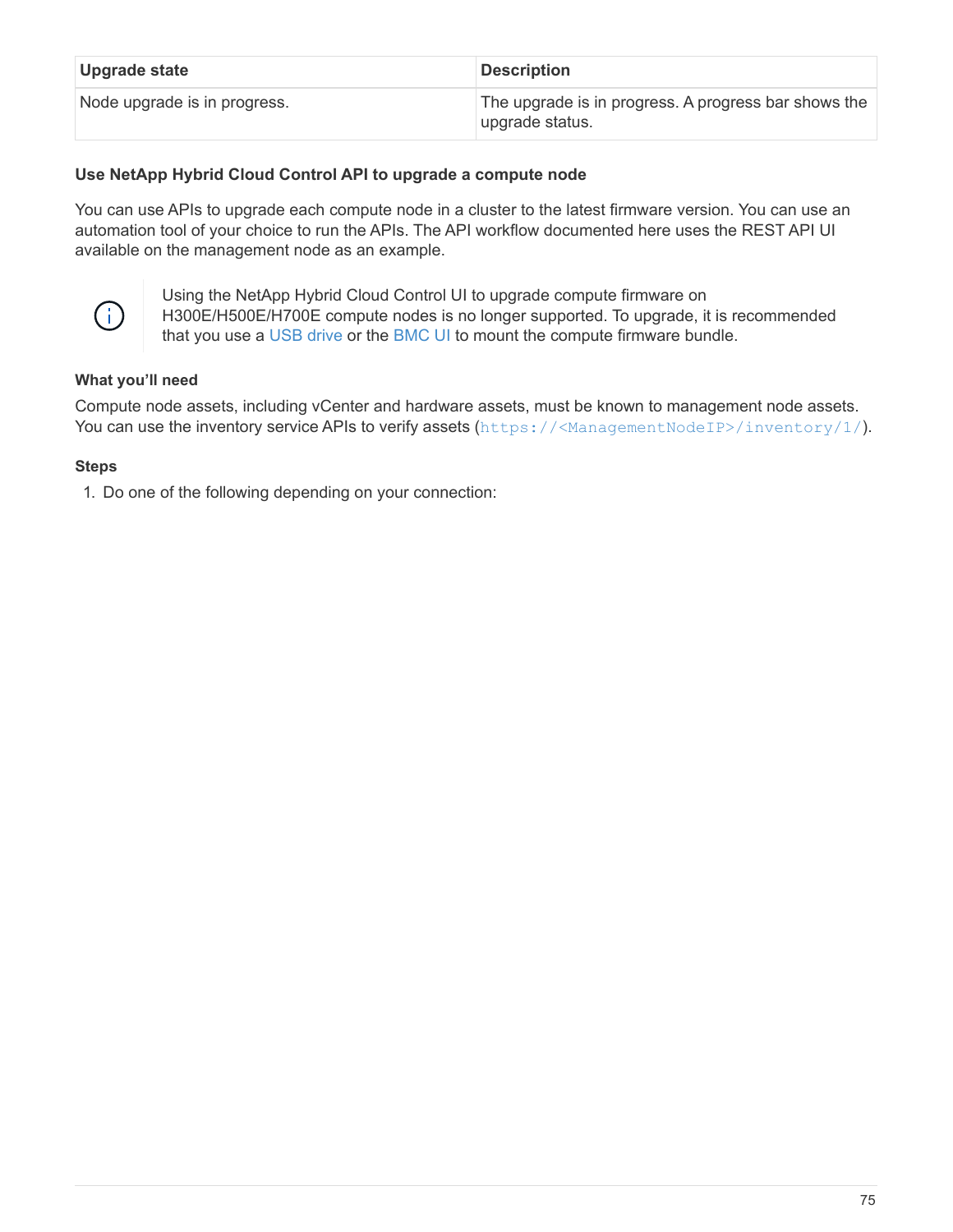| Upgrade state | Description |
| --- | --- |
| Node upgrade is in progress. | The upgrade is in progress. A progress bar shows the upgrade status. |

### Use NetApp Hybrid Cloud Control API to upgrade a compute node

You can use APIs to upgrade each compute node in a cluster to the latest firmware version. You can use an automation tool of your choice to run the APIs. The API workflow documented here uses the REST API UI available on the management node as an example.

> Using the NetApp Hybrid Cloud Control UI to upgrade compute firmware on H300E/H500E/H700E compute nodes is no longer supported. To upgrade, it is recommended that you use a USB drive or the BMC UI to mount the compute firmware bundle.

#### What you'll need

Compute node assets, including vCenter and hardware assets, must be known to management node assets. You can use the inventory service APIs to verify assets (`https://<ManagementNodeIP>/inventory/1/`).

#### Steps

1. Do one of the following depending on your connection: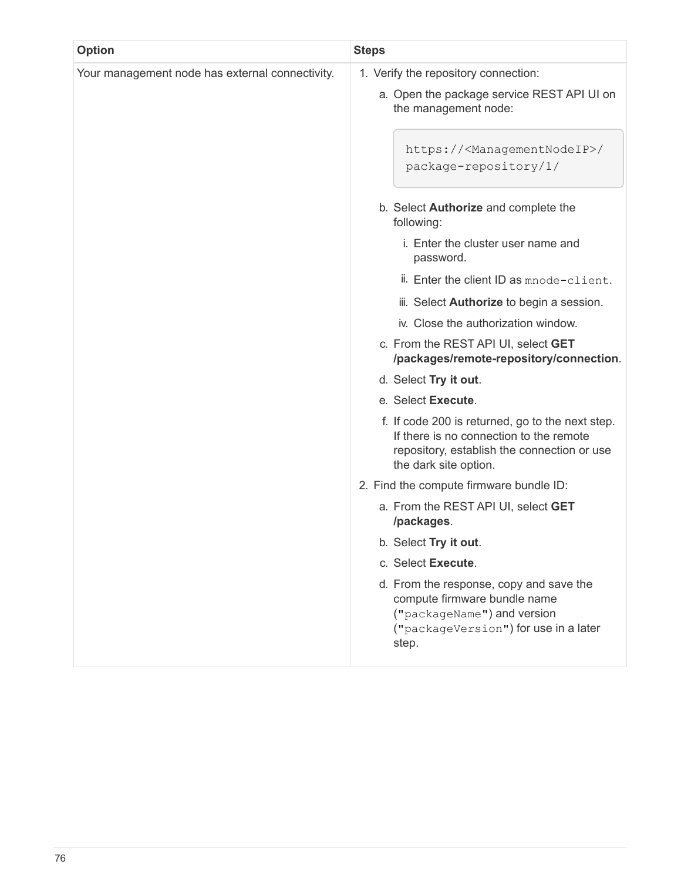| Option | Steps |
| --- | --- |
| Your management node has external connectivity. | 1. Verify the repository connection:<br>a. Open the package service REST API UI on the management node:<br>`https://<ManagementNodeIP>/package-repository/1/`<br>b. Select **Authorize** and complete the following:<br>i. Enter the cluster user name and password.<br>ii. Enter the client ID as `mnode-client`.<br>iii. Select **Authorize** to begin a session.<br>iv. Close the authorization window.<br>c. From the REST API UI, select **GET /packages/remote-repository/connection**.<br>d. Select **Try it out**.<br>e. Select **Execute**.<br>f. If code 200 is returned, go to the next step. If there is no connection to the remote repository, establish the connection or use the dark site option.<br>2. Find the compute firmware bundle ID:<br>a. From the REST API UI, select **GET /packages**.<br>b. Select **Try it out**.<br>c. Select **Execute**.<br>d. From the response, copy and save the compute firmware bundle name (`"packageName"`) and version (`"packageVersion"`) for use in a later step. |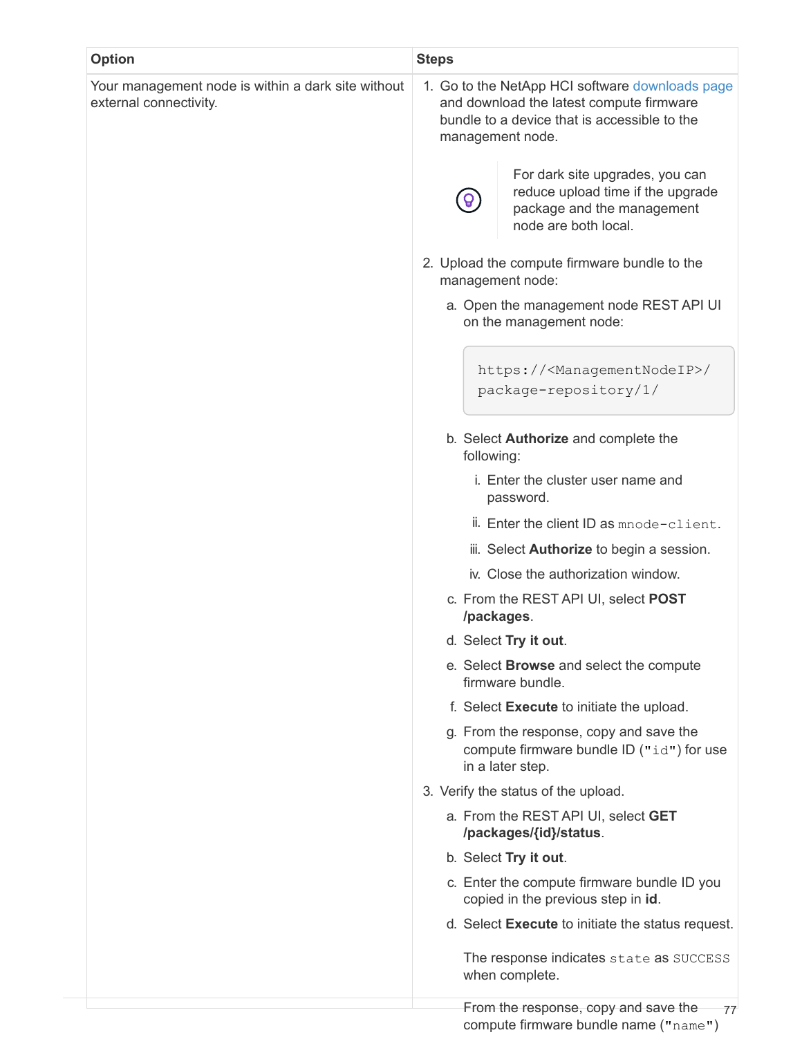| Option | Steps |
| --- | --- |
| Your management node is within a dark site without external connectivity. | 1. Go to the NetApp HCI software downloads page and download the latest compute firmware bundle to a device that is accessible to the management node.<br><br>For dark site upgrades, you can reduce upload time if the upgrade package and the management node are both local.<br><br>2. Upload the compute firmware bundle to the management node:<br>a. Open the management node REST API UI on the management node:<br>`https://<ManagementNodeIP>/package-repository/1/`<br>b. Select **Authorize** and complete the following:<br>i. Enter the cluster user name and password.<br>ii. Enter the client ID as `mnode-client`.<br>iii. Select **Authorize** to begin a session.<br>iv. Close the authorization window.<br>c. From the REST API UI, select **POST /packages**.<br>d. Select **Try it out**.<br>e. Select **Browse** and select the compute firmware bundle.<br>f. Select **Execute** to initiate the upload.<br>g. From the response, copy and save the compute firmware bundle ID (`"id"`) for use in a later step.<br><br>3. Verify the status of the upload.<br>a. From the REST API UI, select **GET /packages/{id}/status**.<br>b. Select **Try it out**.<br>c. Enter the compute firmware bundle ID you copied in the previous step in **id**.<br>d. Select **Execute** to initiate the status request.<br><br>The response indicates `state` as `SUCCESS` when complete.<br><br>From the response, copy and save the compute firmware bundle name (`"name"`) |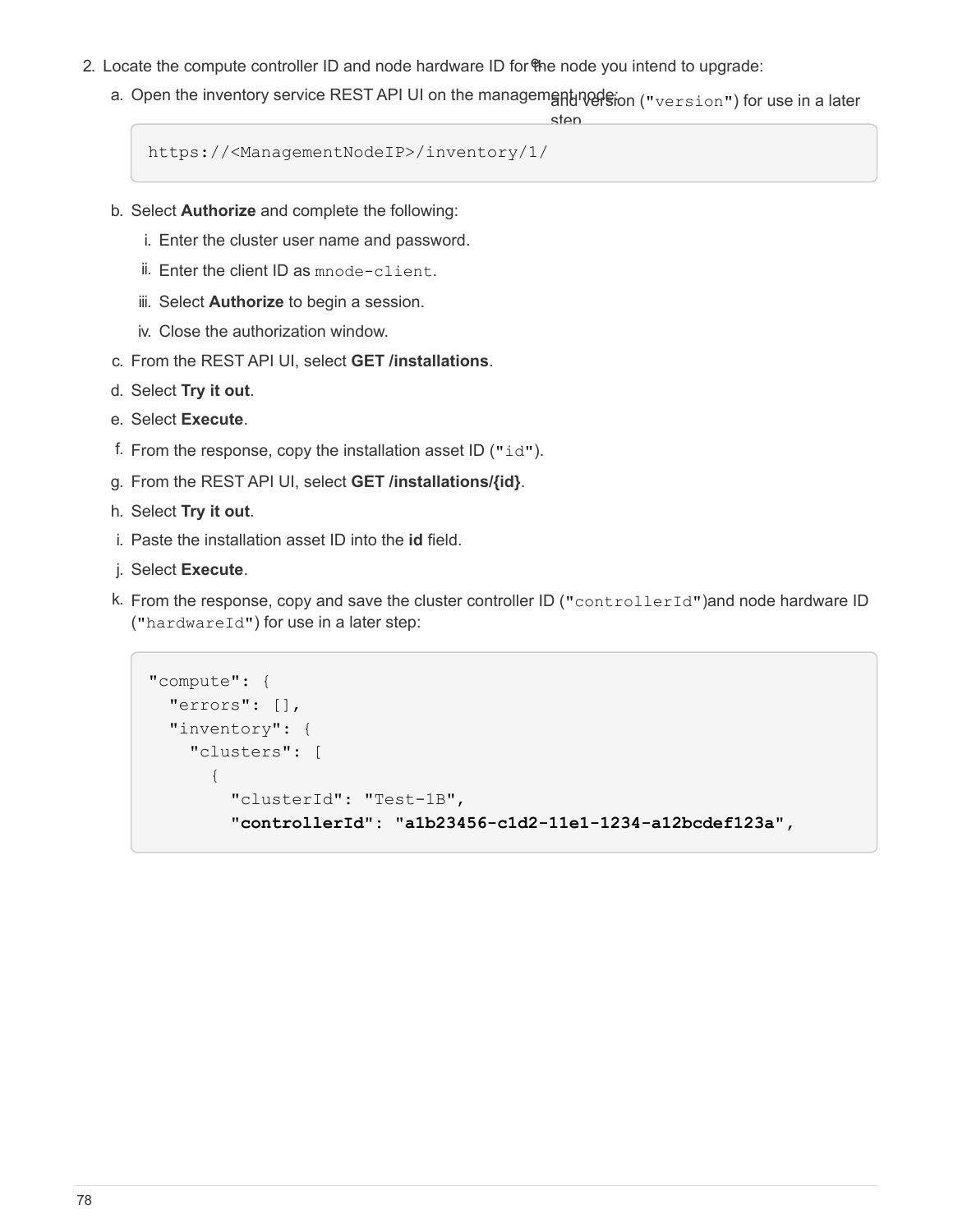2. Locate the compute controller ID and node hardware ID for the node you intend to upgrade:

   a. Open the inventory service REST API UI on the management node:

   ```
   https://<ManagementNodeIP>/inventory/1/
   ```

   b. Select **Authorize** and complete the following:

      i. Enter the cluster user name and password.

      ii. Enter the client ID as `mnode-client`.

      iii. Select **Authorize** to begin a session.

      iv. Close the authorization window.

   c. From the REST API UI, select **GET /installations**.

   d. Select **Try it out**.

   e. Select **Execute**.

   f. From the response, copy the installation asset ID (`"id"`).

   g. From the REST API UI, select **GET /installations/{id}**.

   h. Select **Try it out**.

   i. Paste the installation asset ID into the **id** field.

   j. Select **Execute**.

   k. From the response, copy and save the cluster controller ID (`"controllerId"`)and node hardware ID (`"hardwareId"`) for use in a later step:

   ```
   "compute": {
     "errors": [],
     "inventory": {
       "clusters": [
         {
           "clusterId": "Test-1B",
           "controllerId": "a1b23456-c1d2-11e1-1234-a12bcdef123a",
   ```

and version (`"version"`) for use in a later step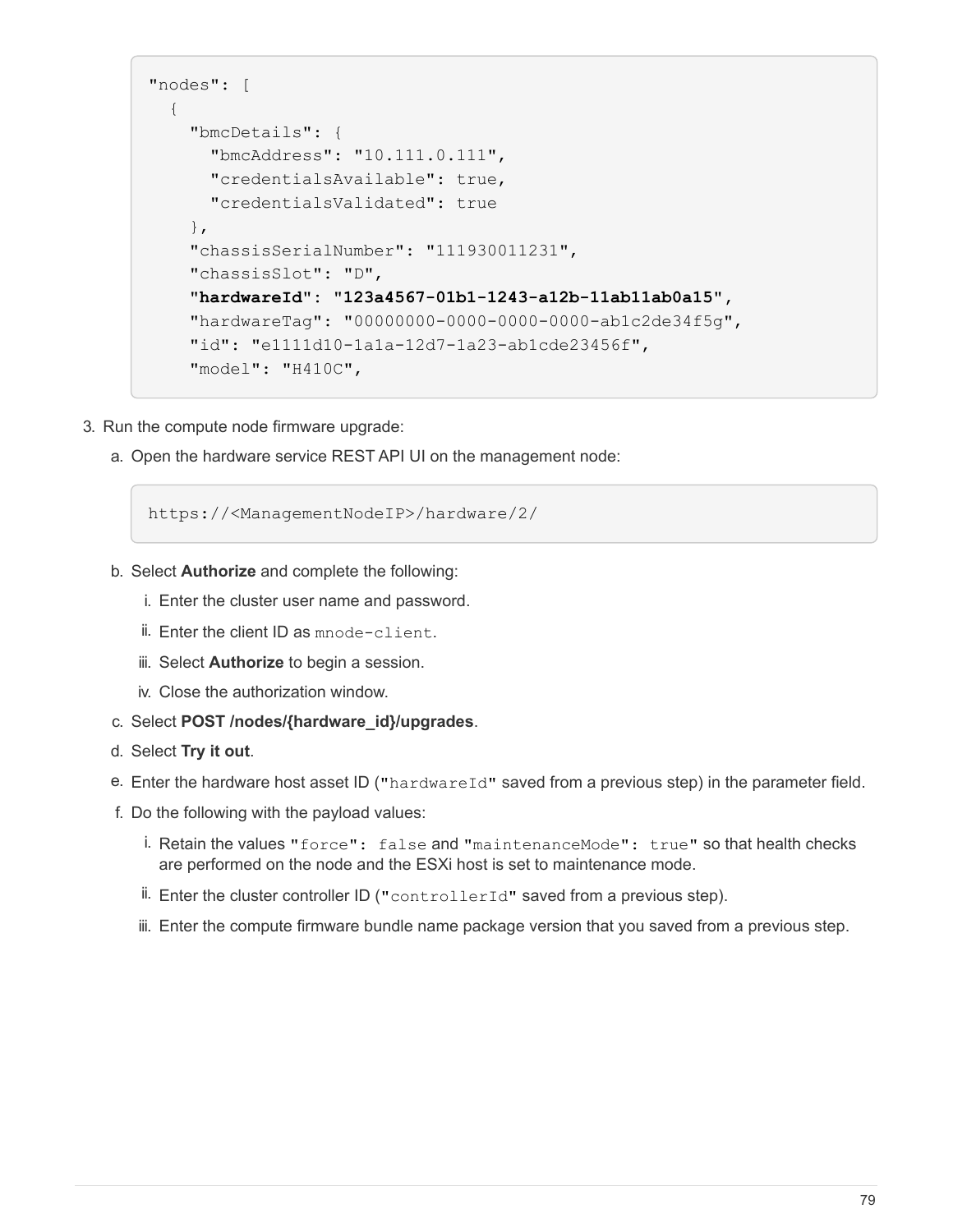```
"nodes": [
  {
    "bmcDetails": {
      "bmcAddress": "10.111.0.111",
      "credentialsAvailable": true,
      "credentialsValidated": true
    },
    "chassisSerialNumber": "111930011231",
    "chassisSlot": "D",
    "hardwareId": "123a4567-01b1-1243-a12b-11ab11ab0a15",
    "hardwareTag": "00000000-0000-0000-0000-ab1c2de34f5g",
    "id": "e1111d10-1a1a-12d7-1a23-ab1cde23456f",
    "model": "H410C",
```

3. Run the compute node firmware upgrade:
   a. Open the hardware service REST API UI on the management node:

      ```
      https://<ManagementNodeIP>/hardware/2/
      ```

   b. Select **Authorize** and complete the following:
      i. Enter the cluster user name and password.
      ii. Enter the client ID as `mnode-client`.
      iii. Select **Authorize** to begin a session.
      iv. Close the authorization window.
   c. Select **POST /nodes/{hardware_id}/upgrades**.
   d. Select **Try it out**.
   e. Enter the hardware host asset ID (`"hardwareId"` saved from a previous step) in the parameter field.
   f. Do the following with the payload values:
      i. Retain the values `"force": false` and `"maintenanceMode": true"` so that health checks are performed on the node and the ESXi host is set to maintenance mode.
      ii. Enter the cluster controller ID (`"controllerId"` saved from a previous step).
      iii. Enter the compute firmware bundle name package version that you saved from a previous step.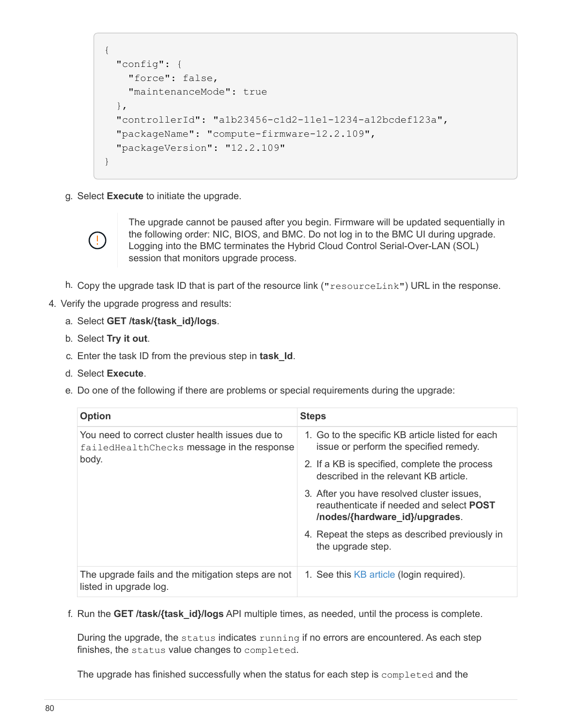```
{
  "config": {
    "force": false,
    "maintenanceMode": true
  },
  "controllerId": "a1b23456-c1d2-11e1-1234-a12bcdef123a",
  "packageName": "compute-firmware-12.2.109",
  "packageVersion": "12.2.109"
}
```

g. Select **Execute** to initiate the upgrade.

> The upgrade cannot be paused after you begin. Firmware will be updated sequentially in the following order: NIC, BIOS, and BMC. Do not log in to the BMC UI during upgrade. Logging into the BMC terminates the Hybrid Cloud Control Serial-Over-LAN (SOL) session that monitors upgrade process.

h. Copy the upgrade task ID that is part of the resource link (`"resourceLink"`) URL in the response.

4. Verify the upgrade progress and results:

   a. Select **GET /task/{task_id}/logs**.

   b. Select **Try it out**.

   c. Enter the task ID from the previous step in **task_Id**.

   d. Select **Execute**.

   e. Do one of the following if there are problems or special requirements during the upgrade:

| Option | Steps |
| --- | --- |
| You need to correct cluster health issues due to `failedHealthChecks` message in the response body. | 1. Go to the specific KB article listed for each issue or perform the specified remedy. 2. If a KB is specified, complete the process described in the relevant KB article. 3. After you have resolved cluster issues, reauthenticate if needed and select **POST /nodes/{hardware_id}/upgrades**. 4. Repeat the steps as described previously in the upgrade step. |
| The upgrade fails and the mitigation steps are not listed in upgrade log. | 1. See this KB article (login required). |

   f. Run the **GET /task/{task_id}/logs** API multiple times, as needed, until the process is complete.

   During the upgrade, the `status` indicates `running` if no errors are encountered. As each step finishes, the `status` value changes to `completed`.

   The upgrade has finished successfully when the status for each step is `completed` and the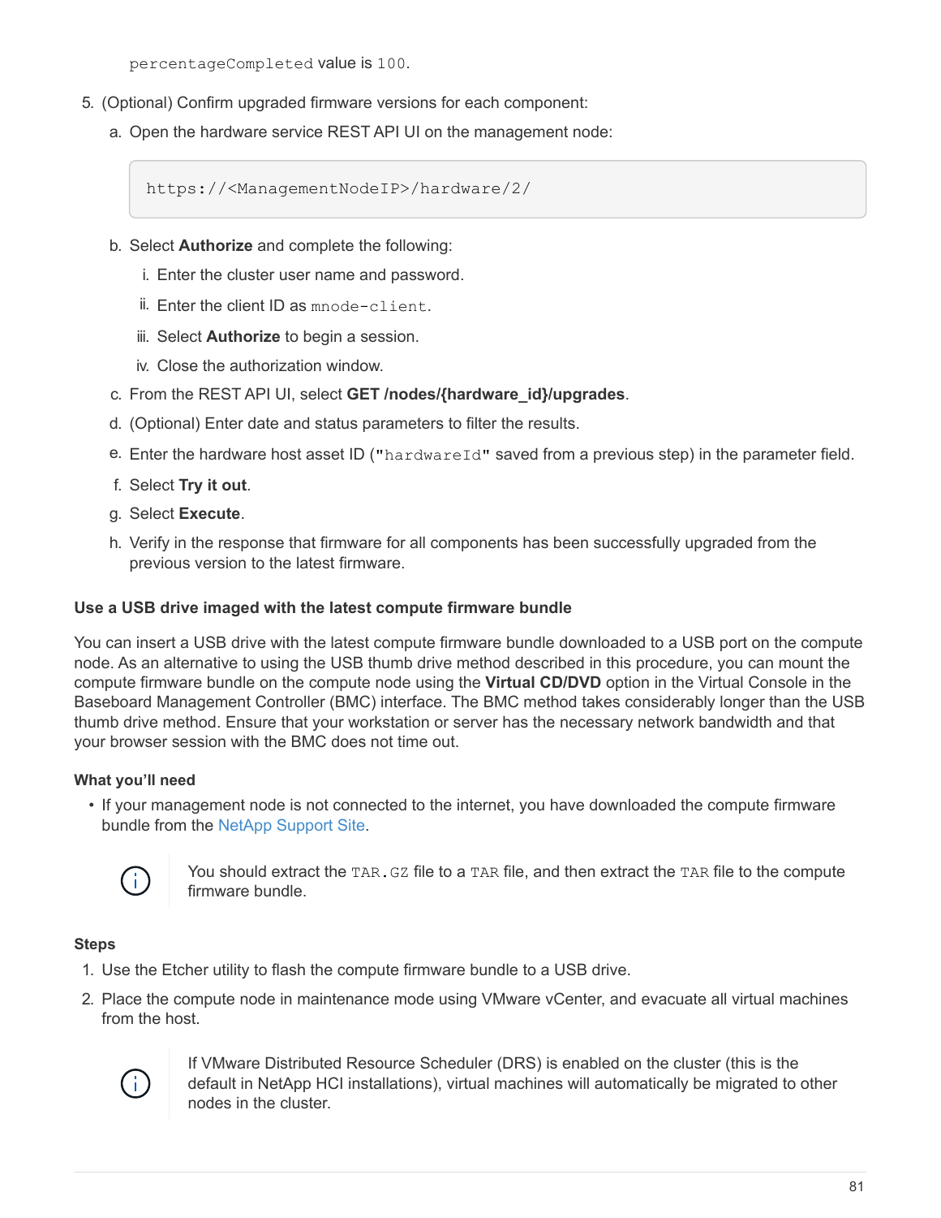`percentageCompleted` value is `100`.

5. (Optional) Confirm upgraded firmware versions for each component:
   a. Open the hardware service REST API UI on the management node:

   ```
   https://<ManagementNodeIP>/hardware/2/
   ```

   b. Select **Authorize** and complete the following:
      i. Enter the cluster user name and password.
      ii. Enter the client ID as `mnode-client`.
      iii. Select **Authorize** to begin a session.
      iv. Close the authorization window.
   c. From the REST API UI, select **GET /nodes/{hardware_id}/upgrades**.
   d. (Optional) Enter date and status parameters to filter the results.
   e. Enter the hardware host asset ID (`"hardwareId"` saved from a previous step) in the parameter field.
   f. Select **Try it out**.
   g. Select **Execute**.
   h. Verify in the response that firmware for all components has been successfully upgraded from the previous version to the latest firmware.

#### Use a USB drive imaged with the latest compute firmware bundle

You can insert a USB drive with the latest compute firmware bundle downloaded to a USB port on the compute node. As an alternative to using the USB thumb drive method described in this procedure, you can mount the compute firmware bundle on the compute node using the **Virtual CD/DVD** option in the Virtual Console in the Baseboard Management Controller (BMC) interface. The BMC method takes considerably longer than the USB thumb drive method. Ensure that your workstation or server has the necessary network bandwidth and that your browser session with the BMC does not time out.

**What you'll need**

- If your management node is not connected to the internet, you have downloaded the compute firmware bundle from the NetApp Support Site.

> You should extract the `TAR.GZ` file to a `TAR` file, and then extract the `TAR` file to the compute firmware bundle.

**Steps**

1. Use the Etcher utility to flash the compute firmware bundle to a USB drive.
2. Place the compute node in maintenance mode using VMware vCenter, and evacuate all virtual machines from the host.

> If VMware Distributed Resource Scheduler (DRS) is enabled on the cluster (this is the default in NetApp HCI installations), virtual machines will automatically be migrated to other nodes in the cluster.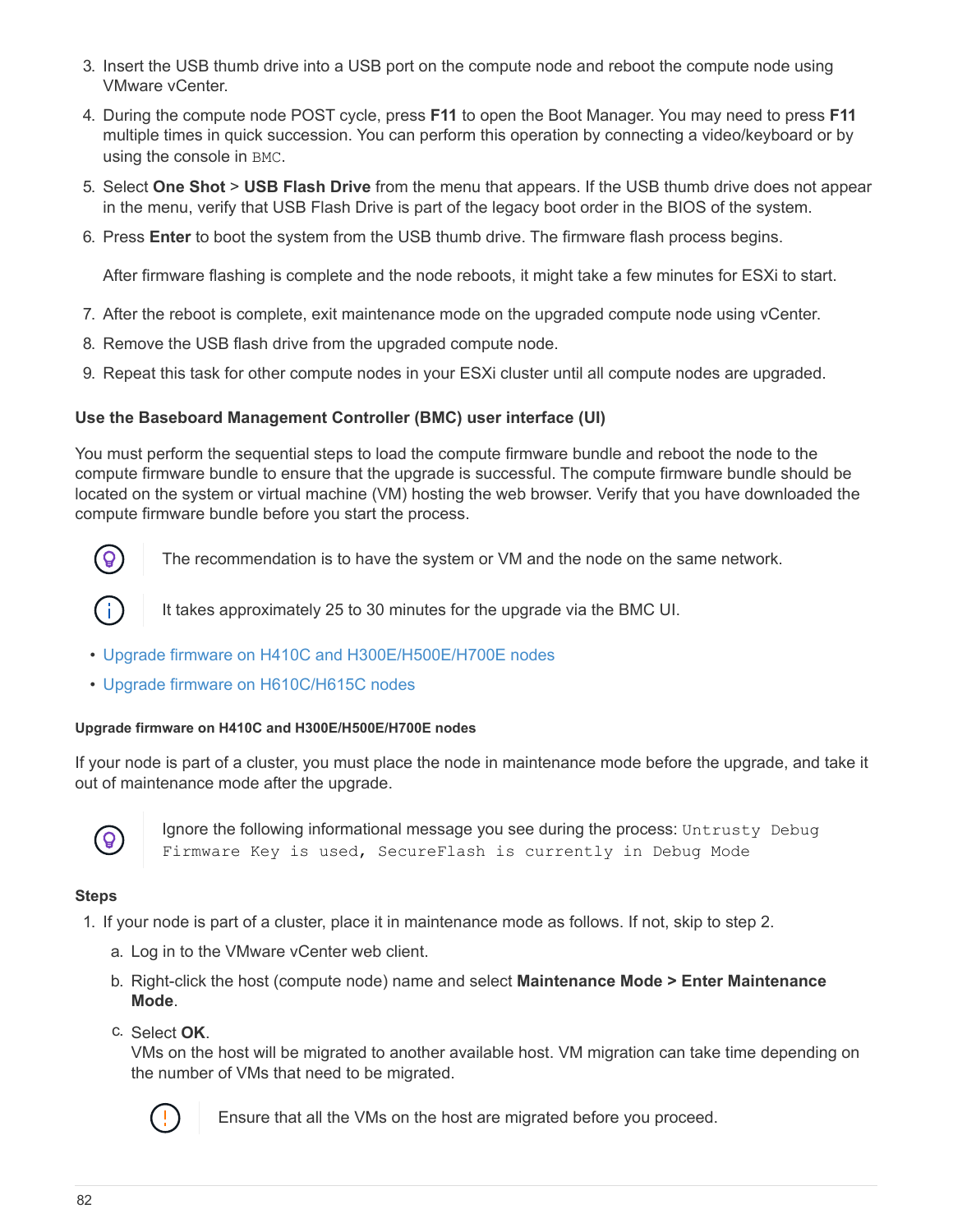3. Insert the USB thumb drive into a USB port on the compute node and reboot the compute node using VMware vCenter.
4. During the compute node POST cycle, press **F11** to open the Boot Manager. You may need to press **F11** multiple times in quick succession. You can perform this operation by connecting a video/keyboard or by using the console in `BMC`.
5. Select **One Shot** > **USB Flash Drive** from the menu that appears. If the USB thumb drive does not appear in the menu, verify that USB Flash Drive is part of the legacy boot order in the BIOS of the system.
6. Press **Enter** to boot the system from the USB thumb drive. The firmware flash process begins.

   After firmware flashing is complete and the node reboots, it might take a few minutes for ESXi to start.
7. After the reboot is complete, exit maintenance mode on the upgraded compute node using vCenter.
8. Remove the USB flash drive from the upgraded compute node.
9. Repeat this task for other compute nodes in your ESXi cluster until all compute nodes are upgraded.

#### Use the Baseboard Management Controller (BMC) user interface (UI)

You must perform the sequential steps to load the compute firmware bundle and reboot the node to the compute firmware bundle to ensure that the upgrade is successful. The compute firmware bundle should be located on the system or virtual machine (VM) hosting the web browser. Verify that you have downloaded the compute firmware bundle before you start the process.

> The recommendation is to have the system or VM and the node on the same network.

> It takes approximately 25 to 30 minutes for the upgrade via the BMC UI.

- Upgrade firmware on H410C and H300E/H500E/H700E nodes
- Upgrade firmware on H610C/H615C nodes

##### Upgrade firmware on H410C and H300E/H500E/H700E nodes

If your node is part of a cluster, you must place the node in maintenance mode before the upgrade, and take it out of maintenance mode after the upgrade.

> Ignore the following informational message you see during the process: `Untrusty Debug Firmware Key is used, SecureFlash is currently in Debug Mode`

**Steps**

1. If your node is part of a cluster, place it in maintenance mode as follows. If not, skip to step 2.
   a. Log in to the VMware vCenter web client.
   b. Right-click the host (compute node) name and select **Maintenance Mode > Enter Maintenance Mode**.
   c. Select **OK**.
      VMs on the host will be migrated to another available host. VM migration can take time depending on the number of VMs that need to be migrated.

      > Ensure that all the VMs on the host are migrated before you proceed.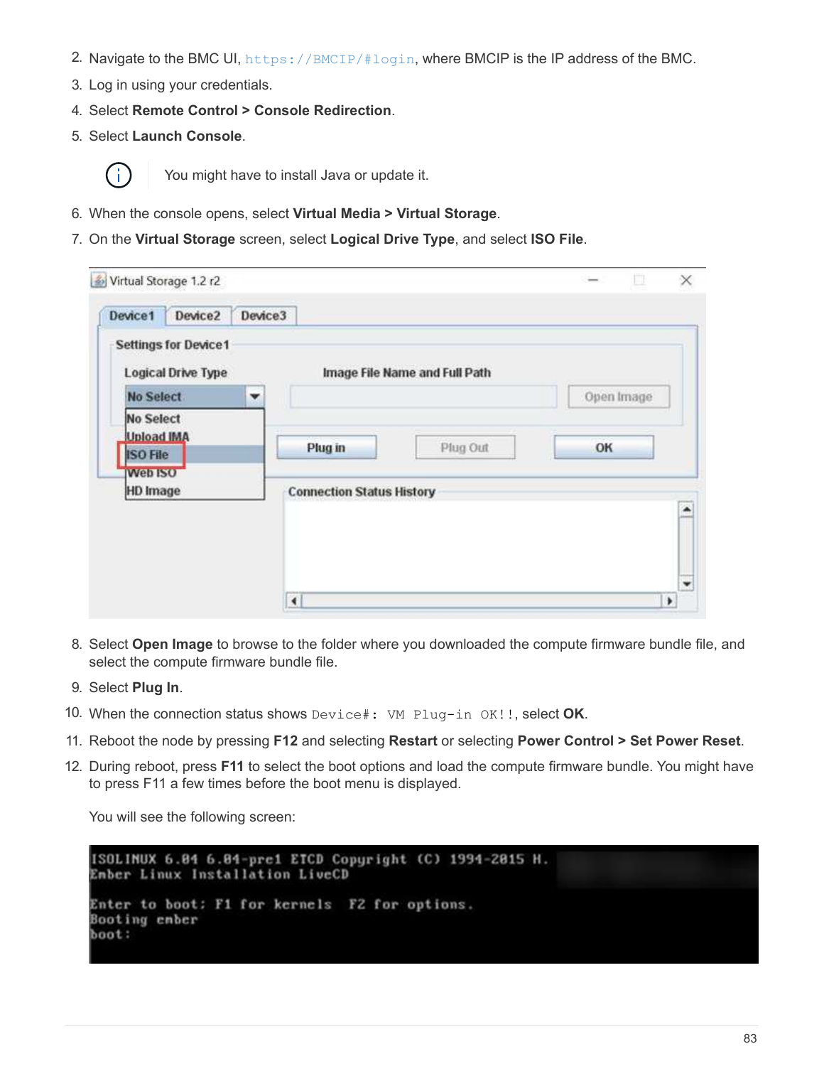2. Navigate to the BMC UI, `https://BMCIP/#login`, where BMCIP is the IP address of the BMC.
3. Log in using your credentials.
4. Select **Remote Control > Console Redirection**.
5. Select **Launch Console**.

   You might have to install Java or update it.

6. When the console opens, select **Virtual Media > Virtual Storage**.
7. On the **Virtual Storage** screen, select **Logical Drive Type**, and select **ISO File**.

8. Select **Open Image** to browse to the folder where you downloaded the compute firmware bundle file, and select the compute firmware bundle file.
9. Select **Plug In**.
10. When the connection status shows `Device#: VM Plug-in OK!!`, select **OK**.
11. Reboot the node by pressing **F12** and selecting **Restart** or selecting **Power Control > Set Power Reset**.
12. During reboot, press **F11** to select the boot options and load the compute firmware bundle. You might have to press F11 a few times before the boot menu is displayed.

    You will see the following screen:

```
ISOLINUX 6.04 6.04-pre1 ETCD Copyright (C) 1994-2015 H.
Ember Linux Installation LiveCD

Enter to boot: F1 for kernels  F2 for options.
Booting ember
boot:
```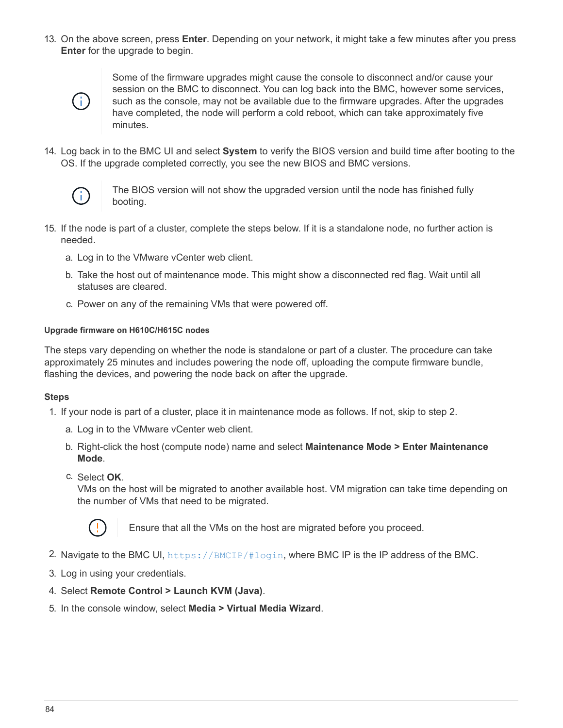13. On the above screen, press **Enter**. Depending on your network, it might take a few minutes after you press **Enter** for the upgrade to begin.

    > Some of the firmware upgrades might cause the console to disconnect and/or cause your session on the BMC to disconnect. You can log back into the BMC, however some services, such as the console, may not be available due to the firmware upgrades. After the upgrades have completed, the node will perform a cold reboot, which can take approximately five minutes.

14. Log back in to the BMC UI and select **System** to verify the BIOS version and build time after booting to the OS. If the upgrade completed correctly, you see the new BIOS and BMC versions.

    > The BIOS version will not show the upgraded version until the node has finished fully booting.

15. If the node is part of a cluster, complete the steps below. If it is a standalone node, no further action is needed.
    a. Log in to the VMware vCenter web client.
    b. Take the host out of maintenance mode. This might show a disconnected red flag. Wait until all statuses are cleared.
    c. Power on any of the remaining VMs that were powered off.

#### Upgrade firmware on H610C/H615C nodes

The steps vary depending on whether the node is standalone or part of a cluster. The procedure can take approximately 25 minutes and includes powering the node off, uploading the compute firmware bundle, flashing the devices, and powering the node back on after the upgrade.

**Steps**

1. If your node is part of a cluster, place it in maintenance mode as follows. If not, skip to step 2.
   a. Log in to the VMware vCenter web client.
   b. Right-click the host (compute node) name and select **Maintenance Mode > Enter Maintenance Mode**.
   c. Select **OK**.
      VMs on the host will be migrated to another available host. VM migration can take time depending on the number of VMs that need to be migrated.

      > Ensure that all the VMs on the host are migrated before you proceed.

2. Navigate to the BMC UI, `https://BMCIP/#login`, where BMC IP is the IP address of the BMC.
3. Log in using your credentials.
4. Select **Remote Control > Launch KVM (Java)**.
5. In the console window, select **Media > Virtual Media Wizard**.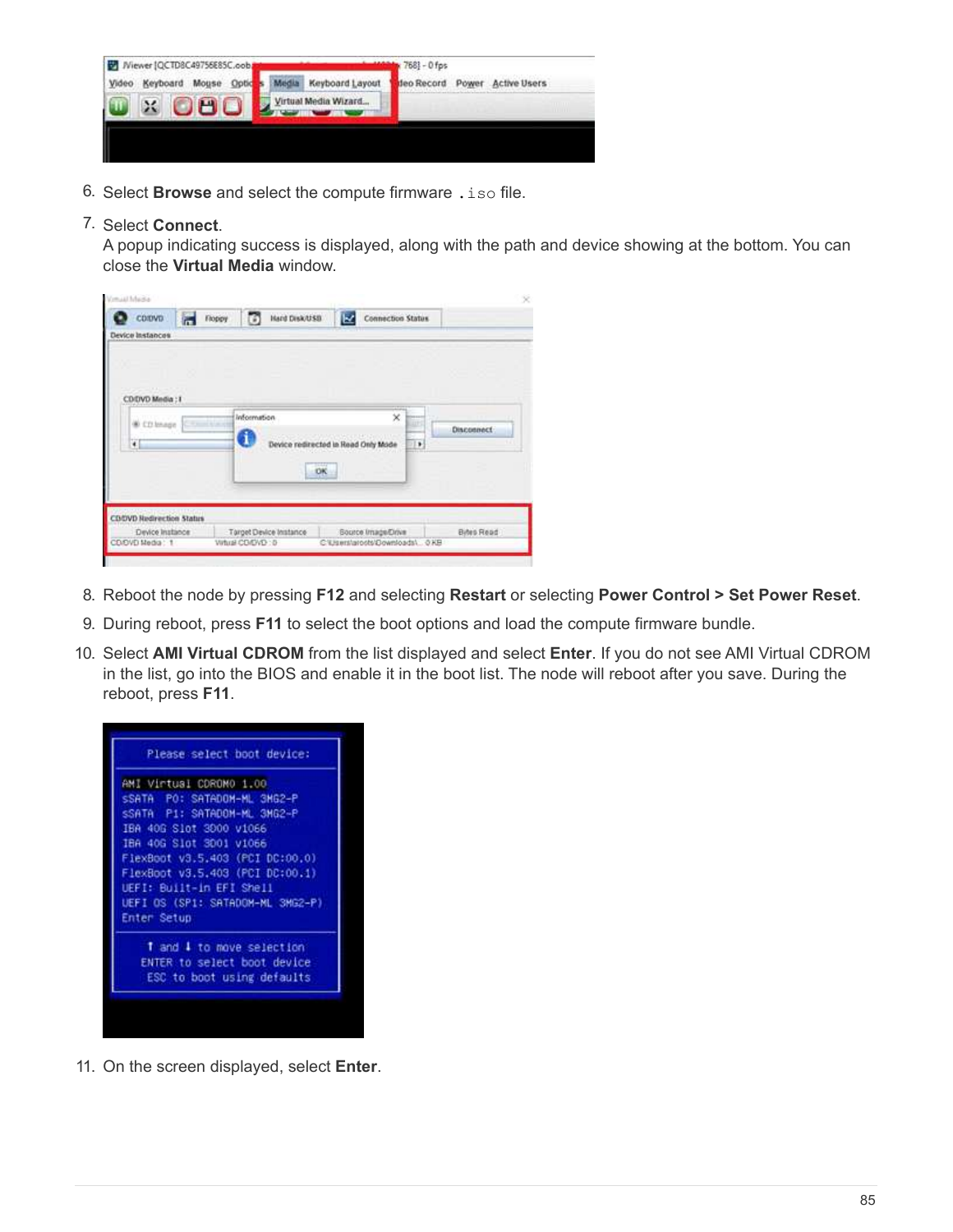6. Select **Browse** and select the compute firmware `.iso` file.
7. Select **Connect**.
   A popup indicating success is displayed, along with the path and device showing at the bottom. You can close the **Virtual Media** window.
8. Reboot the node by pressing **F12** and selecting **Restart** or selecting **Power Control > Set Power Reset**.
9. During reboot, press **F11** to select the boot options and load the compute firmware bundle.
10. Select **AMI Virtual CDROM** from the list displayed and select **Enter**. If you do not see AMI Virtual CDROM in the list, go into the BIOS and enable it in the boot list. The node will reboot after you save. During the reboot, press **F11**.
11. On the screen displayed, select **Enter**.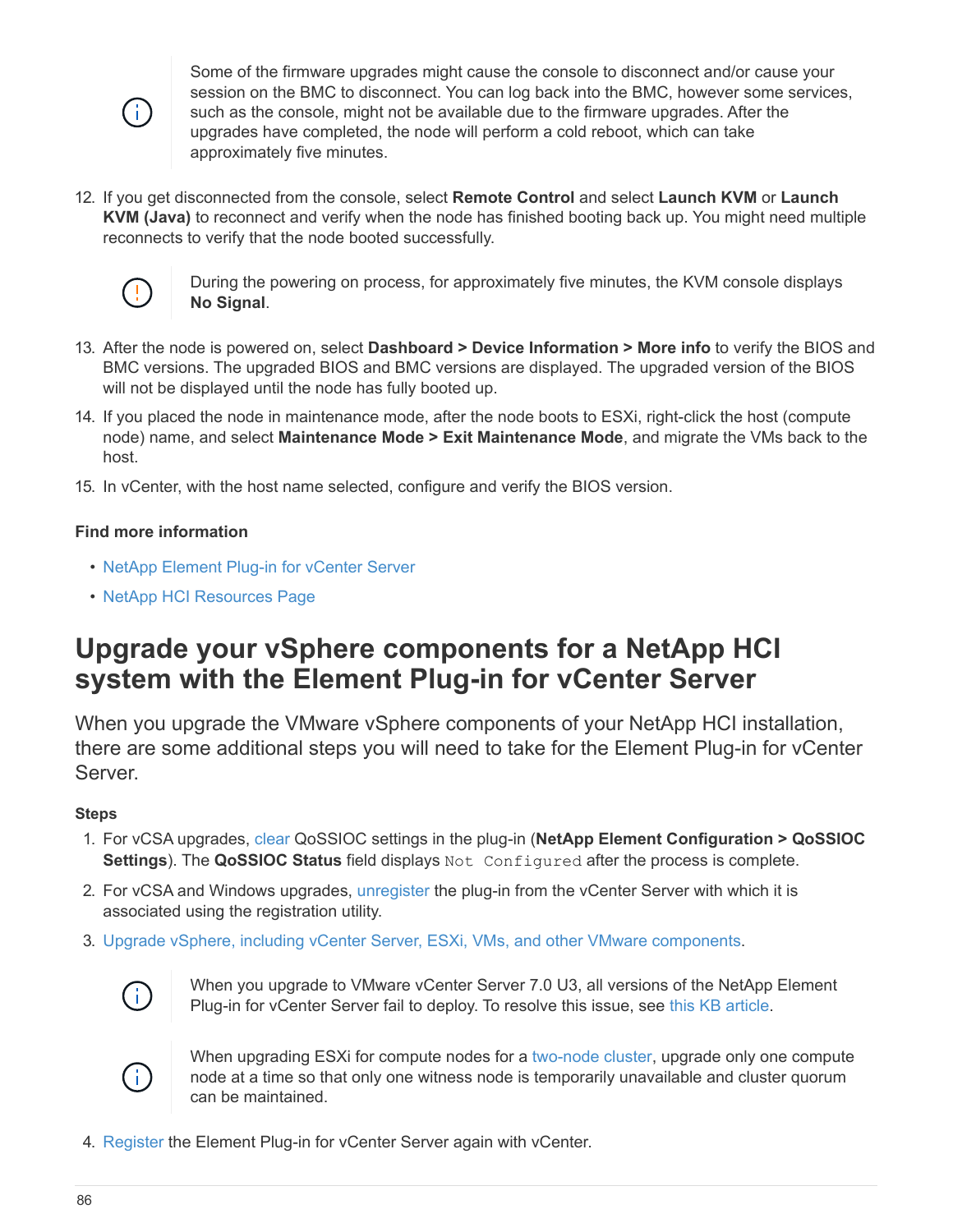> Some of the firmware upgrades might cause the console to disconnect and/or cause your session on the BMC to disconnect. You can log back into the BMC, however some services, such as the console, might not be available due to the firmware upgrades. After the upgrades have completed, the node will perform a cold reboot, which can take approximately five minutes.

12. If you get disconnected from the console, select **Remote Control** and select **Launch KVM** or **Launch KVM (Java)** to reconnect and verify when the node has finished booting back up. You might need multiple reconnects to verify that the node booted successfully.

    > During the powering on process, for approximately five minutes, the KVM console displays **No Signal**.

13. After the node is powered on, select **Dashboard > Device Information > More info** to verify the BIOS and BMC versions. The upgraded BIOS and BMC versions are displayed. The upgraded version of the BIOS will not be displayed until the node has fully booted up.
14. If you placed the node in maintenance mode, after the node boots to ESXi, right-click the host (compute node) name, and select **Maintenance Mode > Exit Maintenance Mode**, and migrate the VMs back to the host.
15. In vCenter, with the host name selected, configure and verify the BIOS version.

#### Find more information

- NetApp Element Plug-in for vCenter Server
- NetApp HCI Resources Page

## Upgrade your vSphere components for a NetApp HCI system with the Element Plug-in for vCenter Server

When you upgrade the VMware vSphere components of your NetApp HCI installation, there are some additional steps you will need to take for the Element Plug-in for vCenter Server.

#### Steps

1. For vCSA upgrades, clear QoSSIOC settings in the plug-in (**NetApp Element Configuration > QoSSIOC Settings**). The **QoSSIOC Status** field displays `Not Configured` after the process is complete.
2. For vCSA and Windows upgrades, unregister the plug-in from the vCenter Server with which it is associated using the registration utility.
3. Upgrade vSphere, including vCenter Server, ESXi, VMs, and other VMware components.

    > When you upgrade to VMware vCenter Server 7.0 U3, all versions of the NetApp Element Plug-in for vCenter Server fail to deploy. To resolve this issue, see this KB article.

    > When upgrading ESXi for compute nodes for a two-node cluster, upgrade only one compute node at a time so that only one witness node is temporarily unavailable and cluster quorum can be maintained.

4. Register the Element Plug-in for vCenter Server again with vCenter.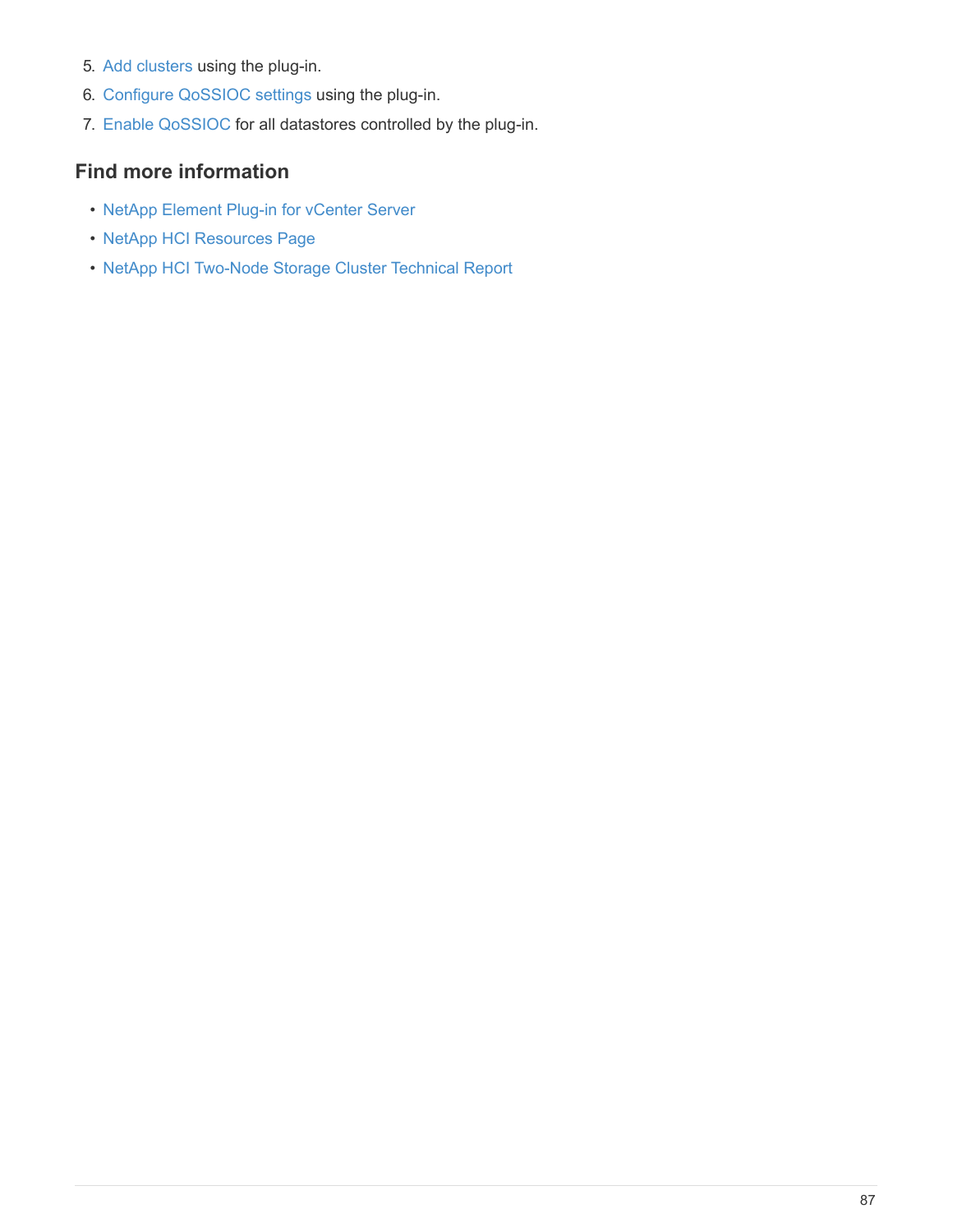5. Add clusters using the plug-in.
6. Configure QoSSIOC settings using the plug-in.
7. Enable QoSSIOC for all datastores controlled by the plug-in.

## Find more information

- NetApp Element Plug-in for vCenter Server
- NetApp HCI Resources Page
- NetApp HCI Two-Node Storage Cluster Technical Report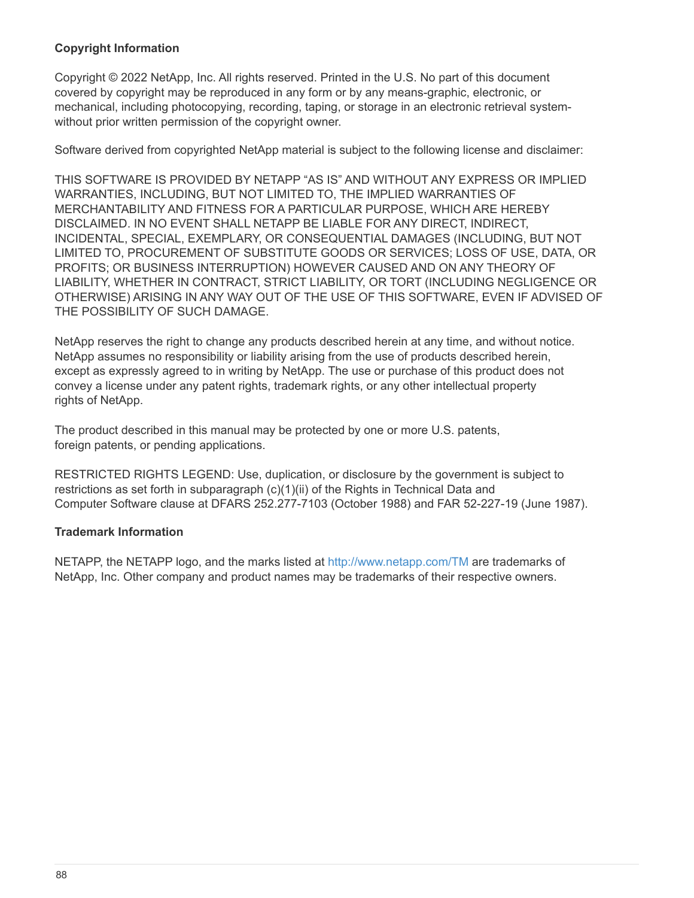### Copyright Information

Copyright © 2022 NetApp, Inc. All rights reserved. Printed in the U.S. No part of this document covered by copyright may be reproduced in any form or by any means-graphic, electronic, or mechanical, including photocopying, recording, taping, or storage in an electronic retrieval system-without prior written permission of the copyright owner.

Software derived from copyrighted NetApp material is subject to the following license and disclaimer:

THIS SOFTWARE IS PROVIDED BY NETAPP "AS IS" AND WITHOUT ANY EXPRESS OR IMPLIED WARRANTIES, INCLUDING, BUT NOT LIMITED TO, THE IMPLIED WARRANTIES OF MERCHANTABILITY AND FITNESS FOR A PARTICULAR PURPOSE, WHICH ARE HEREBY DISCLAIMED. IN NO EVENT SHALL NETAPP BE LIABLE FOR ANY DIRECT, INDIRECT, INCIDENTAL, SPECIAL, EXEMPLARY, OR CONSEQUENTIAL DAMAGES (INCLUDING, BUT NOT LIMITED TO, PROCUREMENT OF SUBSTITUTE GOODS OR SERVICES; LOSS OF USE, DATA, OR PROFITS; OR BUSINESS INTERRUPTION) HOWEVER CAUSED AND ON ANY THEORY OF LIABILITY, WHETHER IN CONTRACT, STRICT LIABILITY, OR TORT (INCLUDING NEGLIGENCE OR OTHERWISE) ARISING IN ANY WAY OUT OF THE USE OF THIS SOFTWARE, EVEN IF ADVISED OF THE POSSIBILITY OF SUCH DAMAGE.

NetApp reserves the right to change any products described herein at any time, and without notice. NetApp assumes no responsibility or liability arising from the use of products described herein, except as expressly agreed to in writing by NetApp. The use or purchase of this product does not convey a license under any patent rights, trademark rights, or any other intellectual property rights of NetApp.

The product described in this manual may be protected by one or more U.S. patents, foreign patents, or pending applications.

RESTRICTED RIGHTS LEGEND: Use, duplication, or disclosure by the government is subject to restrictions as set forth in subparagraph (c)(1)(ii) of the Rights in Technical Data and Computer Software clause at DFARS 252.277-7103 (October 1988) and FAR 52-227-19 (June 1987).

### Trademark Information

NETAPP, the NETAPP logo, and the marks listed at http://www.netapp.com/TM are trademarks of NetApp, Inc. Other company and product names may be trademarks of their respective owners.